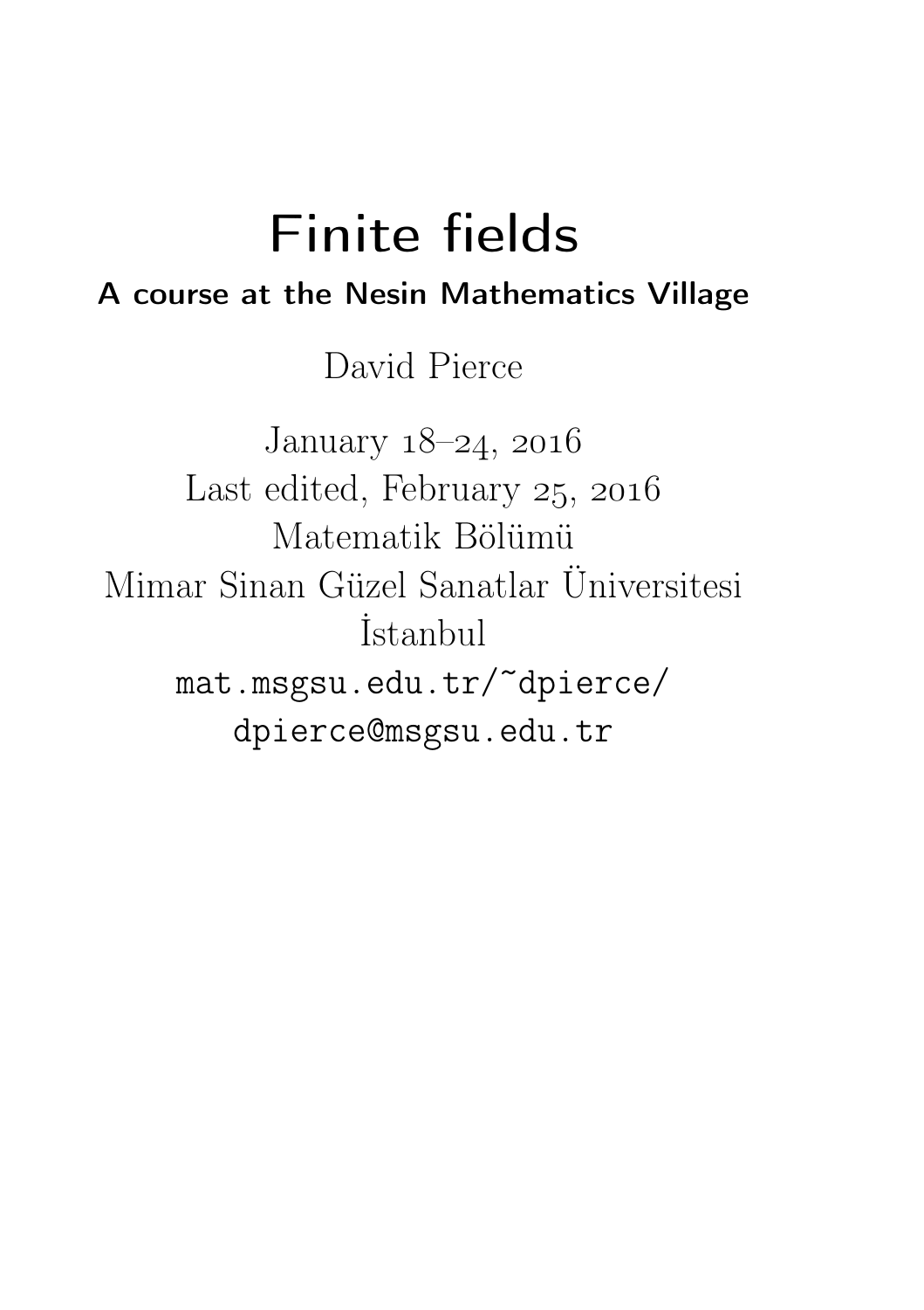# Finite fields

**A course at the Nesin Mathematics Village**

David Pierce

January 18–24, 2016

Last edited, February 25, 2016

Matematik Bölümü

Mimar Sinan Güzel Sanatlar Üniversitesi

İstanbul

mat.msgsu.edu.tr/~dpierce/

dpierce@msgsu.edu.tr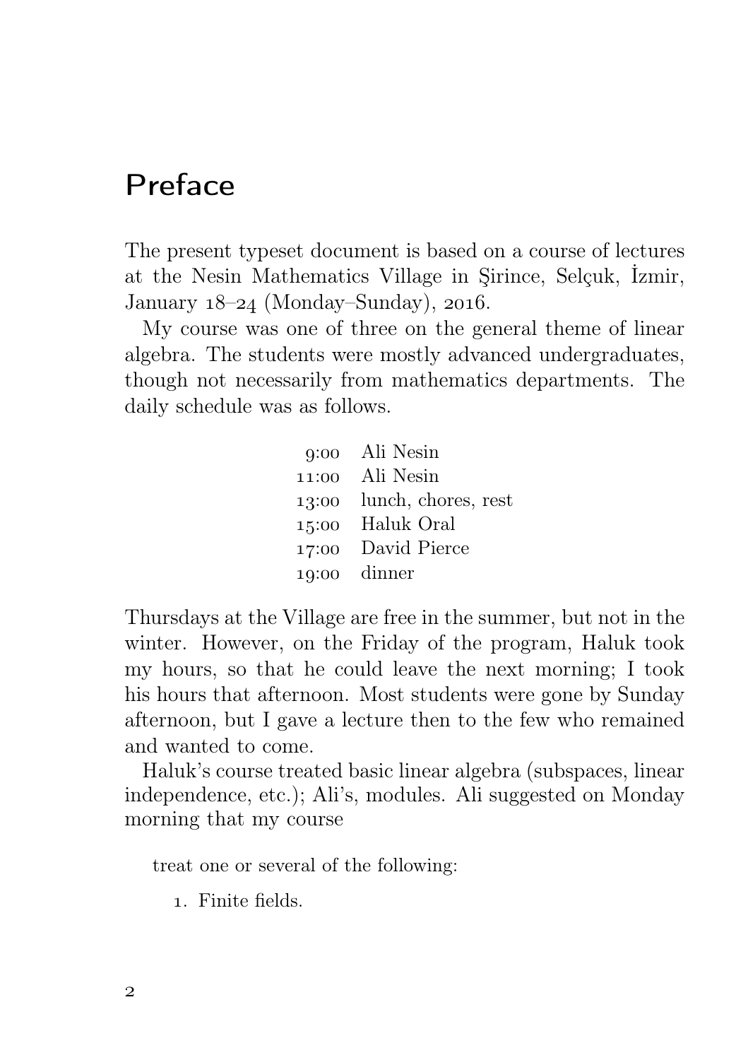# Preface

The present typeset document is based on a course of lectures at the Nesin Mathematics Village in Şirince, Selçuk, İzmir, January 18–24 (Monday–Sunday), 2016.

My course was one of three on the general theme of linear algebra. The students were mostly advanced undergraduates, though not necessarily from mathematics departments. The daily schedule was as follows.

| | |
|---|---|
| 9:00 | Ali Nesin |
| 11:00 | Ali Nesin |
| 13:00 | lunch, chores, rest |
| 15:00 | Haluk Oral |
| 17:00 | David Pierce |
| 19:00 | dinner |

Thursdays at the Village are free in the summer, but not in the winter. However, on the Friday of the program, Haluk took my hours, so that he could leave the next morning; I took his hours that afternoon. Most students were gone by Sunday afternoon, but I gave a lecture then to the few who remained and wanted to come.

Haluk's course treated basic linear algebra (subspaces, linear independence, etc.); Ali's, modules. Ali suggested on Monday morning that my course

> treat one or several of the following:
>
> 1. Finite fields.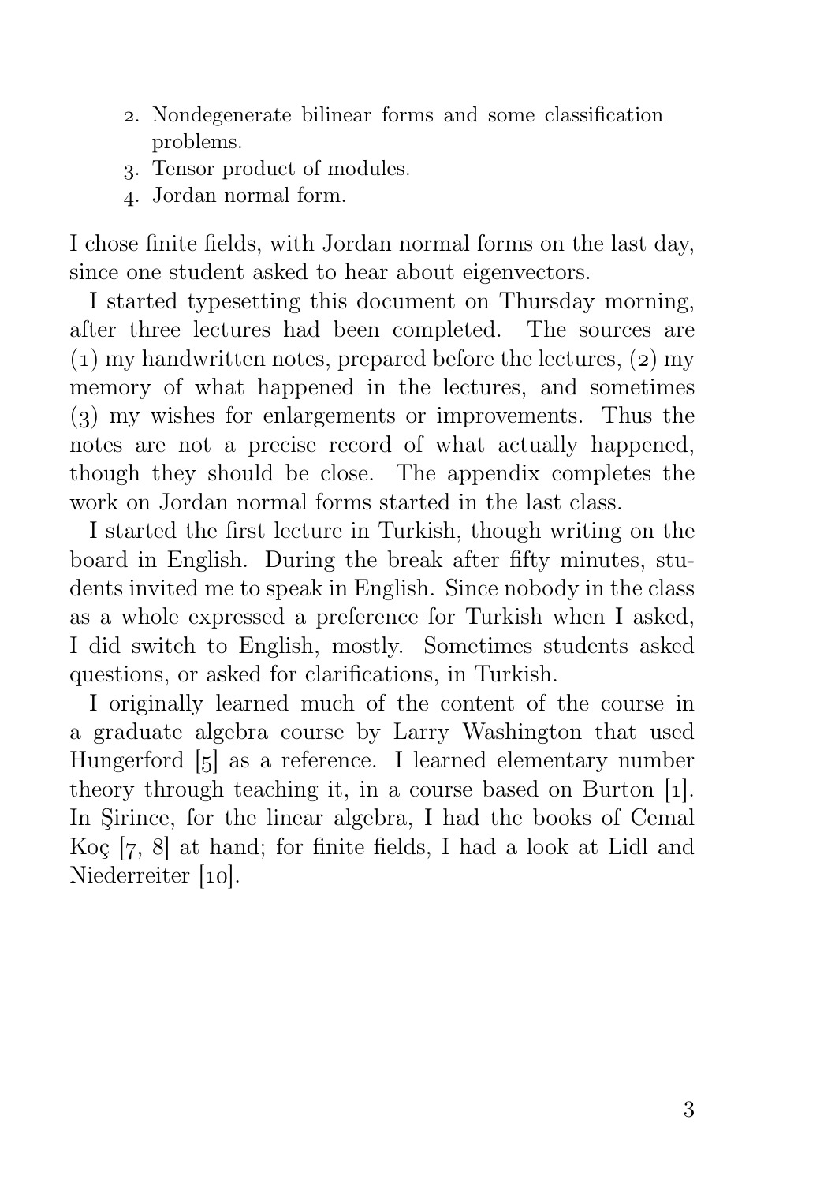2. Nondegenerate bilinear forms and some classification problems.
3. Tensor product of modules.
4. Jordan normal form.

I chose finite fields, with Jordan normal forms on the last day, since one student asked to hear about eigenvectors.

I started typesetting this document on Thursday morning, after three lectures had been completed. The sources are (1) my handwritten notes, prepared before the lectures, (2) my memory of what happened in the lectures, and sometimes (3) my wishes for enlargements or improvements. Thus the notes are not a precise record of what actually happened, though they should be close. The appendix completes the work on Jordan normal forms started in the last class.

I started the first lecture in Turkish, though writing on the board in English. During the break after fifty minutes, students invited me to speak in English. Since nobody in the class as a whole expressed a preference for Turkish when I asked, I did switch to English, mostly. Sometimes students asked questions, or asked for clarifications, in Turkish.

I originally learned much of the content of the course in a graduate algebra course by Larry Washington that used Hungerford [5] as a reference. I learned elementary number theory through teaching it, in a course based on Burton [1]. In Şirince, for the linear algebra, I had the books of Cemal Koç [7, 8] at hand; for finite fields, I had a look at Lidl and Niederreiter [10].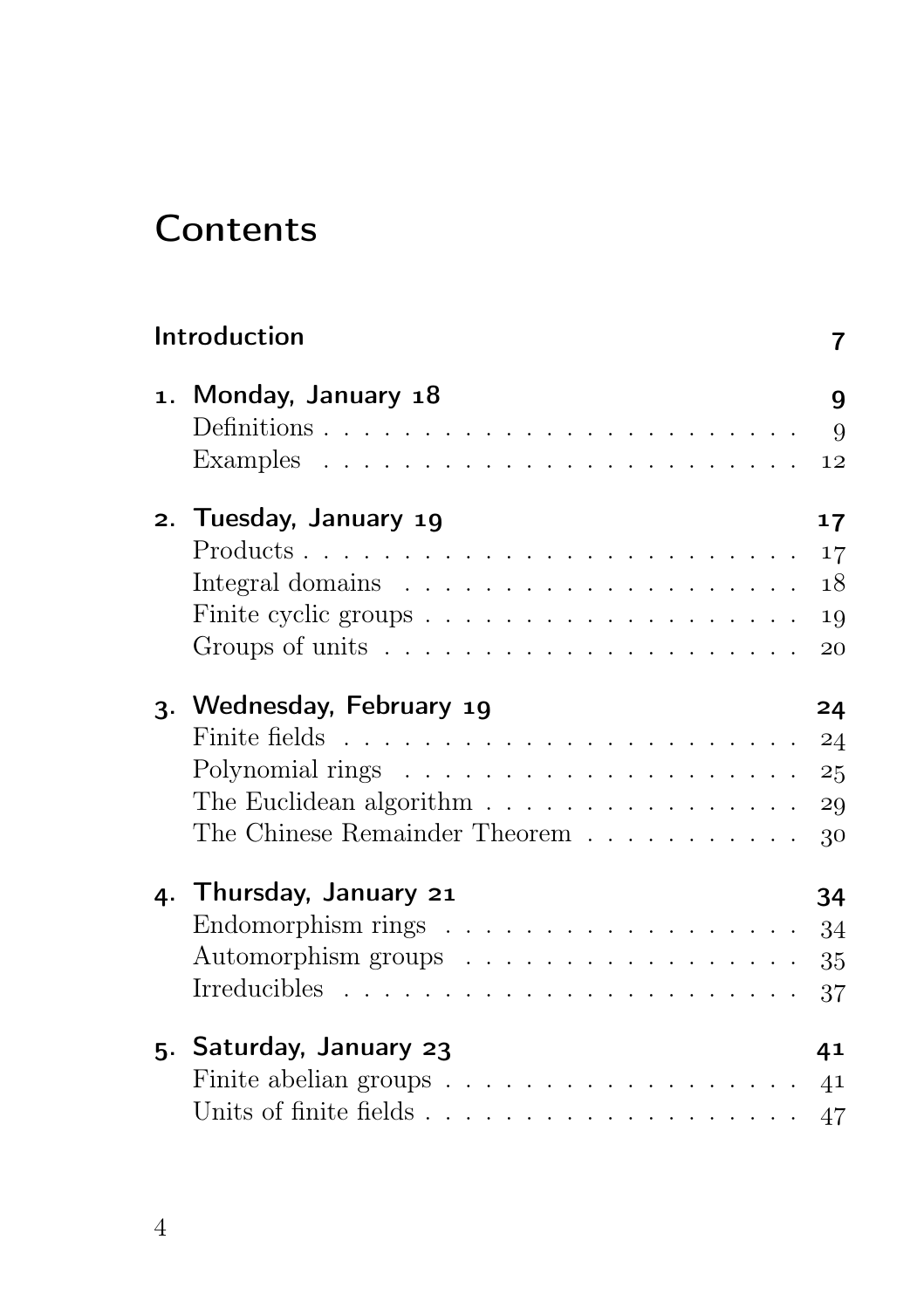# Contents

Introduction 7

1. Monday, January 18 9
   - Definitions 9
   - Examples 12
2. Tuesday, January 19 17
   - Products 17
   - Integral domains 18
   - Finite cyclic groups 19
   - Groups of units 20
3. Wednesday, February 19 24
   - Finite fields 24
   - Polynomial rings 25
   - The Euclidean algorithm 29
   - The Chinese Remainder Theorem 30
4. Thursday, January 21 34
   - Endomorphism rings 34
   - Automorphism groups 35
   - Irreducibles 37
5. Saturday, January 23 41
   - Finite abelian groups 41
   - Units of finite fields 47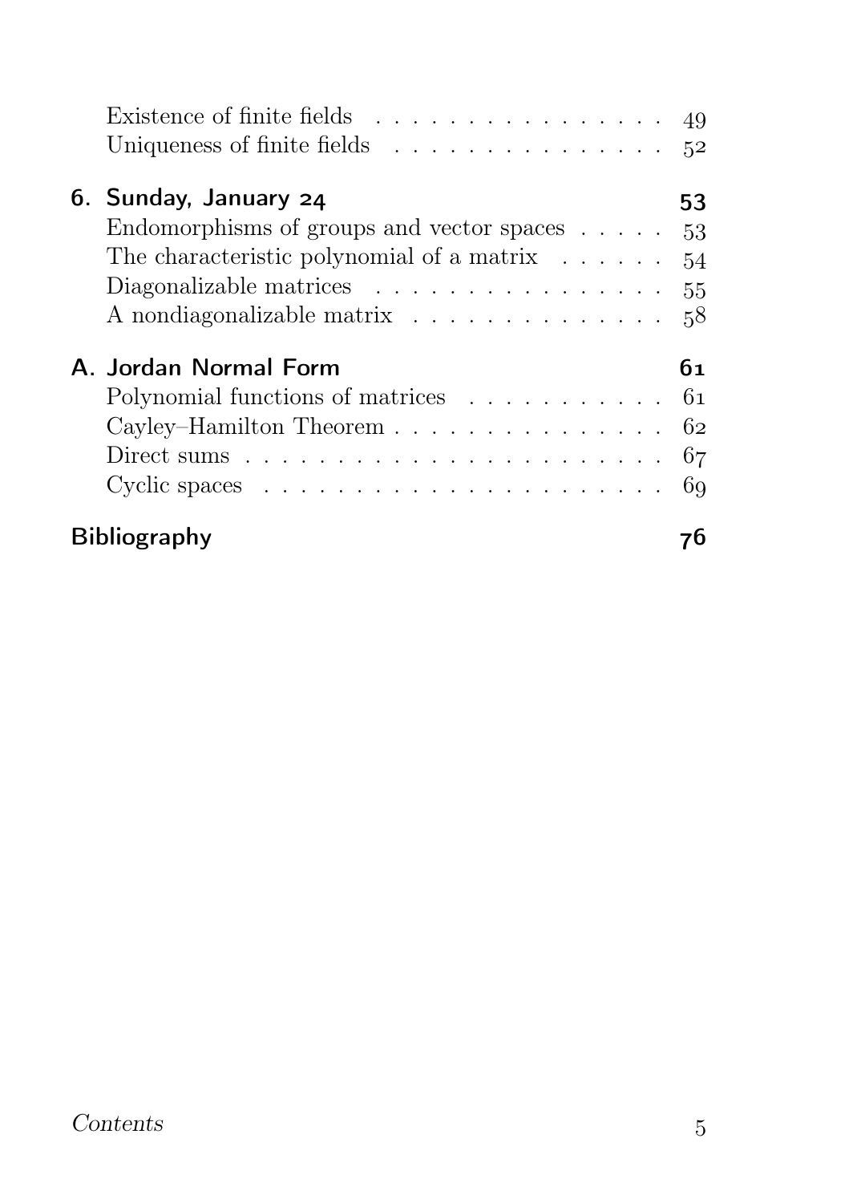Existence of finite fields . . . . . . . . . . . . . . . . 49
Uniqueness of finite fields . . . . . . . . . . . . . . . 52

**6. Sunday, January 24** **53**

Endomorphisms of groups and vector spaces . . . . . 53
The characteristic polynomial of a matrix . . . . . . 54
Diagonalizable matrices . . . . . . . . . . . . . . . . 55
A nondiagonalizable matrix . . . . . . . . . . . . . . 58

**A. Jordan Normal Form** **61**

Polynomial functions of matrices . . . . . . . . . . . 61
Cayley–Hamilton Theorem . . . . . . . . . . . . . . . 62
Direct sums . . . . . . . . . . . . . . . . . . . . . . . 67
Cyclic spaces . . . . . . . . . . . . . . . . . . . . . . 69

**Bibliography** **76**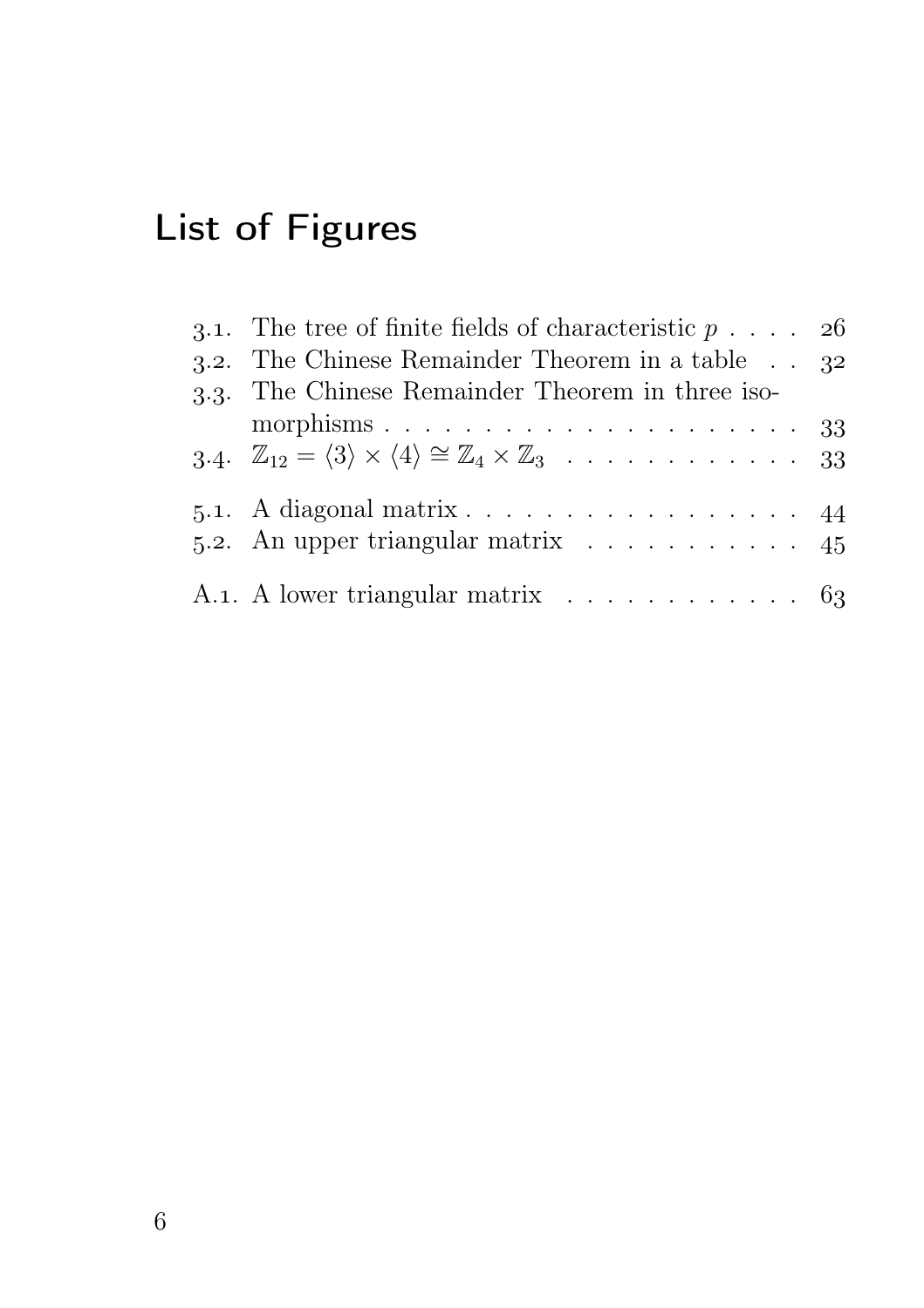# List of Figures

- 3.1. The tree of finite fields of characteristic $p$ . . . . 26
- 3.2. The Chinese Remainder Theorem in a table . . 32
- 3.3. The Chinese Remainder Theorem in three isomorphisms . . . . . . . . . . . . . . . . . . . . . . 33
- 3.4. $\mathbb{Z}_{12} = \langle 3 \rangle \times \langle 4 \rangle \cong \mathbb{Z}_4 \times \mathbb{Z}_3$ . . . . . . . . . . . . 33

- 5.1. A diagonal matrix . . . . . . . . . . . . . . . . . . 44
- 5.2. An upper triangular matrix . . . . . . . . . . . . 45

- A.1. A lower triangular matrix . . . . . . . . . . . . 63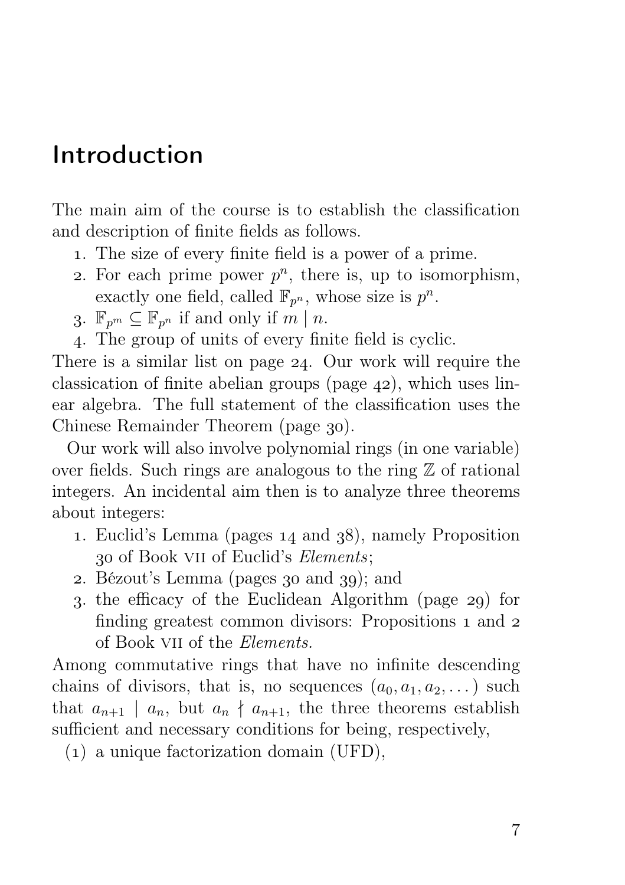# Introduction

The main aim of the course is to establish the classification and description of finite fields as follows.

1. The size of every finite field is a power of a prime.
2. For each prime power $p^n$, there is, up to isomorphism, exactly one field, called $\mathbb{F}_{p^n}$, whose size is $p^n$.
3. $\mathbb{F}_{p^m} \subseteq \mathbb{F}_{p^n}$ if and only if $m \mid n$.
4. The group of units of every finite field is cyclic.

There is a similar list on page 24. Our work will require the classication of finite abelian groups (page 42), which uses linear algebra. The full statement of the classification uses the Chinese Remainder Theorem (page 30).

Our work will also involve polynomial rings (in one variable) over fields. Such rings are analogous to the ring $\mathbb{Z}$ of rational integers. An incidental aim then is to analyze three theorems about integers:

1. Euclid's Lemma (pages 14 and 38), namely Proposition 30 of Book VII of Euclid's *Elements*;
2. Bézout's Lemma (pages 30 and 39); and
3. the efficacy of the Euclidean Algorithm (page 29) for finding greatest common divisors: Propositions 1 and 2 of Book VII of the *Elements.*

Among commutative rings that have no infinite descending chains of divisors, that is, no sequences $(a_0, a_1, a_2, \dots)$ such that $a_{n+1} \mid a_n$, but $a_n \nmid a_{n+1}$, the three theorems establish sufficient and necessary conditions for being, respectively,

(1) a unique factorization domain (UFD),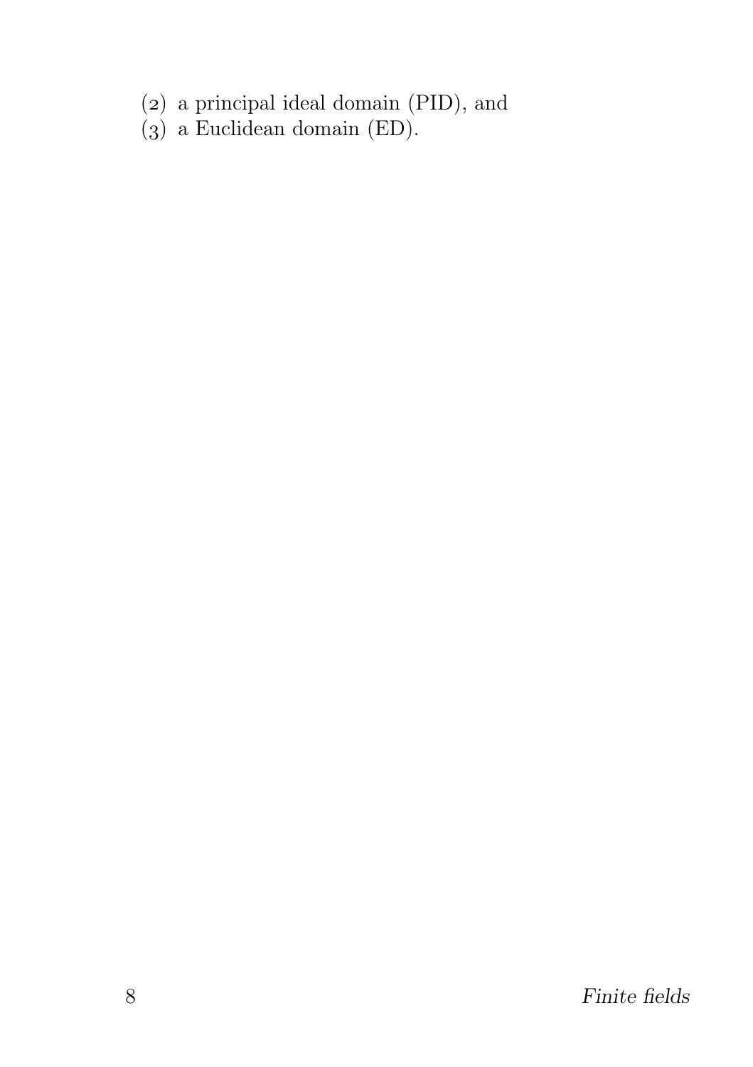(2) a principal ideal domain (PID), and
(3) a Euclidean domain (ED).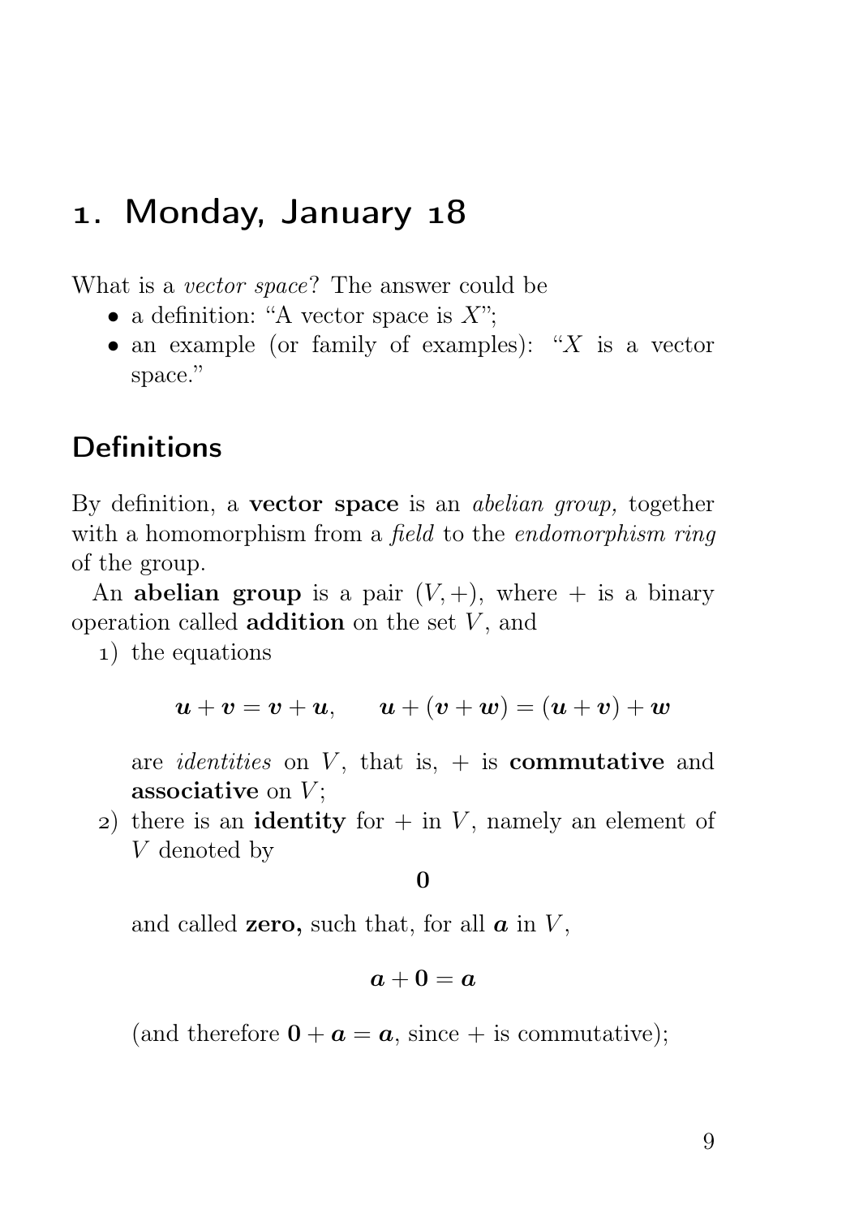# 1. Monday, January 18

What is a *vector space*? The answer could be

- a definition: "A vector space is $X$";
- an example (or family of examples): "$X$ is a vector space."

## Definitions

By definition, a **vector space** is an *abelian group,* together with a homomorphism from a *field* to the *endomorphism ring* of the group.

An **abelian group** is a pair $(V, +)$, where $+$ is a binary operation called **addition** on the set $V$, and

1) the equations

$$\boldsymbol{u} + \boldsymbol{v} = \boldsymbol{v} + \boldsymbol{u}, \qquad \boldsymbol{u} + (\boldsymbol{v} + \boldsymbol{w}) = (\boldsymbol{u} + \boldsymbol{v}) + \boldsymbol{w}$$

   are *identities* on $V$, that is, $+$ is **commutative** and **associative** on $V$;

2) there is an **identity** for $+$ in $V$, namely an element of $V$ denoted by

$$\mathbf{0}$$

   and called **zero,** such that, for all $\boldsymbol{a}$ in $V$,

$$\boldsymbol{a} + \mathbf{0} = \boldsymbol{a}$$

   (and therefore $\mathbf{0} + \boldsymbol{a} = \boldsymbol{a}$, since $+$ is commutative);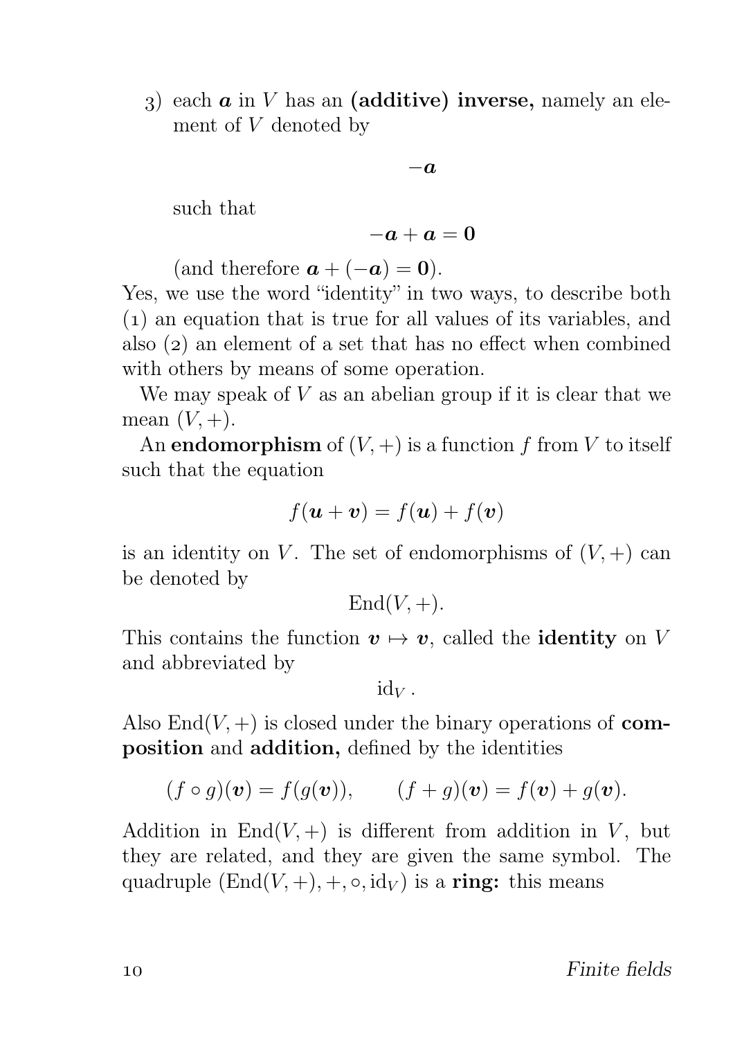3) each $\boldsymbol{a}$ in $V$ has an **(additive) inverse,** namely an element of $V$ denoted by

$$-\boldsymbol{a}$$

such that

$$-\boldsymbol{a} + \boldsymbol{a} = \mathbf{0}$$

(and therefore $\boldsymbol{a} + (-\boldsymbol{a}) = \mathbf{0}$).

Yes, we use the word "identity" in two ways, to describe both (1) an equation that is true for all values of its variables, and also (2) an element of a set that has no effect when combined with others by means of some operation.

We may speak of $V$ as an abelian group if it is clear that we mean $(V, +)$.

An **endomorphism** of $(V, +)$ is a function $f$ from $V$ to itself such that the equation

$$f(\boldsymbol{u} + \boldsymbol{v}) = f(\boldsymbol{u}) + f(\boldsymbol{v})$$

is an identity on $V$. The set of endomorphisms of $(V, +)$ can be denoted by

$$\operatorname{End}(V, +).$$

This contains the function $\boldsymbol{v} \mapsto \boldsymbol{v}$, called the **identity** on $V$ and abbreviated by

$$\operatorname{id}_V .$$

Also $\operatorname{End}(V, +)$ is closed under the binary operations of **composition** and **addition,** defined by the identities

$$(f \circ g)(\boldsymbol{v}) = f(g(\boldsymbol{v})), \qquad (f + g)(\boldsymbol{v}) = f(\boldsymbol{v}) + g(\boldsymbol{v}).$$

Addition in $\operatorname{End}(V, +)$ is different from addition in $V$, but they are related, and they are given the same symbol. The quadruple $(\operatorname{End}(V, +), +, \circ, \operatorname{id}_V)$ is a **ring:** this means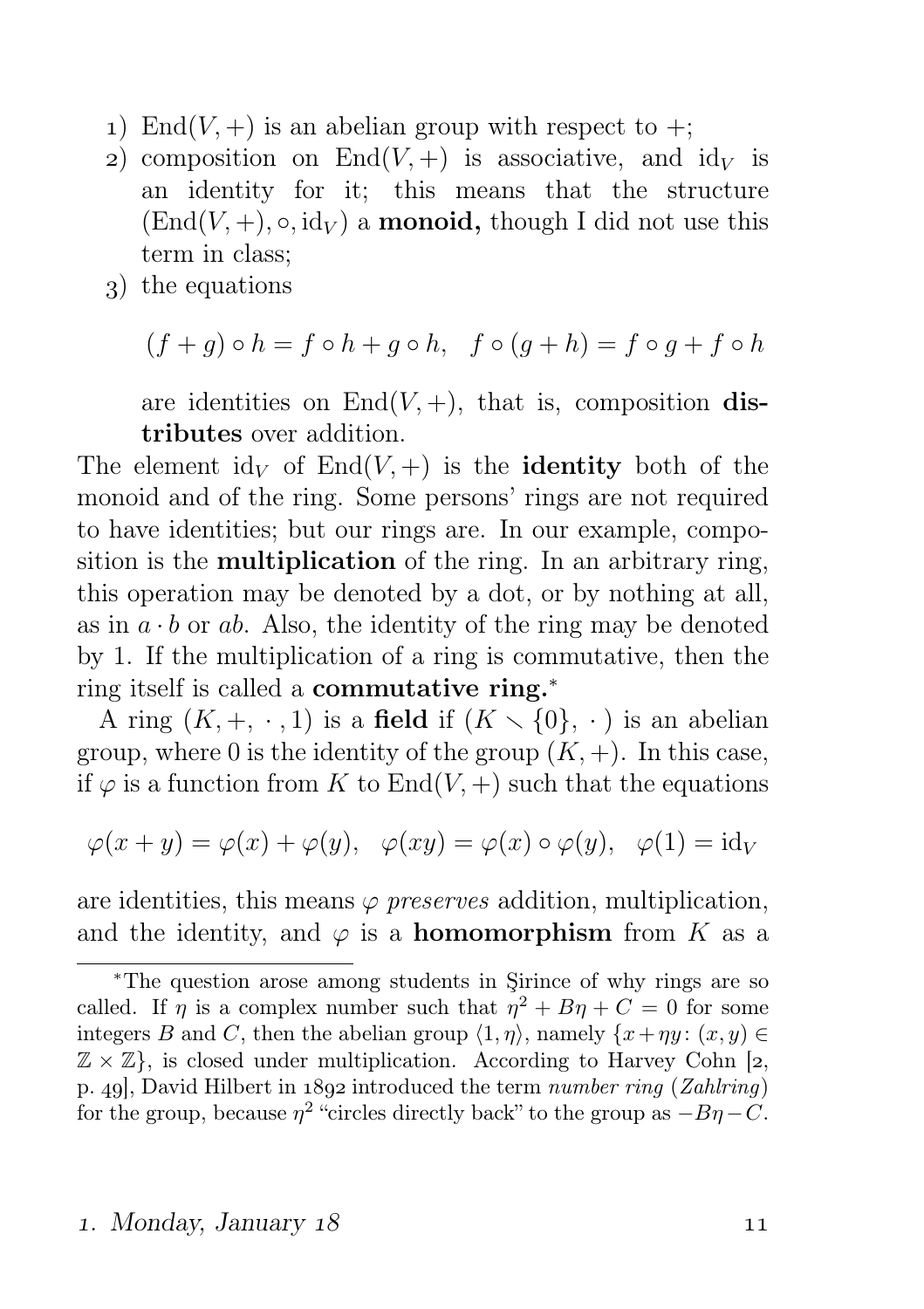1) $\operatorname{End}(V,+)$ is an abelian group with respect to $+$;
2) composition on $\operatorname{End}(V,+)$ is associative, and $\mathrm{id}_V$ is an identity for it; this means that the structure $(\operatorname{End}(V,+),\circ,\mathrm{id}_V)$ a **monoid,** though I did not use this term in class;
3) the equations

$$(f+g)\circ h = f\circ h + g\circ h, \quad f\circ(g+h) = f\circ g + f\circ h$$

are identities on $\operatorname{End}(V,+)$, that is, composition **distributes** over addition.

The element $\mathrm{id}_V$ of $\operatorname{End}(V,+)$ is the **identity** both of the monoid and of the ring. Some persons' rings are not required to have identities; but our rings are. In our example, composition is the **multiplication** of the ring. In an arbitrary ring, this operation may be denoted by a dot, or by nothing at all, as in $a\cdot b$ or $ab$. Also, the identity of the ring may be denoted by 1. If the multiplication of a ring is commutative, then the ring itself is called a **commutative ring.***

A ring $(K,+,\,\cdot\,,1)$ is a **field** if $(K\smallsetminus\{0\},\,\cdot\,)$ is an abelian group, where 0 is the identity of the group $(K,+)$. In this case, if $\varphi$ is a function from $K$ to $\operatorname{End}(V,+)$ such that the equations

$$\varphi(x+y)=\varphi(x)+\varphi(y), \quad \varphi(xy)=\varphi(x)\circ\varphi(y), \quad \varphi(1)=\mathrm{id}_V$$

are identities, this means $\varphi$ *preserves* addition, multiplication, and the identity, and $\varphi$ is a **homomorphism** from $K$ as a

---

*The question arose among students in Şirince of why rings are so called. If $\eta$ is a complex number such that $\eta^2+B\eta+C=0$ for some integers $B$ and $C$, then the abelian group $\langle 1,\eta\rangle$, namely $\{x+\eta y\colon (x,y)\in\mathbb{Z}\times\mathbb{Z}\}$, is closed under multiplication. According to Harvey Cohn [2, p. 49], David Hilbert in 1892 introduced the term *number ring* (*Zahlring*) for the group, because $\eta^2$ "circles directly back" to the group as $-B\eta-C$.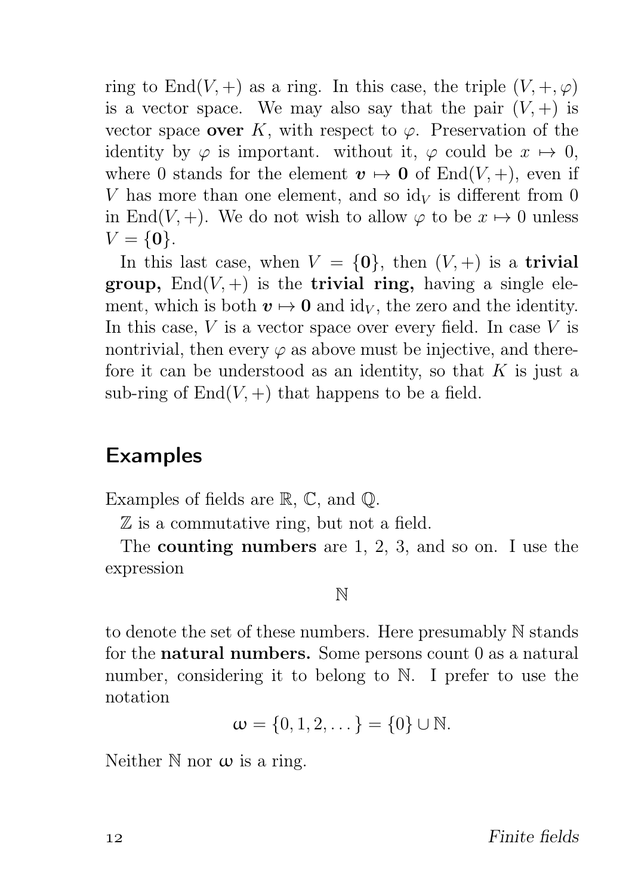ring to $\mathrm{End}(V,+)$ as a ring. In this case, the triple $(V,+,\varphi)$ is a vector space. We may also say that the pair $(V,+)$ is vector space **over** $K$, with respect to $\varphi$. Preservation of the identity by $\varphi$ is important. without it, $\varphi$ could be $x \mapsto 0$, where 0 stands for the element $\boldsymbol{v} \mapsto \mathbf{0}$ of $\mathrm{End}(V,+)$, even if $V$ has more than one element, and so $\mathrm{id}_V$ is different from 0 in $\mathrm{End}(V,+)$. We do not wish to allow $\varphi$ to be $x \mapsto 0$ unless $V = \{\mathbf{0}\}$.

In this last case, when $V = \{\mathbf{0}\}$, then $(V,+)$ is a **trivial group,** $\mathrm{End}(V,+)$ is the **trivial ring,** having a single element, which is both $\boldsymbol{v} \mapsto \mathbf{0}$ and $\mathrm{id}_V$, the zero and the identity. In this case, $V$ is a vector space over every field. In case $V$ is nontrivial, then every $\varphi$ as above must be injective, and therefore it can be understood as an identity, so that $K$ is just a sub-ring of $\mathrm{End}(V,+)$ that happens to be a field.

## Examples

Examples of fields are $\mathbb{R}$, $\mathbb{C}$, and $\mathbb{Q}$.

$\mathbb{Z}$ is a commutative ring, but not a field.

The **counting numbers** are 1, 2, 3, and so on. I use the expression

$$\mathbb{N}$$

to denote the set of these numbers. Here presumably $\mathbb{N}$ stands for the **natural numbers.** Some persons count 0 as a natural number, considering it to belong to $\mathbb{N}$. I prefer to use the notation

$$\omega = \{0, 1, 2, \dots\} = \{0\} \cup \mathbb{N}.$$

Neither $\mathbb{N}$ nor $\omega$ is a ring.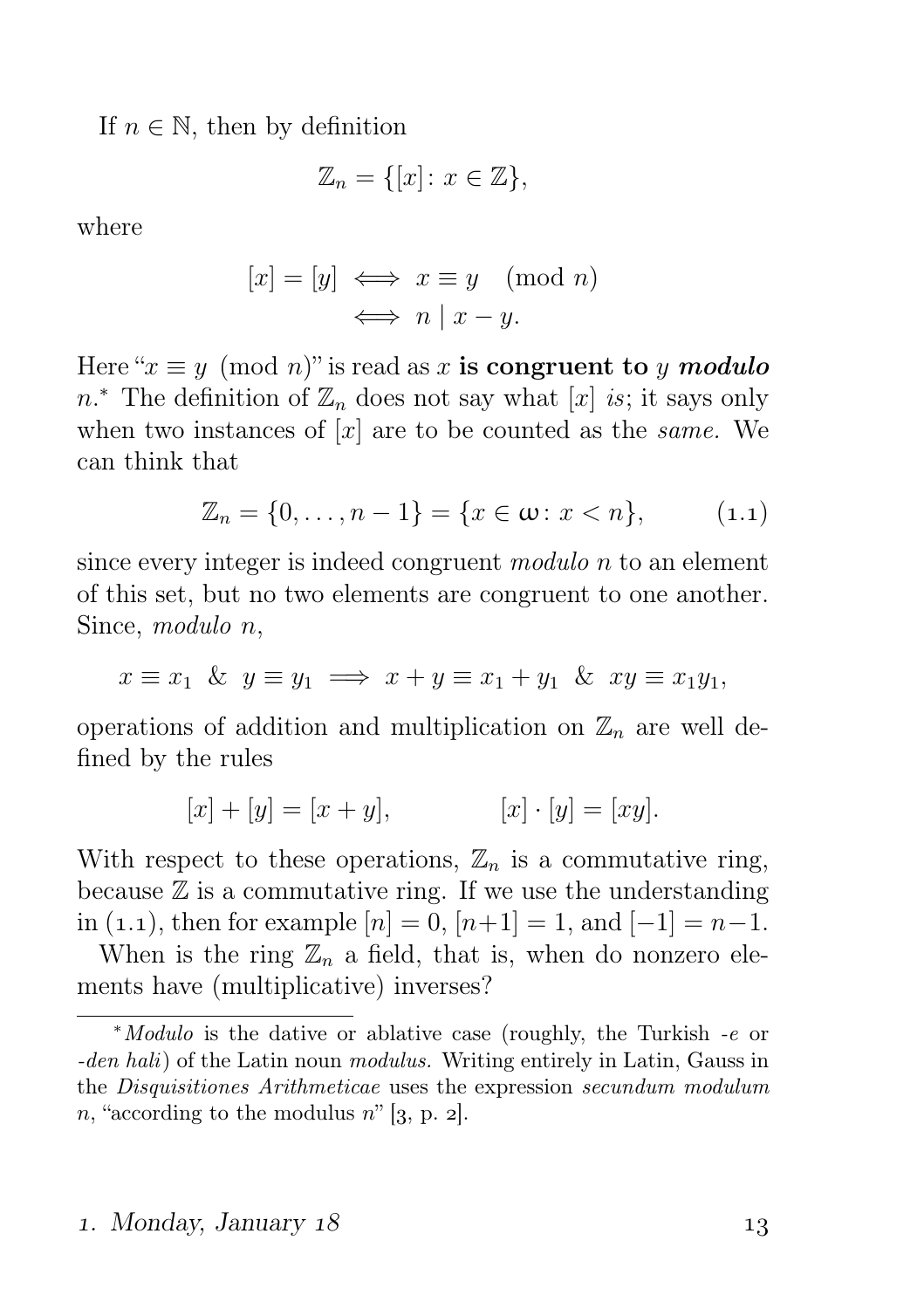If $n \in \mathbb{N}$, then by definition

$$\mathbb{Z}_n = \{[x] \colon x \in \mathbb{Z}\},$$

where

$$\begin{aligned}
[x] = [y] &\iff x \equiv y \pmod{n} \\
&\iff n \mid x - y.
\end{aligned}$$

Here "$x \equiv y \pmod{n}$" is read as $x$ **is congruent to** $y$ ***modulo*** $n$.* The definition of $\mathbb{Z}_n$ does not say what $[x]$ *is*; it says only when two instances of $[x]$ are to be counted as the *same*. We can think that

$$\mathbb{Z}_n = \{0, \dots, n-1\} = \{x \in \omega \colon x < n\}, \tag{1.1}$$

since every integer is indeed congruent *modulo* $n$ to an element of this set, but no two elements are congruent to one another. Since, *modulo* $n$,

$$x \equiv x_1 \ \& \ y \equiv y_1 \implies x + y \equiv x_1 + y_1 \ \& \ xy \equiv x_1 y_1,$$

operations of addition and multiplication on $\mathbb{Z}_n$ are well defined by the rules

$$[x] + [y] = [x + y], \qquad\qquad [x] \cdot [y] = [xy].$$

With respect to these operations, $\mathbb{Z}_n$ is a commutative ring, because $\mathbb{Z}$ is a commutative ring. If we use the understanding in (1.1), then for example $[n] = 0$, $[n+1] = 1$, and $[-1] = n-1$.

When is the ring $\mathbb{Z}_n$ a field, that is, when do nonzero elements have (multiplicative) inverses?

---

\* *Modulo* is the dative or ablative case (roughly, the Turkish *-e* or *-den hali*) of the Latin noun *modulus.* Writing entirely in Latin, Gauss in the *Disquisitiones Arithmeticae* uses the expression *secundum modulum* $n$, "according to the modulus $n$" [3, p. 2].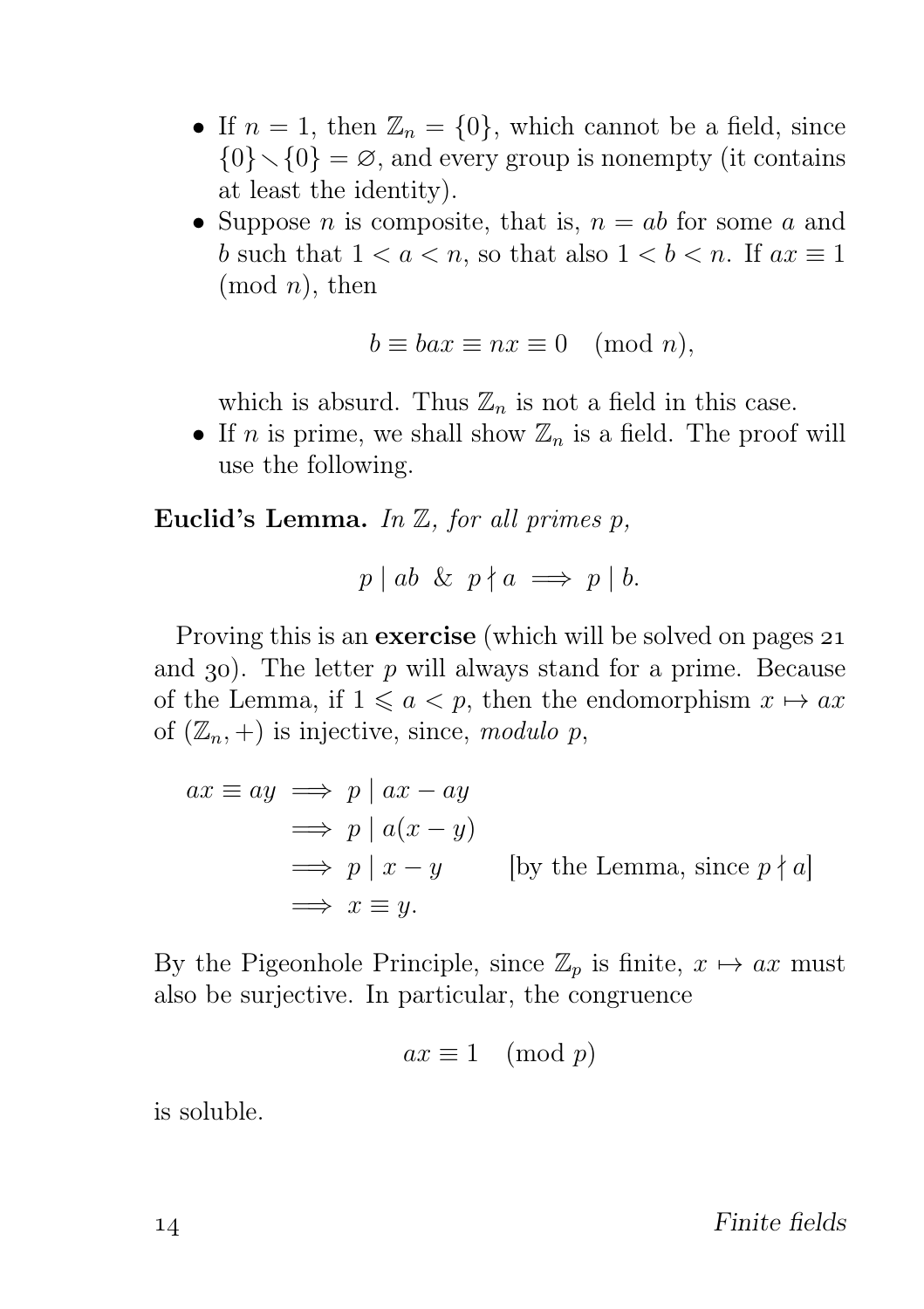- If $n = 1$, then $\mathbb{Z}_n = \{0\}$, which cannot be a field, since $\{0\} \smallsetminus \{0\} = \varnothing$, and every group is nonempty (it contains at least the identity).
- Suppose $n$ is composite, that is, $n = ab$ for some $a$ and $b$ such that $1 < a < n$, so that also $1 < b < n$. If $ax \equiv 1 \pmod{n}$, then

$$b \equiv bax \equiv nx \equiv 0 \pmod{n},$$

  which is absurd. Thus $\mathbb{Z}_n$ is not a field in this case.
- If $n$ is prime, we shall show $\mathbb{Z}_n$ is a field. The proof will use the following.

**Euclid's Lemma.** *In $\mathbb{Z}$, for all primes $p$,*

$$p \mid ab \;\;\&\;\; p \nmid a \implies p \mid b.$$

Proving this is an **exercise** (which will be solved on pages 21 and 30). The letter $p$ will always stand for a prime. Because of the Lemma, if $1 \leqslant a < p$, then the endomorphism $x \mapsto ax$ of $(\mathbb{Z}_n, +)$ is injective, since, *modulo* $p$,

$$\begin{aligned}
ax \equiv ay &\implies p \mid ax - ay \\
&\implies p \mid a(x - y) \\
&\implies p \mid x - y \qquad \text{[by the Lemma, since } p \nmid a] \\
&\implies x \equiv y.
\end{aligned}$$

By the Pigeonhole Principle, since $\mathbb{Z}_p$ is finite, $x \mapsto ax$ must also be surjective. In particular, the congruence

$$ax \equiv 1 \pmod{p}$$

is soluble.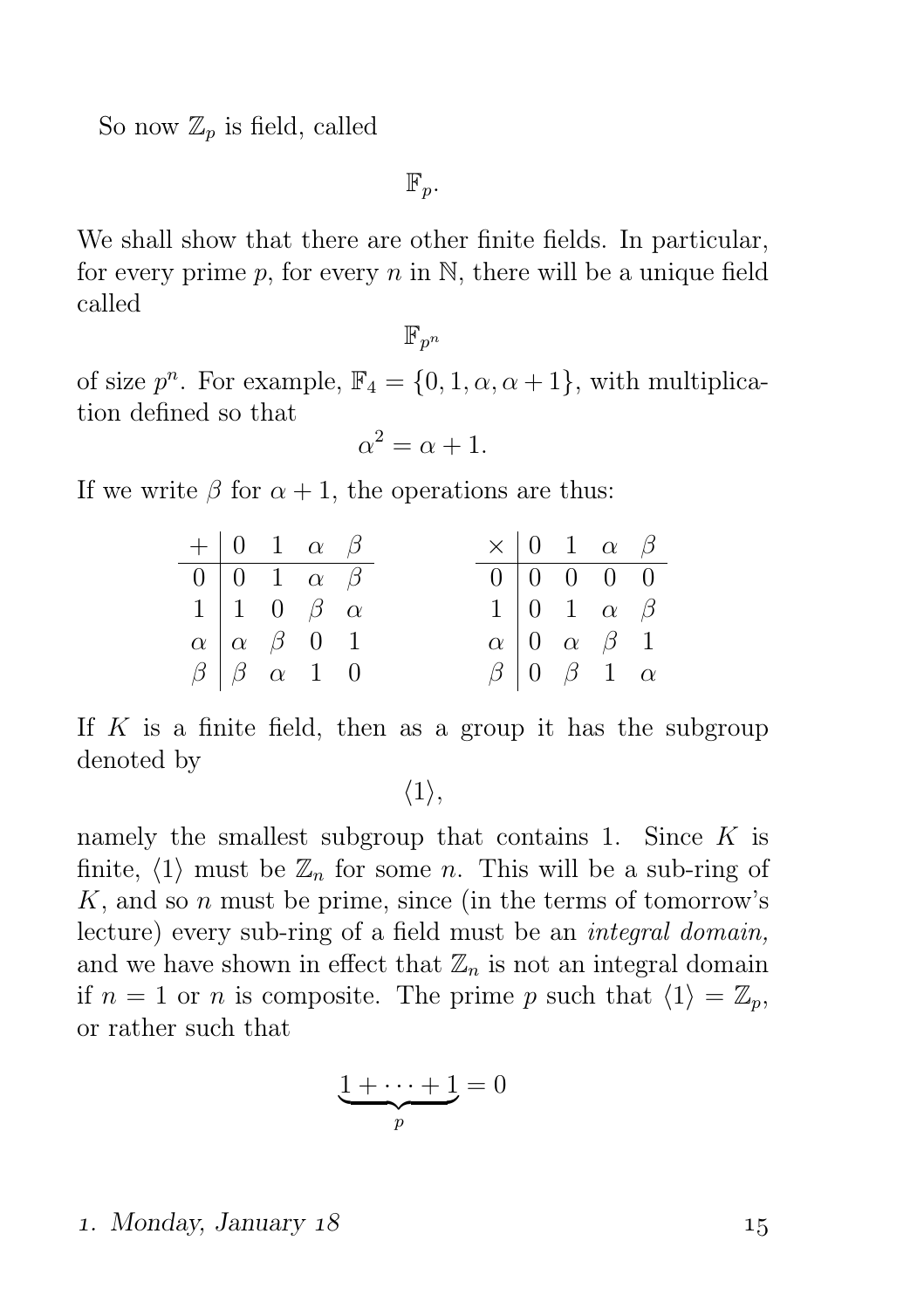So now $\mathbb{Z}_p$ is field, called

$$\mathbb{F}_p.$$

We shall show that there are other finite fields. In particular, for every prime $p$, for every $n$ in $\mathbb{N}$, there will be a unique field called

$$\mathbb{F}_{p^n}$$

of size $p^n$. For example, $\mathbb{F}_4 = \{0, 1, \alpha, \alpha + 1\}$, with multiplication defined so that

$$\alpha^2 = \alpha + 1.$$

If we write $\beta$ for $\alpha + 1$, the operations are thus:

| $+$ | $0$ | $1$ | $\alpha$ | $\beta$ |
|---|---|---|---|---|
| $0$ | $0$ | $1$ | $\alpha$ | $\beta$ |
| $1$ | $1$ | $0$ | $\beta$ | $\alpha$ |
| $\alpha$ | $\alpha$ | $\beta$ | $0$ | $1$ |
| $\beta$ | $\beta$ | $\alpha$ | $1$ | $0$ |

| $\times$ | $0$ | $1$ | $\alpha$ | $\beta$ |
|---|---|---|---|---|
| $0$ | $0$ | $0$ | $0$ | $0$ |
| $1$ | $0$ | $1$ | $\alpha$ | $\beta$ |
| $\alpha$ | $0$ | $\alpha$ | $\beta$ | $1$ |
| $\beta$ | $0$ | $\beta$ | $1$ | $\alpha$ |

If $K$ is a finite field, then as a group it has the subgroup denoted by

$$\langle 1 \rangle,$$

namely the smallest subgroup that contains 1. Since $K$ is finite, $\langle 1 \rangle$ must be $\mathbb{Z}_n$ for some $n$. This will be a sub-ring of $K$, and so $n$ must be prime, since (in the terms of tomorrow's lecture) every sub-ring of a field must be an *integral domain,* and we have shown in effect that $\mathbb{Z}_n$ is not an integral domain if $n = 1$ or $n$ is composite. The prime $p$ such that $\langle 1 \rangle = \mathbb{Z}_p$, or rather such that

$$\underbrace{1 + \cdots + 1}_{p} = 0$$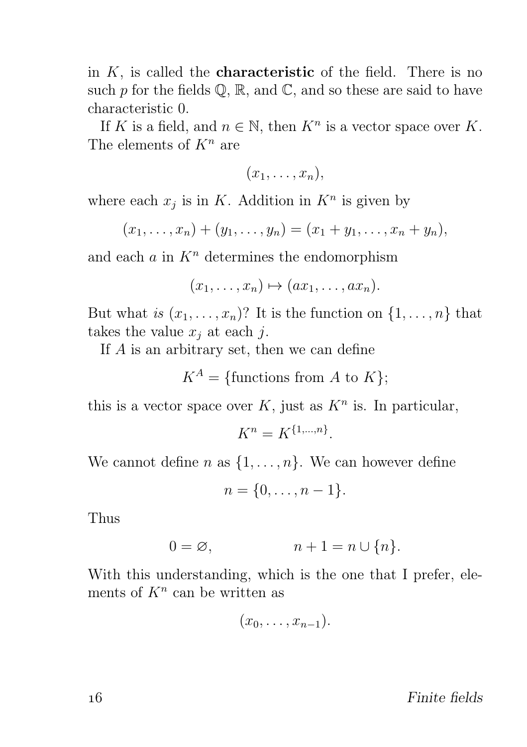in $K$, is called the **characteristic** of the field. There is no such $p$ for the fields $\mathbb{Q}$, $\mathbb{R}$, and $\mathbb{C}$, and so these are said to have characteristic 0.

If $K$ is a field, and $n \in \mathbb{N}$, then $K^n$ is a vector space over $K$. The elements of $K^n$ are

$$(x_1, \dots, x_n),$$

where each $x_j$ is in $K$. Addition in $K^n$ is given by

$$(x_1, \dots, x_n) + (y_1, \dots, y_n) = (x_1 + y_1, \dots, x_n + y_n),$$

and each $a$ in $K^n$ determines the endomorphism

$$(x_1, \dots, x_n) \mapsto (ax_1, \dots, ax_n).$$

But what *is* $(x_1, \dots, x_n)$? It is the function on $\{1, \dots, n\}$ that takes the value $x_j$ at each $j$.

If $A$ is an arbitrary set, then we can define

$$K^A = \{\text{functions from } A \text{ to } K\};$$

this is a vector space over $K$, just as $K^n$ is. In particular,

$$K^n = K^{\{1,\dots,n\}}.$$

We cannot define $n$ as $\{1, \dots, n\}$. We can however define

$$n = \{0, \dots, n-1\}.$$

Thus

$$0 = \varnothing, \qquad\qquad n + 1 = n \cup \{n\}.$$

With this understanding, which is the one that I prefer, elements of $K^n$ can be written as

$$(x_0, \dots, x_{n-1}).$$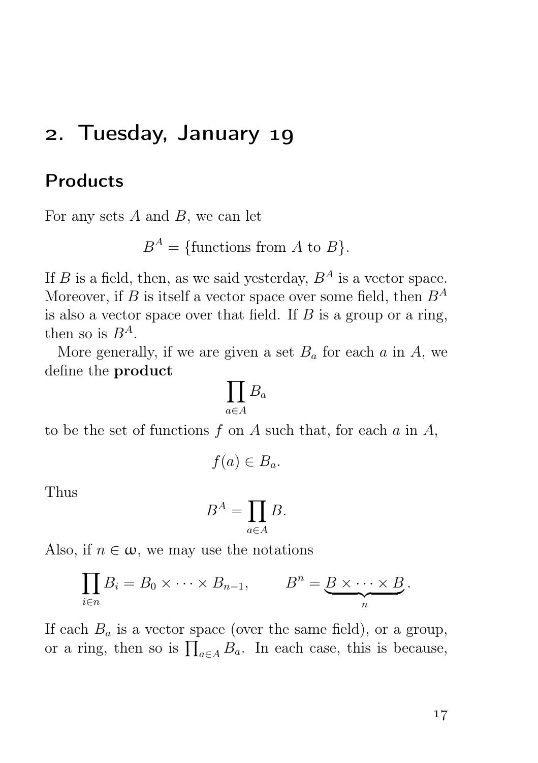# 2. Tuesday, January 19

## Products

For any sets $A$ and $B$, we can let

$$B^A = \{\text{functions from } A \text{ to } B\}.$$

If $B$ is a field, then, as we said yesterday, $B^A$ is a vector space. Moreover, if $B$ is itself a vector space over some field, then $B^A$ is also a vector space over that field. If $B$ is a group or a ring, then so is $B^A$.

More generally, if we are given a set $B_a$ for each $a$ in $A$, we define the **product**

$$\prod_{a \in A} B_a$$

to be the set of functions $f$ on $A$ such that, for each $a$ in $A$,

$$f(a) \in B_a.$$

Thus

$$B^A = \prod_{a \in A} B.$$

Also, if $n \in \omega$, we may use the notations

$$\prod_{i \in n} B_i = B_0 \times \cdots \times B_{n-1}, \qquad B^n = \underbrace{B \times \cdots \times B}_{n}.$$

If each $B_a$ is a vector space (over the same field), or a group, or a ring, then so is $\prod_{a \in A} B_a$. In each case, this is because,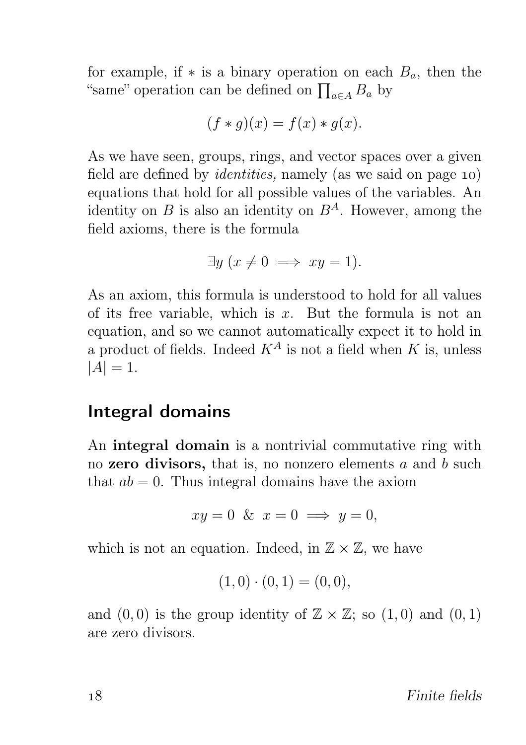for example, if $*$ is a binary operation on each $B_a$, then the "same" operation can be defined on $\prod_{a \in A} B_a$ by

$$(f * g)(x) = f(x) * g(x).$$

As we have seen, groups, rings, and vector spaces over a given field are defined by *identities,* namely (as we said on page 10) equations that hold for all possible values of the variables. An identity on $B$ is also an identity on $B^A$. However, among the field axioms, there is the formula

$$\exists y \ (x \neq 0 \implies xy = 1).$$

As an axiom, this formula is understood to hold for all values of its free variable, which is $x$. But the formula is not an equation, and so we cannot automatically expect it to hold in a product of fields. Indeed $K^A$ is not a field when $K$ is, unless $|A| = 1$.

## Integral domains

An **integral domain** is a nontrivial commutative ring with no **zero divisors,** that is, no nonzero elements $a$ and $b$ such that $ab = 0$. Thus integral domains have the axiom

$$xy = 0 \ \& \ x = 0 \implies y = 0,$$

which is not an equation. Indeed, in $\mathbb{Z} \times \mathbb{Z}$, we have

$$(1, 0) \cdot (0, 1) = (0, 0),$$

and $(0, 0)$ is the group identity of $\mathbb{Z} \times \mathbb{Z}$; so $(1, 0)$ and $(0, 1)$ are zero divisors.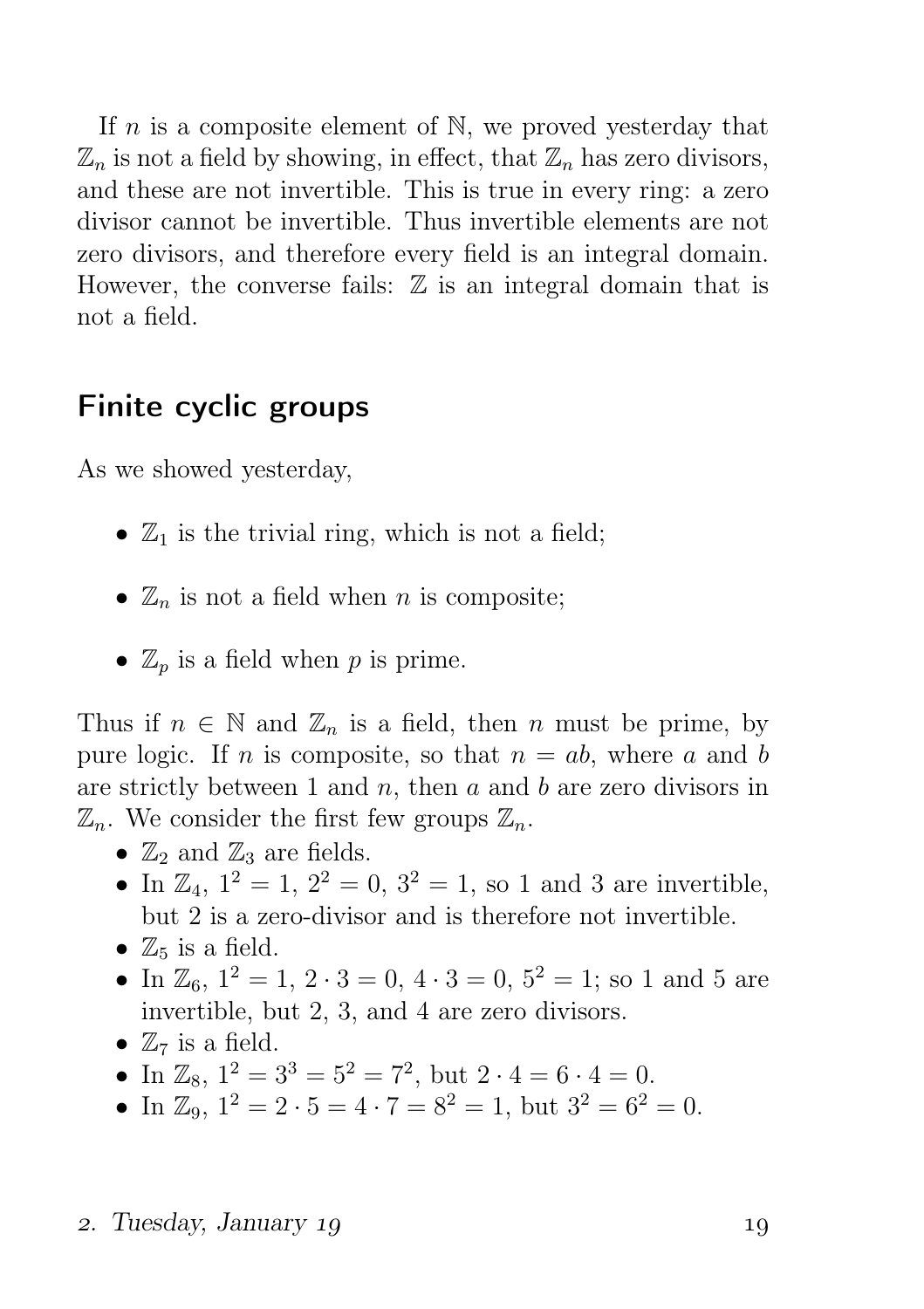If $n$ is a composite element of $\mathbb{N}$, we proved yesterday that $\mathbb{Z}_n$ is not a field by showing, in effect, that $\mathbb{Z}_n$ has zero divisors, and these are not invertible. This is true in every ring: a zero divisor cannot be invertible. Thus invertible elements are not zero divisors, and therefore every field is an integral domain. However, the converse fails: $\mathbb{Z}$ is an integral domain that is not a field.

## Finite cyclic groups

As we showed yesterday,

- $\mathbb{Z}_1$ is the trivial ring, which is not a field;
- $\mathbb{Z}_n$ is not a field when $n$ is composite;
- $\mathbb{Z}_p$ is a field when $p$ is prime.

Thus if $n \in \mathbb{N}$ and $\mathbb{Z}_n$ is a field, then $n$ must be prime, by pure logic. If $n$ is composite, so that $n = ab$, where $a$ and $b$ are strictly between 1 and $n$, then $a$ and $b$ are zero divisors in $\mathbb{Z}_n$. We consider the first few groups $\mathbb{Z}_n$.

- $\mathbb{Z}_2$ and $\mathbb{Z}_3$ are fields.
- In $\mathbb{Z}_4$, $1^2 = 1$, $2^2 = 0$, $3^2 = 1$, so 1 and 3 are invertible, but 2 is a zero-divisor and is therefore not invertible.
- $\mathbb{Z}_5$ is a field.
- In $\mathbb{Z}_6$, $1^2 = 1$, $2 \cdot 3 = 0$, $4 \cdot 3 = 0$, $5^2 = 1$; so 1 and 5 are invertible, but 2, 3, and 4 are zero divisors.
- $\mathbb{Z}_7$ is a field.
- In $\mathbb{Z}_8$, $1^2 = 3^3 = 5^2 = 7^2$, but $2 \cdot 4 = 6 \cdot 4 = 0$.
- In $\mathbb{Z}_9$, $1^2 = 2 \cdot 5 = 4 \cdot 7 = 8^2 = 1$, but $3^2 = 6^2 = 0$.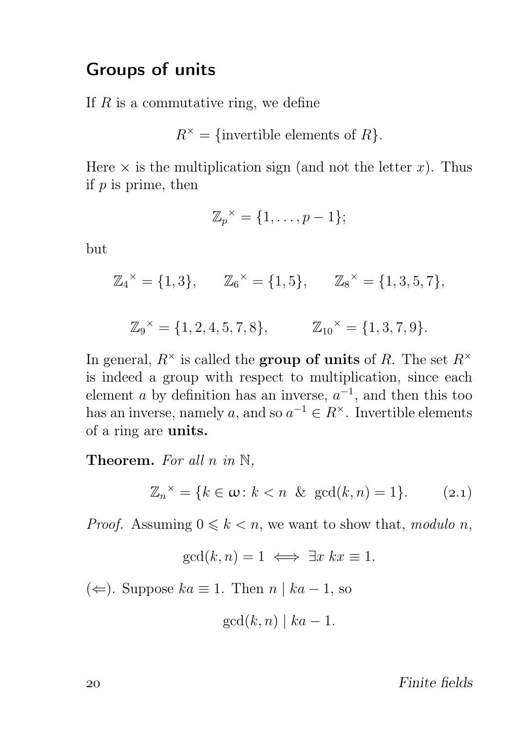## Groups of units

If $R$ is a commutative ring, we define

$$R^\times = \{\text{invertible elements of } R\}.$$

Here $\times$ is the multiplication sign (and not the letter $x$). Thus if $p$ is prime, then

$$\mathbb{Z}_p{}^\times = \{1, \dots, p-1\};$$

but

$$\mathbb{Z}_4{}^\times = \{1, 3\}, \qquad \mathbb{Z}_6{}^\times = \{1, 5\}, \qquad \mathbb{Z}_8{}^\times = \{1, 3, 5, 7\},$$

$$\mathbb{Z}_9{}^\times = \{1, 2, 4, 5, 7, 8\}, \qquad \mathbb{Z}_{10}{}^\times = \{1, 3, 7, 9\}.$$

In general, $R^\times$ is called the **group of units** of $R$. The set $R^\times$ is indeed a group with respect to multiplication, since each element $a$ by definition has an inverse, $a^{-1}$, and then this too has an inverse, namely $a$, and so $a^{-1} \in R^\times$. Invertible elements of a ring are **units.**

**Theorem.** *For all $n$ in $\mathbb{N}$,*

$$\mathbb{Z}_n{}^\times = \{k \in \omega \colon k < n \ \& \ \gcd(k, n) = 1\}. \tag{2.1}$$

*Proof.* Assuming $0 \leqslant k < n$, we want to show that, *modulo $n$*,

$$\gcd(k, n) = 1 \iff \exists x \; kx \equiv 1.$$

($\Leftarrow$). Suppose $ka \equiv 1$. Then $n \mid ka - 1$, so

$$\gcd(k, n) \mid ka - 1.$$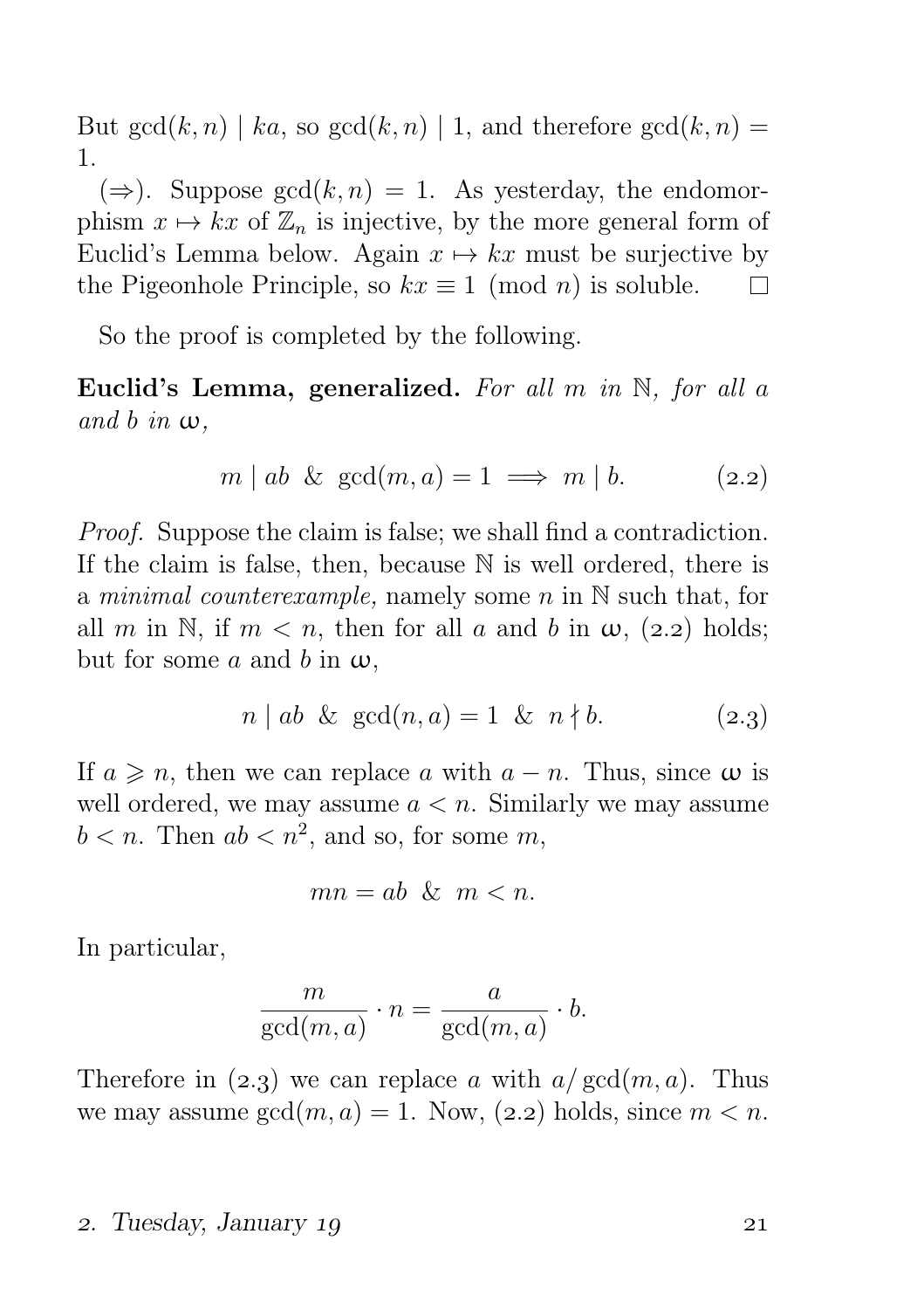But $\gcd(k, n) \mid ka$, so $\gcd(k, n) \mid 1$, and therefore $\gcd(k, n) = 1$.

($\Rightarrow$). Suppose $\gcd(k, n) = 1$. As yesterday, the endomorphism $x \mapsto kx$ of $\mathbb{Z}_n$ is injective, by the more general form of Euclid's Lemma below. Again $x \mapsto kx$ must be surjective by the Pigeonhole Principle, so $kx \equiv 1 \pmod{n}$ is soluble. $\square$

So the proof is completed by the following.

**Euclid's Lemma, generalized.** *For all $m$ in $\mathbb{N}$, for all $a$ and $b$ in $\omega$,*

$$m \mid ab \ \& \ \gcd(m, a) = 1 \implies m \mid b. \tag{2.2}$$

*Proof.* Suppose the claim is false; we shall find a contradiction. If the claim is false, then, because $\mathbb{N}$ is well ordered, there is a *minimal counterexample,* namely some $n$ in $\mathbb{N}$ such that, for all $m$ in $\mathbb{N}$, if $m < n$, then for all $a$ and $b$ in $\omega$, (2.2) holds; but for some $a$ and $b$ in $\omega$,

$$n \mid ab \ \& \ \gcd(n, a) = 1 \ \& \ n \nmid b. \tag{2.3}$$

If $a \geqslant n$, then we can replace $a$ with $a - n$. Thus, since $\omega$ is well ordered, we may assume $a < n$. Similarly we may assume $b < n$. Then $ab < n^2$, and so, for some $m$,

$$mn = ab \ \& \ m < n.$$

In particular,

$$\frac{m}{\gcd(m, a)} \cdot n = \frac{a}{\gcd(m, a)} \cdot b.$$

Therefore in (2.3) we can replace $a$ with $a/\gcd(m, a)$. Thus we may assume $\gcd(m, a) = 1$. Now, (2.2) holds, since $m < n$.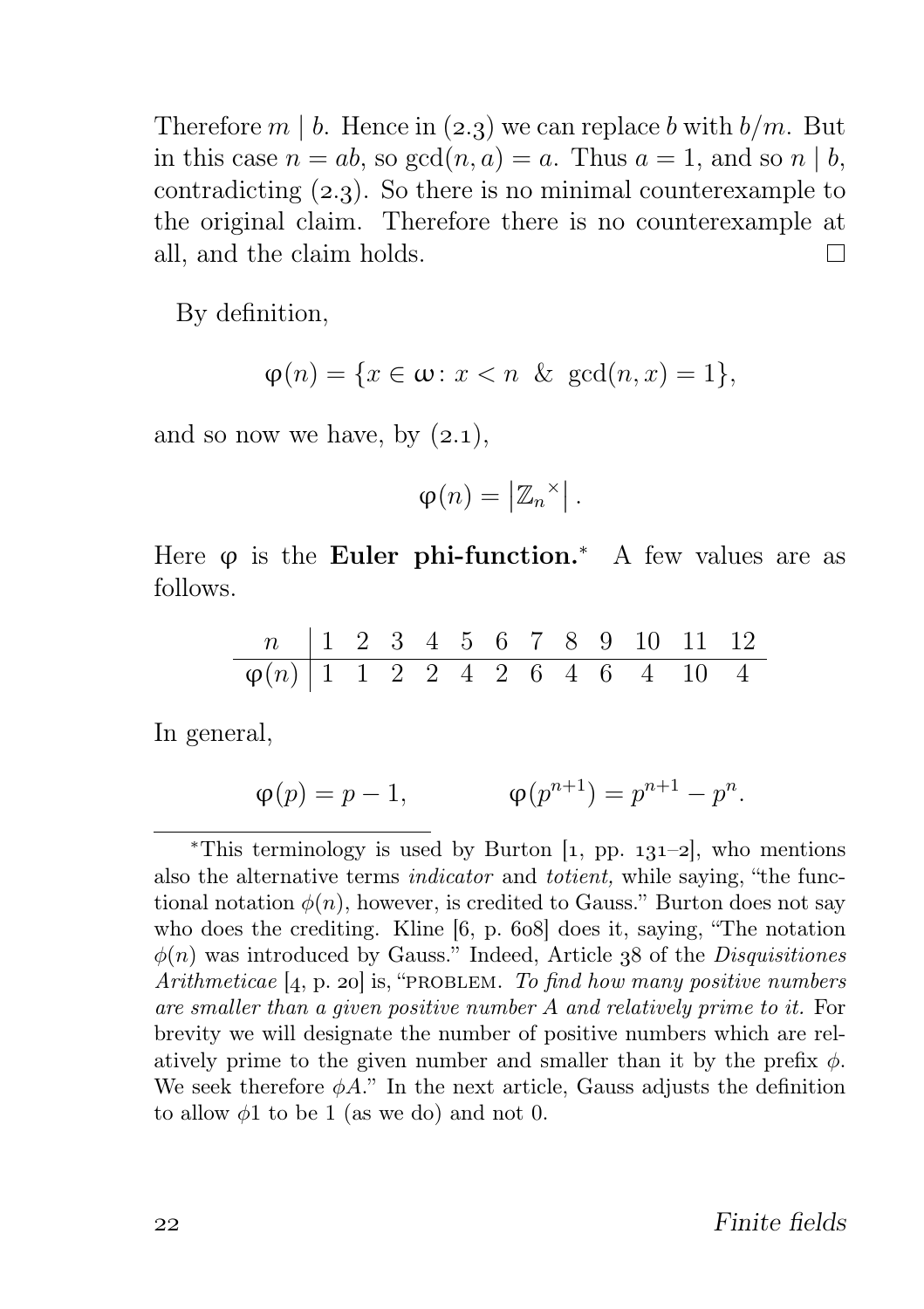Therefore $m \mid b$. Hence in (2.3) we can replace $b$ with $b/m$. But in this case $n = ab$, so $\gcd(n, a) = a$. Thus $a = 1$, and so $n \mid b$, contradicting (2.3). So there is no minimal counterexample to the original claim. Therefore there is no counterexample at all, and the claim holds. □

By definition,

$$\varphi(n) = \{x \in \omega \colon x < n \ \& \ \gcd(n, x) = 1\},$$

and so now we have, by (2.1),

$$\varphi(n) = \left|\mathbb{Z}_n{}^{\times}\right|.$$

Here $\varphi$ is the **Euler phi-function.**[*] A few values are as follows.

| $n$ | 1 | 2 | 3 | 4 | 5 | 6 | 7 | 8 | 9 | 10 | 11 | 12 |
|---|---|---|---|---|---|---|---|---|---|---|---|---|
| $\varphi(n)$ | 1 | 1 | 2 | 2 | 4 | 2 | 6 | 4 | 6 | 4 | 10 | 4 |

In general,

$$\varphi(p) = p - 1, \qquad \varphi(p^{n+1}) = p^{n+1} - p^n.$$

[*]This terminology is used by Burton [1, pp. 131–2], who mentions also the alternative terms *indicator* and *totient,* while saying, "the functional notation $\phi(n)$, however, is credited to Gauss." Burton does not say who does the crediting. Kline [6, p. 608] does it, saying, "The notation $\phi(n)$ was introduced by Gauss." Indeed, Article 38 of the *Disquisitiones Arithmeticae* [4, p. 20] is, "PROBLEM. *To find how many positive numbers are smaller than a given positive number A and relatively prime to it.* For brevity we will designate the number of positive numbers which are relatively prime to the given number and smaller than it by the prefix $\phi$. We seek therefore $\phi A$." In the next article, Gauss adjusts the definition to allow $\phi 1$ to be 1 (as we do) and not 0.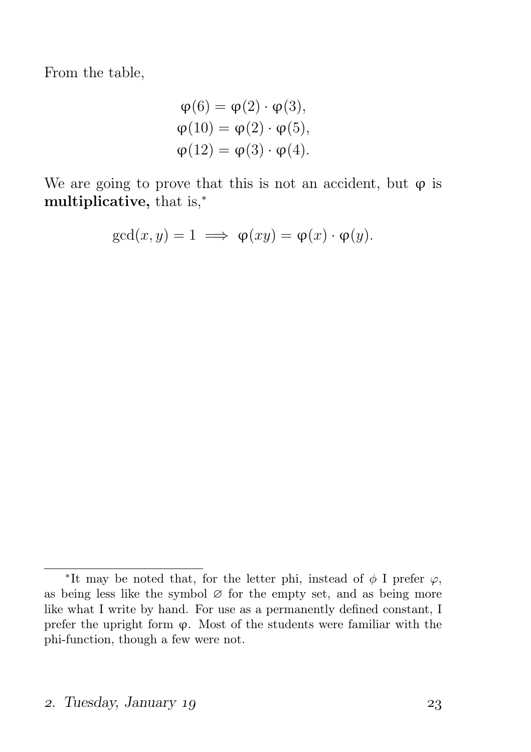From the table,

$$\begin{aligned}
\varphi(6) &= \varphi(2) \cdot \varphi(3), \\
\varphi(10) &= \varphi(2) \cdot \varphi(5), \\
\varphi(12) &= \varphi(3) \cdot \varphi(4).
\end{aligned}$$

We are going to prove that this is not an accident, but $\varphi$ is **multiplicative,** that is,*

$$\gcd(x, y) = 1 \implies \varphi(xy) = \varphi(x) \cdot \varphi(y).$$

---

*It may be noted that, for the letter phi, instead of $\phi$ I prefer $\varphi$, as being less like the symbol $\varnothing$ for the empty set, and as being more like what I write by hand. For use as a permanently defined constant, I prefer the upright form $\varphi$. Most of the students were familiar with the phi-function, though a few were not.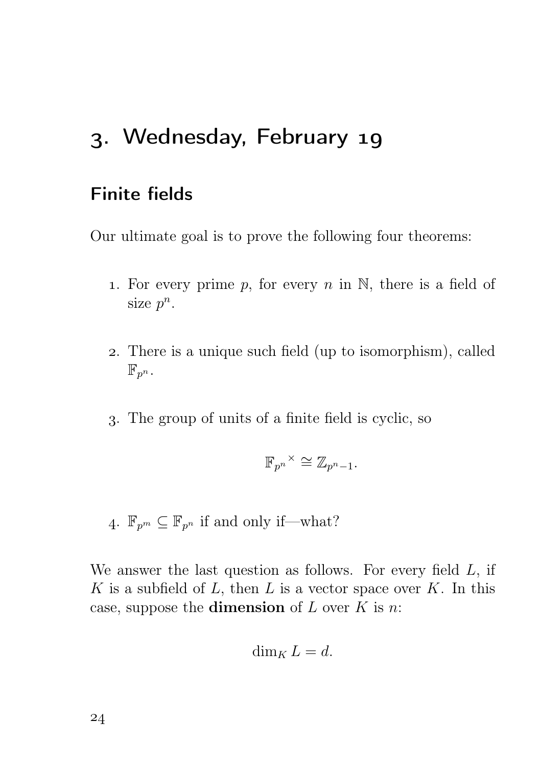# 3. Wednesday, February 19

## Finite fields

Our ultimate goal is to prove the following four theorems:

1. For every prime $p$, for every $n$ in $\mathbb{N}$, there is a field of size $p^n$.

2. There is a unique such field (up to isomorphism), called $\mathbb{F}_{p^n}$.

3. The group of units of a finite field is cyclic, so

$$\mathbb{F}_{p^n}{}^{\times} \cong \mathbb{Z}_{p^n-1}.$$

4. $\mathbb{F}_{p^m} \subseteq \mathbb{F}_{p^n}$ if and only if—what?

We answer the last question as follows. For every field $L$, if $K$ is a subfield of $L$, then $L$ is a vector space over $K$. In this case, suppose the **dimension** of $L$ over $K$ is $n$:

$$\dim_K L = d.$$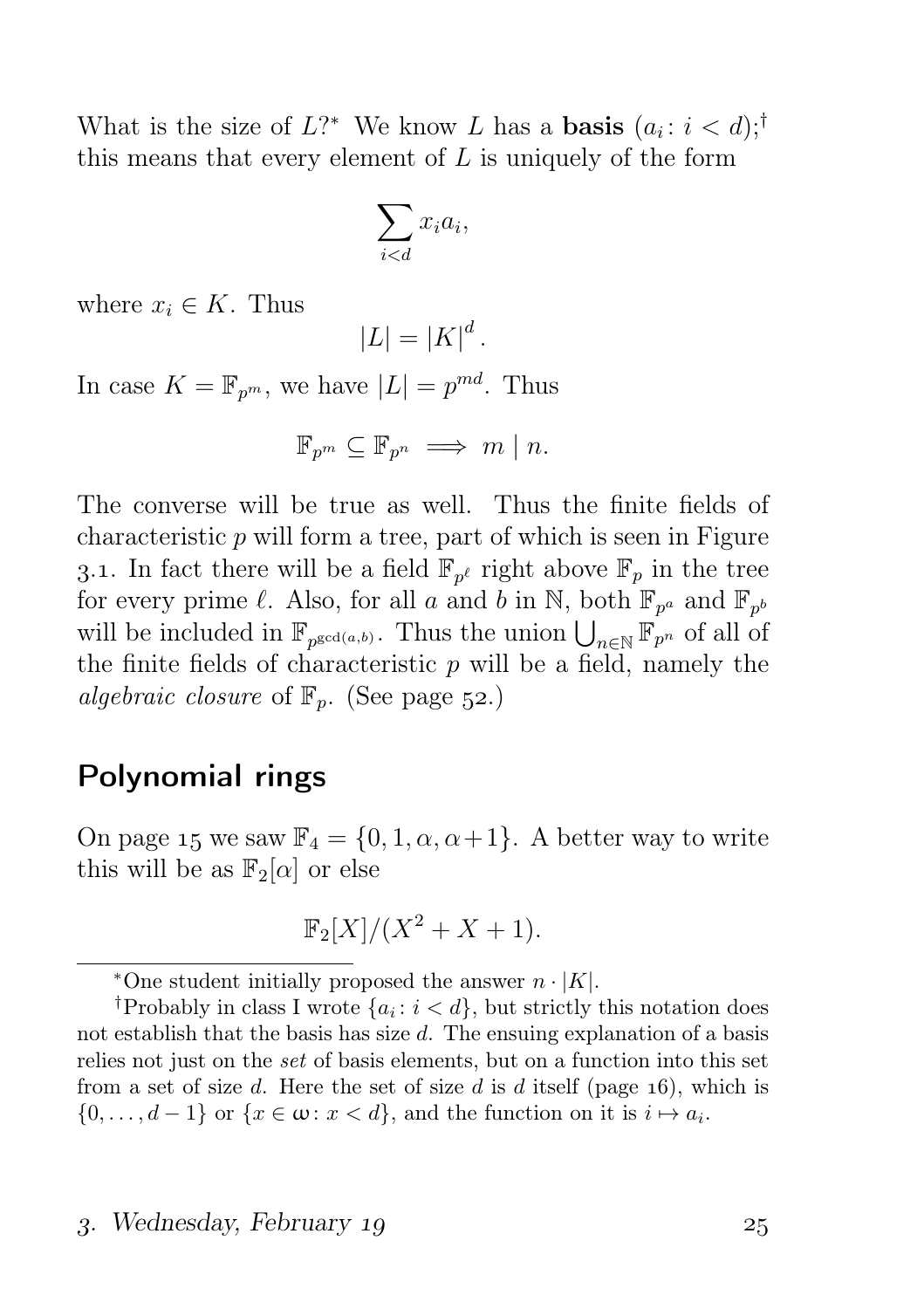What is the size of $L$?[*] We know $L$ has a **basis** $(a_i : i < d)$;[†] this means that every element of $L$ is uniquely of the form

$$\sum_{i<d} x_i a_i,$$

where $x_i \in K$. Thus

$$|L| = |K|^d.$$

In case $K = \mathbb{F}_{p^m}$, we have $|L| = p^{md}$. Thus

$$\mathbb{F}_{p^m} \subseteq \mathbb{F}_{p^n} \implies m \mid n.$$

The converse will be true as well. Thus the finite fields of characteristic $p$ will form a tree, part of which is seen in Figure 3.1. In fact there will be a field $\mathbb{F}_{p^\ell}$ right above $\mathbb{F}_p$ in the tree for every prime $\ell$. Also, for all $a$ and $b$ in $\mathbb{N}$, both $\mathbb{F}_{p^a}$ and $\mathbb{F}_{p^b}$ will be included in $\mathbb{F}_{p^{\gcd(a,b)}}$. Thus the union $\bigcup_{n\in\mathbb{N}} \mathbb{F}_{p^n}$ of all of the finite fields of characteristic $p$ will be a field, namely the *algebraic closure* of $\mathbb{F}_p$. (See page 52.)

## Polynomial rings

On page 15 we saw $\mathbb{F}_4 = \{0, 1, \alpha, \alpha+1\}$. A better way to write this will be as $\mathbb{F}_2[\alpha]$ or else

$$\mathbb{F}_2[X]/(X^2 + X + 1).$$

---

[*] One student initially proposed the answer $n \cdot |K|$.

[†] Probably in class I wrote $\{a_i : i < d\}$, but strictly this notation does not establish that the basis has size $d$. The ensuing explanation of a basis relies not just on the *set* of basis elements, but on a function into this set from a set of size $d$. Here the set of size $d$ is $d$ itself (page 16), which is $\{0, \dots, d-1\}$ or $\{x \in \omega : x < d\}$, and the function on it is $i \mapsto a_i$.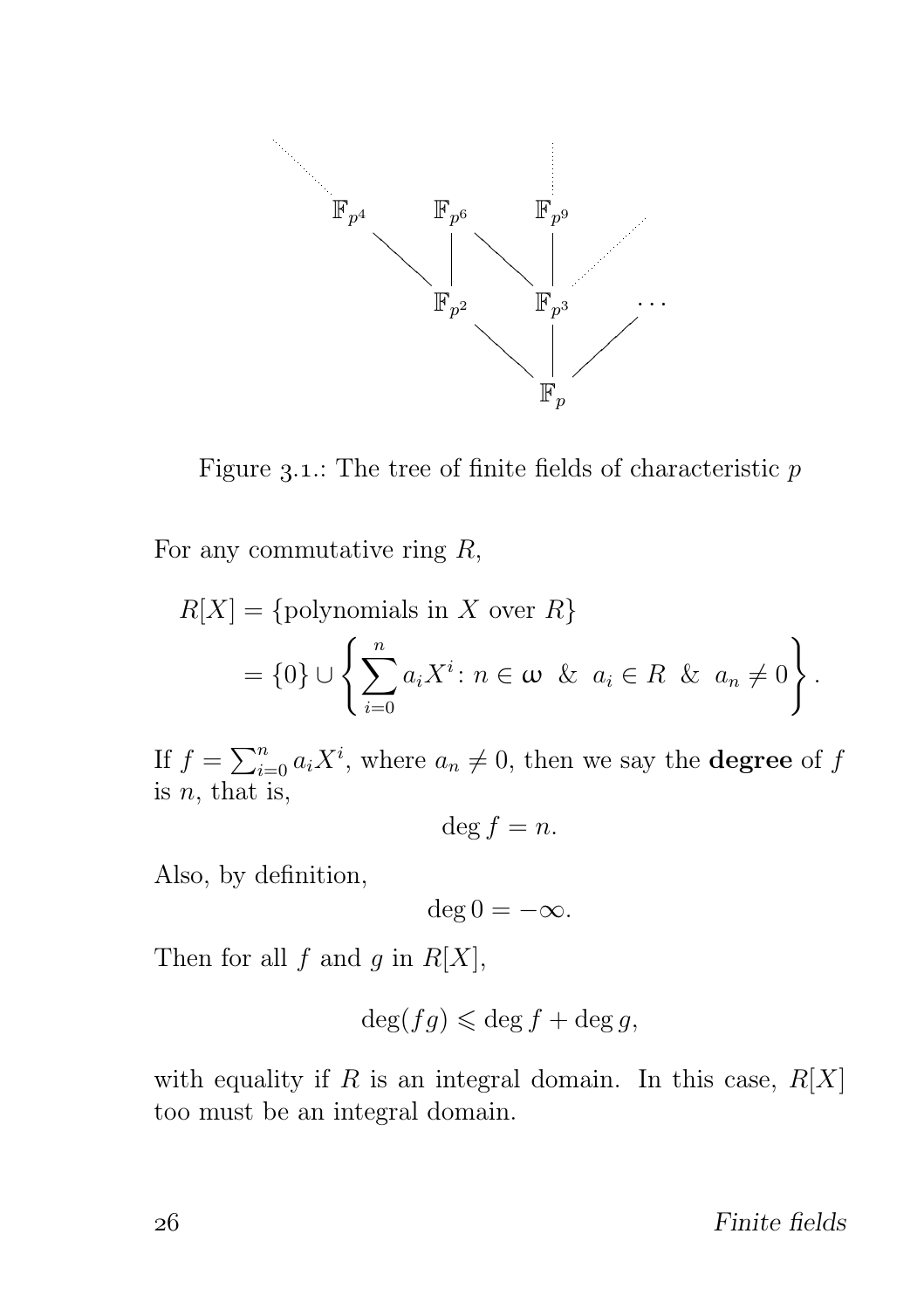Figure 3.1.: The tree of finite fields of characteristic $p$

For any commutative ring $R$,

$$\begin{aligned} R[X] &= \{\text{polynomials in } X \text{ over } R\} \\ &= \{0\} \cup \left\{ \sum_{i=0}^{n} a_i X^i \colon n \in \omega \ \ \& \ \ a_i \in R \ \ \& \ \ a_n \neq 0 \right\}. \end{aligned}$$

If $f = \sum_{i=0}^{n} a_i X^i$, where $a_n \neq 0$, then we say the **degree** of $f$ is $n$, that is,

$$\deg f = n.$$

Also, by definition,

$$\deg 0 = -\infty.$$

Then for all $f$ and $g$ in $R[X]$,

$$\deg(fg) \leqslant \deg f + \deg g,$$

with equality if $R$ is an integral domain. In this case, $R[X]$ too must be an integral domain.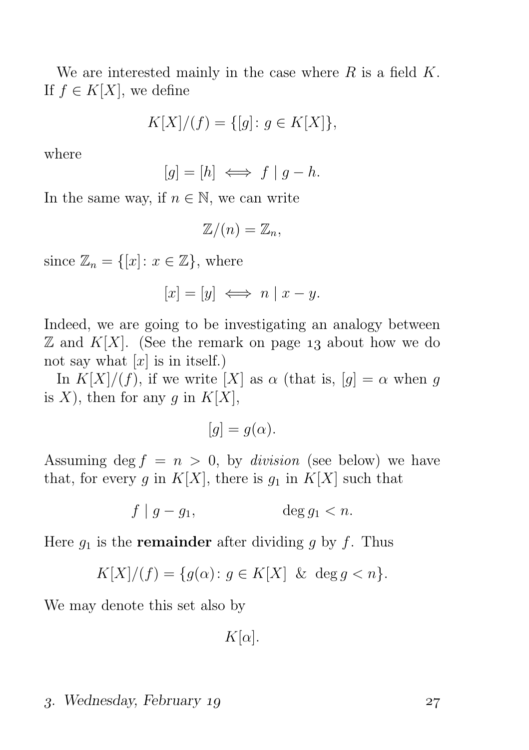We are interested mainly in the case where $R$ is a field $K$. If $f \in K[X]$, we define

$$K[X]/(f) = \{[g] \colon g \in K[X]\},$$

where

$$[g] = [h] \iff f \mid g - h.$$

In the same way, if $n \in \mathbb{N}$, we can write

$$\mathbb{Z}/(n) = \mathbb{Z}_n,$$

since $\mathbb{Z}_n = \{[x] \colon x \in \mathbb{Z}\}$, where

$$[x] = [y] \iff n \mid x - y.$$

Indeed, we are going to be investigating an analogy between $\mathbb{Z}$ and $K[X]$. (See the remark on page 13 about how we do not say what $[x]$ is in itself.)

In $K[X]/(f)$, if we write $[X]$ as $\alpha$ (that is, $[g] = \alpha$ when $g$ is $X$), then for any $g$ in $K[X]$,

$$[g] = g(\alpha).$$

Assuming $\deg f = n > 0$, by *division* (see below) we have that, for every $g$ in $K[X]$, there is $g_1$ in $K[X]$ such that

$$f \mid g - g_1, \qquad\qquad \deg g_1 < n.$$

Here $g_1$ is the **remainder** after dividing $g$ by $f$. Thus

$$K[X]/(f) = \{g(\alpha) \colon g \in K[X] \ \& \ \deg g < n\}.$$

We may denote this set also by

$$K[\alpha].$$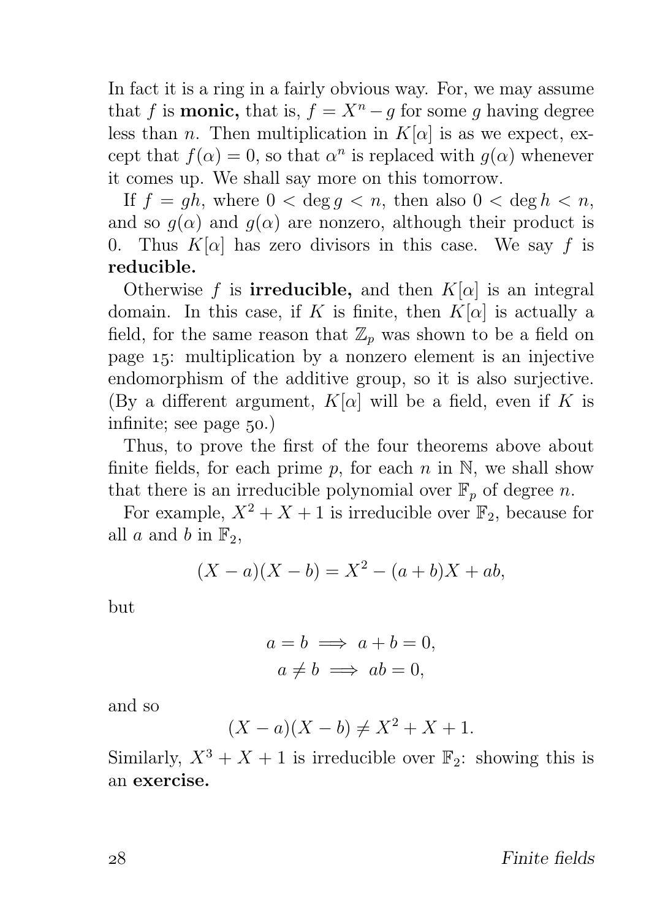In fact it is a ring in a fairly obvious way. For, we may assume that $f$ is **monic,** that is, $f = X^n - g$ for some $g$ having degree less than $n$. Then multiplication in $K[\alpha]$ is as we expect, except that $f(\alpha) = 0$, so that $\alpha^n$ is replaced with $g(\alpha)$ whenever it comes up. We shall say more on this tomorrow.

If $f = gh$, where $0 < \deg g < n$, then also $0 < \deg h < n$, and so $g(\alpha)$ and $g(\alpha)$ are nonzero, although their product is 0. Thus $K[\alpha]$ has zero divisors in this case. We say $f$ is **reducible.**

Otherwise $f$ is **irreducible,** and then $K[\alpha]$ is an integral domain. In this case, if $K$ is finite, then $K[\alpha]$ is actually a field, for the same reason that $\mathbb{Z}_p$ was shown to be a field on page 15: multiplication by a nonzero element is an injective endomorphism of the additive group, so it is also surjective. (By a different argument, $K[\alpha]$ will be a field, even if $K$ is infinite; see page 50.)

Thus, to prove the first of the four theorems above about finite fields, for each prime $p$, for each $n$ in $\mathbb{N}$, we shall show that there is an irreducible polynomial over $\mathbb{F}_p$ of degree $n$.

For example, $X^2 + X + 1$ is irreducible over $\mathbb{F}_2$, because for all $a$ and $b$ in $\mathbb{F}_2$,

$$(X - a)(X - b) = X^2 - (a + b)X + ab,$$

but

$$a = b \implies a + b = 0,$$
$$a \neq b \implies ab = 0,$$

and so

$$(X - a)(X - b) \neq X^2 + X + 1.$$

Similarly, $X^3 + X + 1$ is irreducible over $\mathbb{F}_2$: showing this is an **exercise.**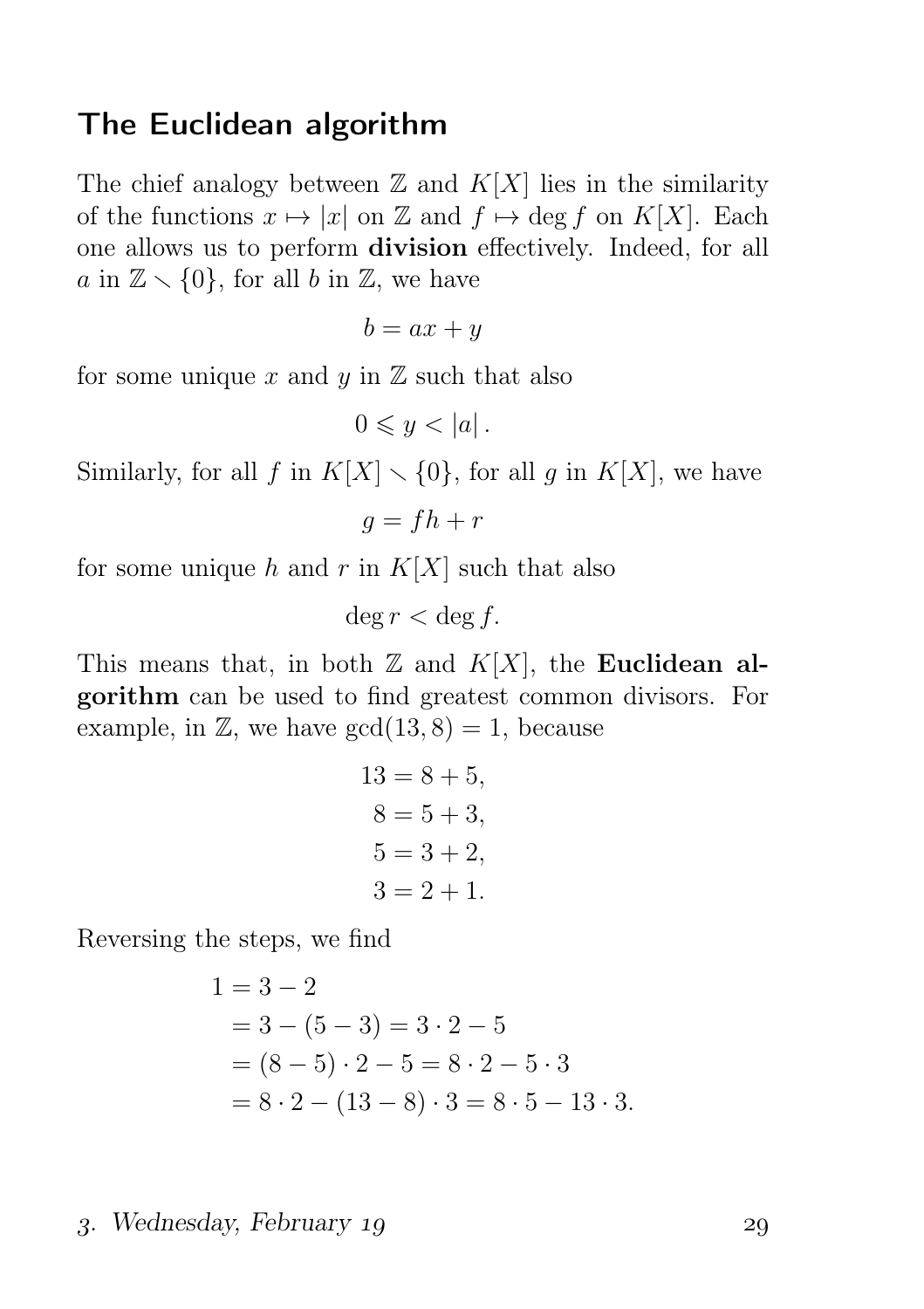## The Euclidean algorithm

The chief analogy between $\mathbb{Z}$ and $K[X]$ lies in the similarity of the functions $x \mapsto |x|$ on $\mathbb{Z}$ and $f \mapsto \deg f$ on $K[X]$. Each one allows us to perform **division** effectively. Indeed, for all $a$ in $\mathbb{Z} \smallsetminus \{0\}$, for all $b$ in $\mathbb{Z}$, we have

$$b = ax + y$$

for some unique $x$ and $y$ in $\mathbb{Z}$ such that also

$$0 \leqslant y < |a| .$$

Similarly, for all $f$ in $K[X] \smallsetminus \{0\}$, for all $g$ in $K[X]$, we have

$$g = fh + r$$

for some unique $h$ and $r$ in $K[X]$ such that also

$$\deg r < \deg f.$$

This means that, in both $\mathbb{Z}$ and $K[X]$, the **Euclidean algorithm** can be used to find greatest common divisors. For example, in $\mathbb{Z}$, we have $\gcd(13, 8) = 1$, because

$$\begin{aligned}
13 &= 8 + 5,\\
8 &= 5 + 3,\\
5 &= 3 + 2,\\
3 &= 2 + 1.
\end{aligned}$$

Reversing the steps, we find

$$\begin{aligned}
1 &= 3 - 2\\
&= 3 - (5 - 3) = 3 \cdot 2 - 5\\
&= (8 - 5) \cdot 2 - 5 = 8 \cdot 2 - 5 \cdot 3\\
&= 8 \cdot 2 - (13 - 8) \cdot 3 = 8 \cdot 5 - 13 \cdot 3.
\end{aligned}$$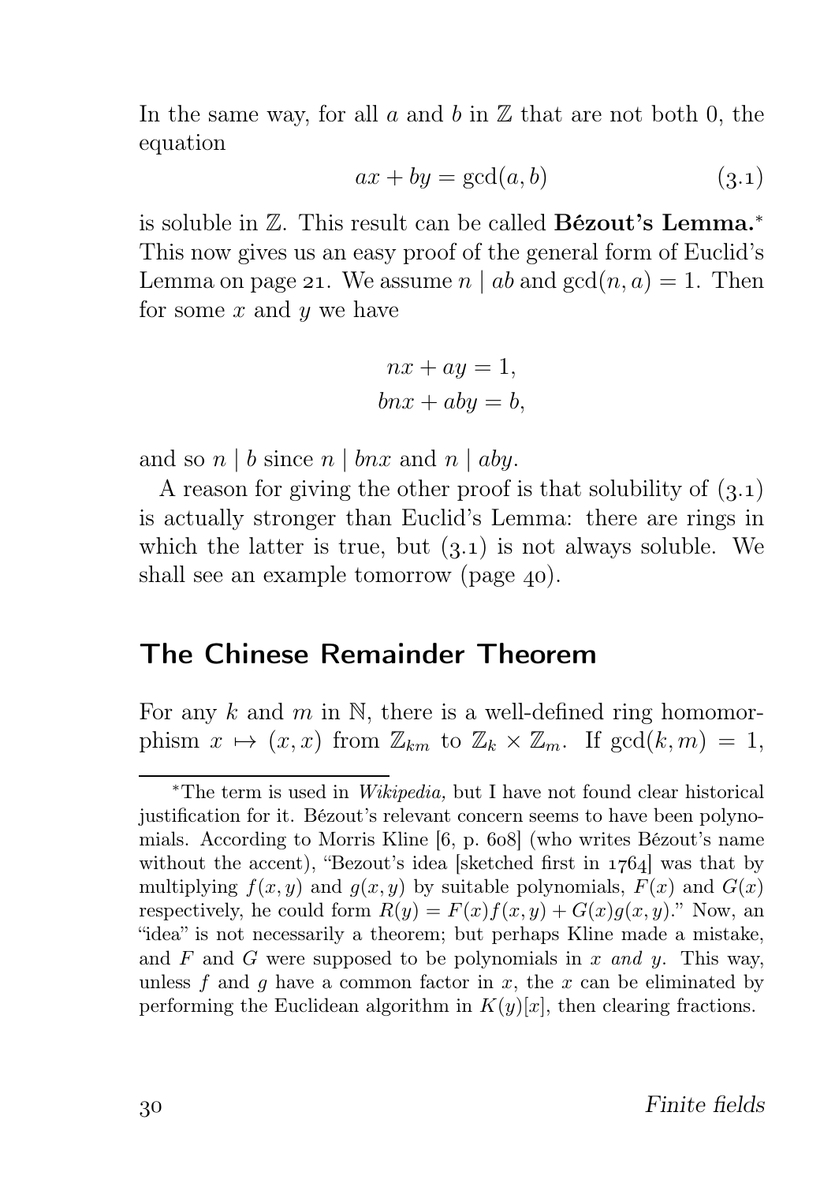In the same way, for all $a$ and $b$ in $\mathbb{Z}$ that are not both 0, the equation

$$ax + by = \gcd(a, b) \tag{3.1}$$

is soluble in $\mathbb{Z}$. This result can be called **Bézout's Lemma.**[*] This now gives us an easy proof of the general form of Euclid's Lemma on page 21. We assume $n \mid ab$ and $\gcd(n, a) = 1$. Then for some $x$ and $y$ we have

$$\begin{aligned} nx + ay &= 1, \\ bnx + aby &= b, \end{aligned}$$

and so $n \mid b$ since $n \mid bnx$ and $n \mid aby$.

A reason for giving the other proof is that solubility of (3.1) is actually stronger than Euclid's Lemma: there are rings in which the latter is true, but (3.1) is not always soluble. We shall see an example tomorrow (page 40).

## The Chinese Remainder Theorem

For any $k$ and $m$ in $\mathbb{N}$, there is a well-defined ring homomorphism $x \mapsto (x, x)$ from $\mathbb{Z}_{km}$ to $\mathbb{Z}_k \times \mathbb{Z}_m$. If $\gcd(k, m) = 1$,

---

[*] The term is used in *Wikipedia,* but I have not found clear historical justification for it. Bézout's relevant concern seems to have been polynomials. According to Morris Kline [6, p. 608] (who writes Bézout's name without the accent), "Bezout's idea [sketched first in 1764] was that by multiplying $f(x, y)$ and $g(x, y)$ by suitable polynomials, $F(x)$ and $G(x)$ respectively, he could form $R(y) = F(x)f(x, y) + G(x)g(x, y)$." Now, an "idea" is not necessarily a theorem; but perhaps Kline made a mistake, and $F$ and $G$ were supposed to be polynomials in $x$ *and* $y$. This way, unless $f$ and $g$ have a common factor in $x$, the $x$ can be eliminated by performing the Euclidean algorithm in $K(y)[x]$, then clearing fractions.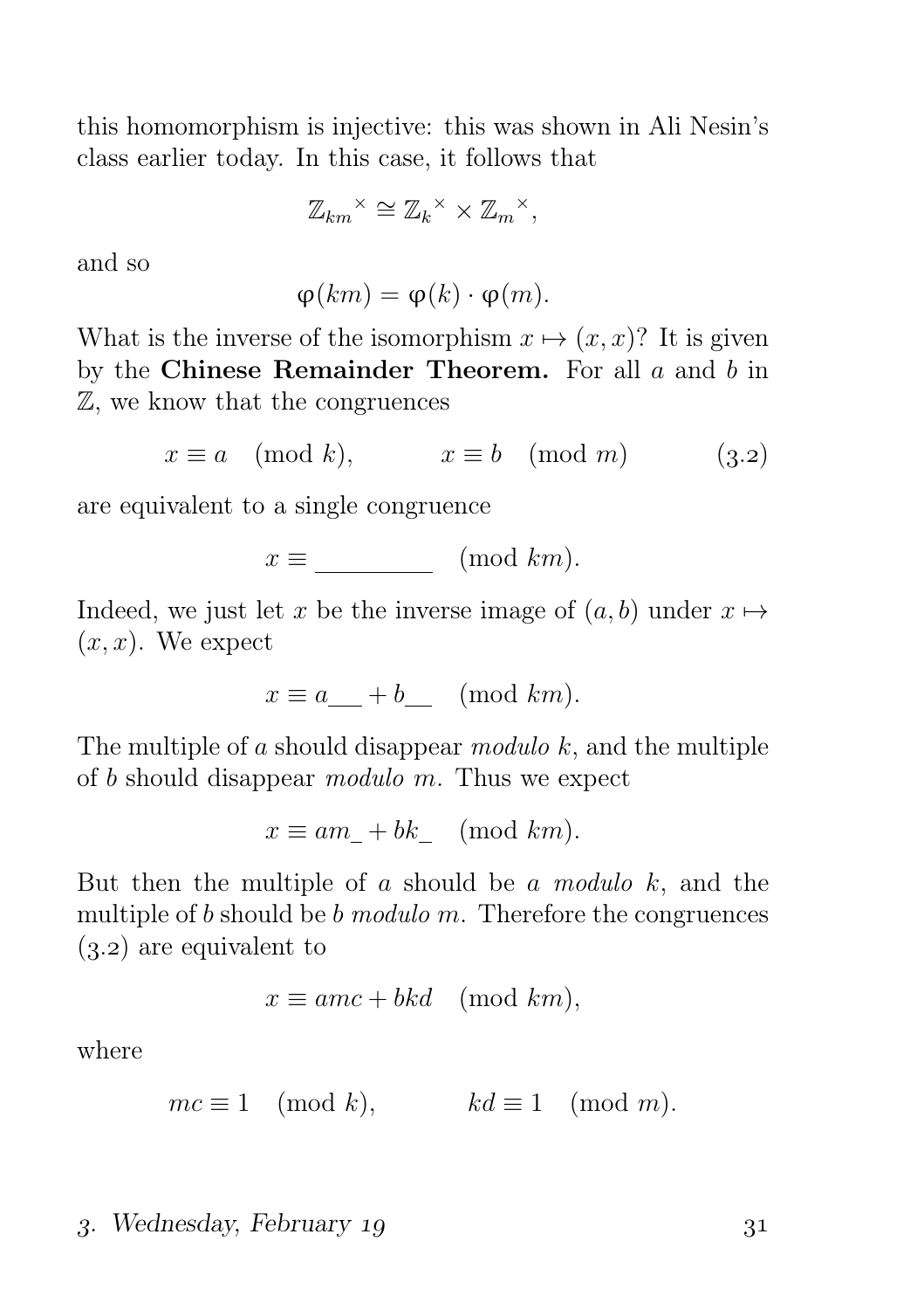this homomorphism is injective: this was shown in Ali Nesin's class earlier today. In this case, it follows that

$$\mathbb{Z}_{km}{}^{\times} \cong \mathbb{Z}_{k}{}^{\times} \times \mathbb{Z}_{m}{}^{\times},$$

and so

$$\varphi(km) = \varphi(k) \cdot \varphi(m).$$

What is the inverse of the isomorphism $x \mapsto (x, x)$? It is given by the **Chinese Remainder Theorem.** For all $a$ and $b$ in $\mathbb{Z}$, we know that the congruences

$$x \equiv a \pmod{k}, \qquad x \equiv b \pmod{m} \tag{3.2}$$

are equivalent to a single congruence

$$x \equiv \underline{\hspace{4em}} \pmod{km}.$$

Indeed, we just let $x$ be the inverse image of $(a, b)$ under $x \mapsto (x, x)$. We expect

$$x \equiv a\underline{\hspace{1.5em}} + b\underline{\hspace{1.5em}} \pmod{km}.$$

The multiple of $a$ should disappear *modulo* $k$, and the multiple of $b$ should disappear *modulo* $m$. Thus we expect

$$x \equiv am\underline{\hspace{0.7em}} + bk\underline{\hspace{0.7em}} \pmod{km}.$$

But then the multiple of $a$ should be $a$ *modulo* $k$, and the multiple of $b$ should be $b$ *modulo* $m$. Therefore the congruences (3.2) are equivalent to

$$x \equiv amc + bkd \pmod{km},$$

where

$$mc \equiv 1 \pmod{k}, \qquad kd \equiv 1 \pmod{m}.$$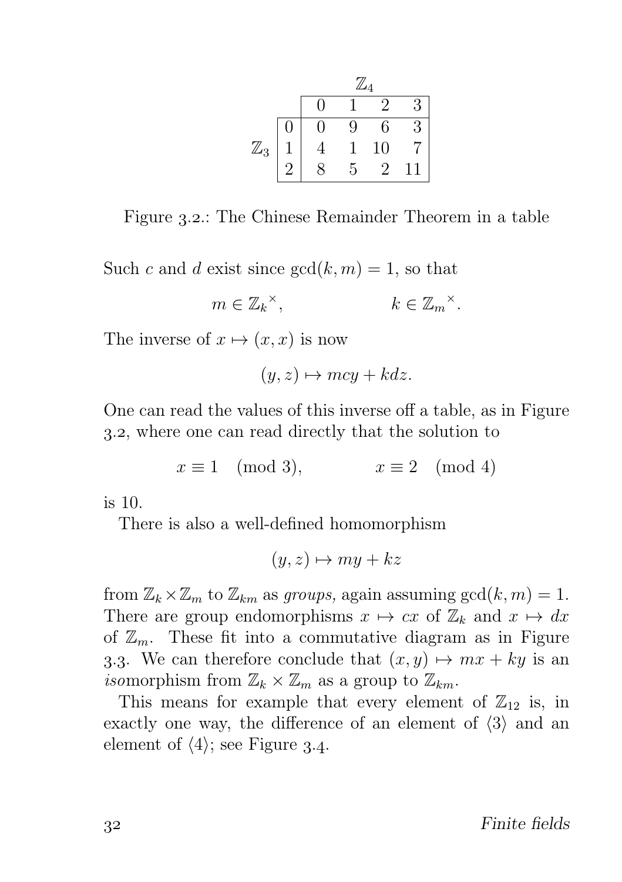| | | $\mathbb{Z}_4$ | | | |
|---|---|---|---|---|---|
| | | 0 | 1 | 2 | 3 |
| $\mathbb{Z}_3$ | 0 | 0 | 9 | 6 | 3 |
| | 1 | 4 | 1 | 10 | 7 |
| | 2 | 8 | 5 | 2 | 11 |

Figure 3.2.: The Chinese Remainder Theorem in a table

Such $c$ and $d$ exist since $\gcd(k, m) = 1$, so that

$$m \in {\mathbb{Z}_k}^{\times}, \qquad\qquad k \in {\mathbb{Z}_m}^{\times}.$$

The inverse of $x \mapsto (x, x)$ is now

$$(y, z) \mapsto mcy + kdz.$$

One can read the values of this inverse off a table, as in Figure 3.2, where one can read directly that the solution to

$$x \equiv 1 \pmod 3, \qquad\qquad x \equiv 2 \pmod 4$$

is 10.

There is also a well-defined homomorphism

$$(y, z) \mapsto my + kz$$

from $\mathbb{Z}_k \times \mathbb{Z}_m$ to $\mathbb{Z}_{km}$ as *groups,* again assuming $\gcd(k, m) = 1$. There are group endomorphisms $x \mapsto cx$ of $\mathbb{Z}_k$ and $x \mapsto dx$ of $\mathbb{Z}_m$. These fit into a commutative diagram as in Figure 3.3. We can therefore conclude that $(x, y) \mapsto mx + ky$ is an *iso*morphism from $\mathbb{Z}_k \times \mathbb{Z}_m$ as a group to $\mathbb{Z}_{km}$.

This means for example that every element of $\mathbb{Z}_{12}$ is, in exactly one way, the difference of an element of $\langle 3 \rangle$ and an element of $\langle 4 \rangle$; see Figure 3.4.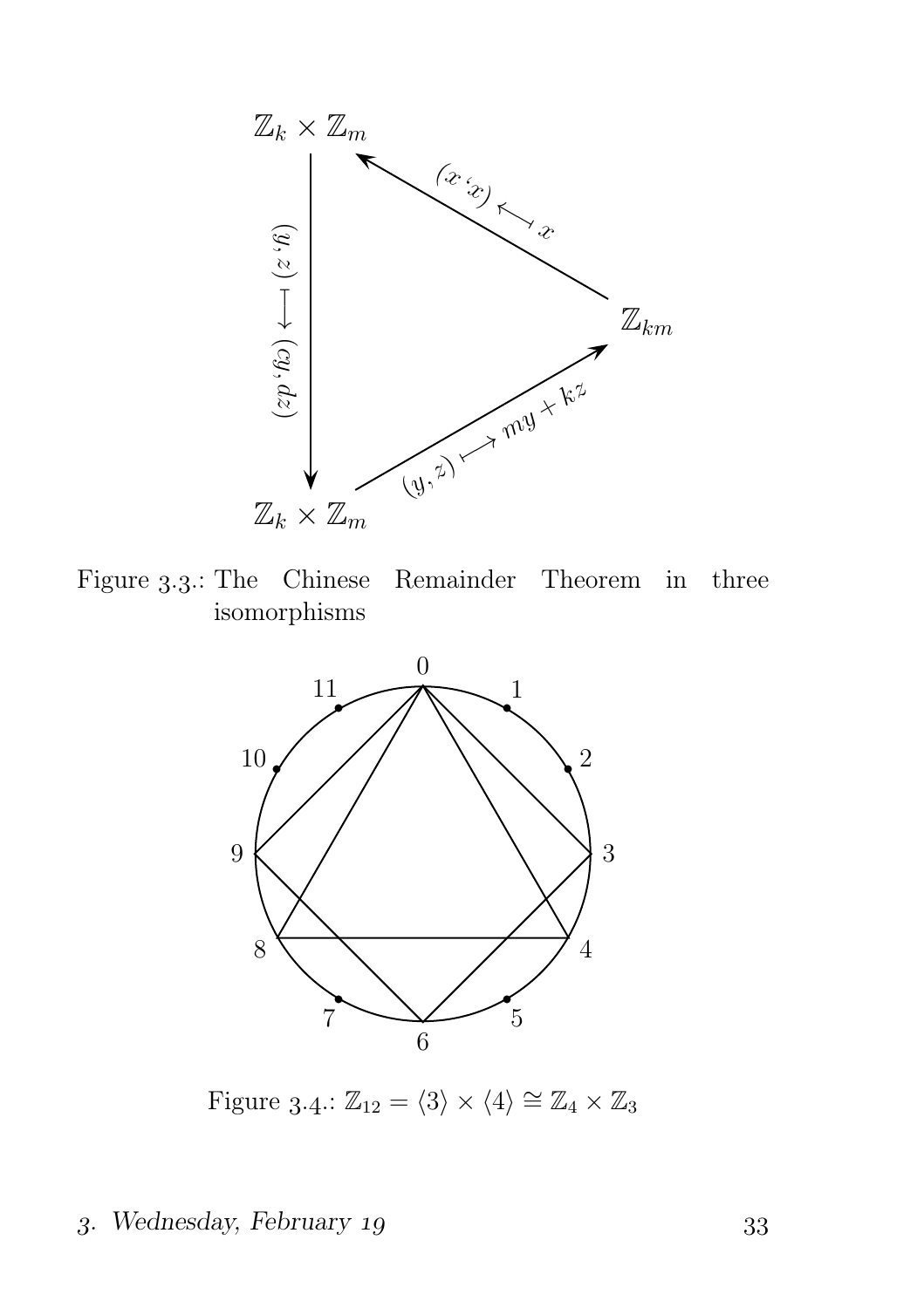Figure 3.3.: The Chinese Remainder Theorem in three isomorphisms

Figure 3.4.: $\mathbb{Z}_{12} = \langle 3 \rangle \times \langle 4 \rangle \cong \mathbb{Z}_4 \times \mathbb{Z}_3$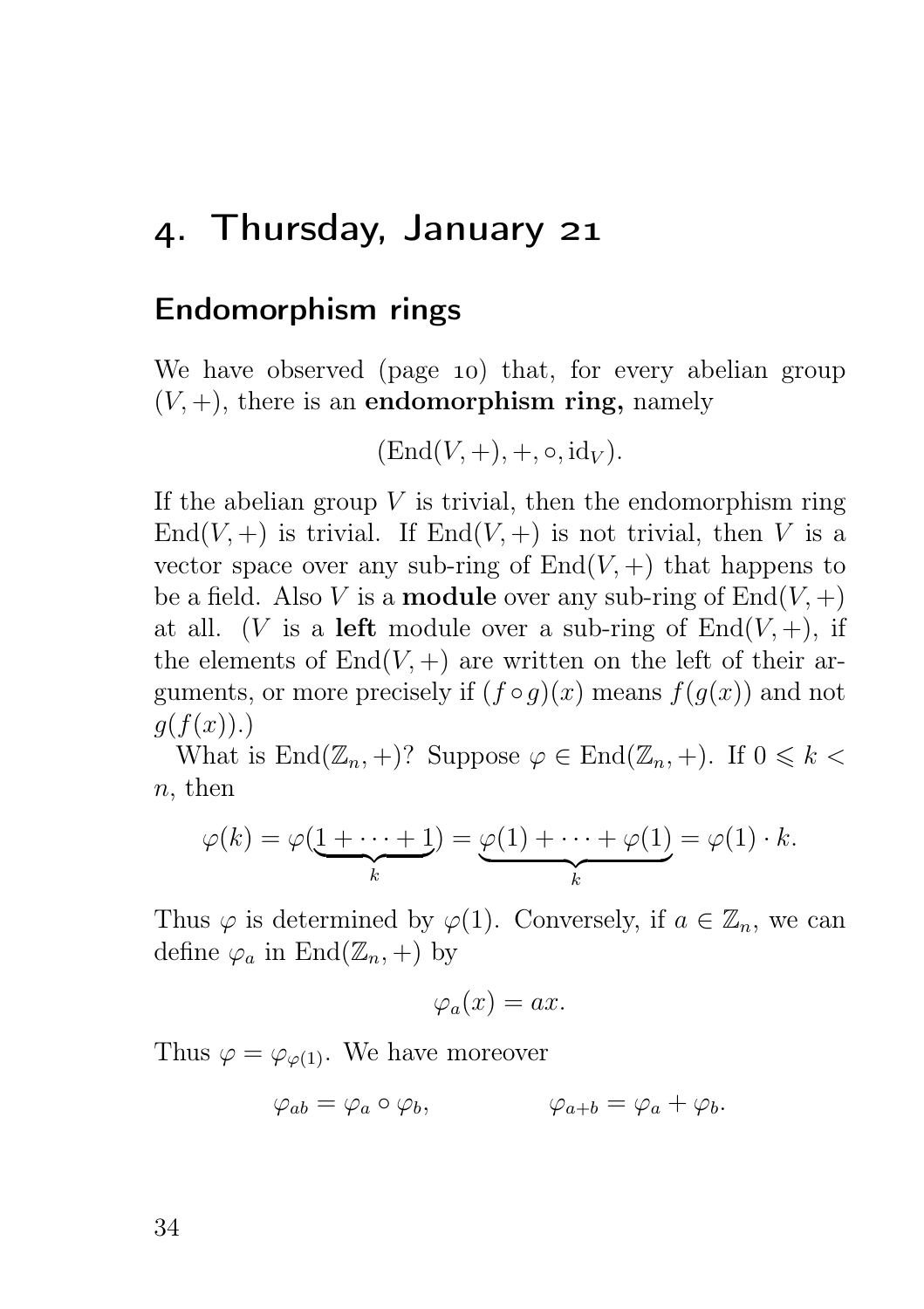## 4. Thursday, January 21

### Endomorphism rings

We have observed (page 10) that, for every abelian group $(V, +)$, there is an **endomorphism ring,** namely

$$(\mathrm{End}(V, +), +, \circ, \mathrm{id}_V).$$

If the abelian group $V$ is trivial, then the endomorphism ring $\mathrm{End}(V, +)$ is trivial. If $\mathrm{End}(V, +)$ is not trivial, then $V$ is a vector space over any sub-ring of $\mathrm{End}(V, +)$ that happens to be a field. Also $V$ is a **module** over any sub-ring of $\mathrm{End}(V, +)$ at all. ($V$ is a **left** module over a sub-ring of $\mathrm{End}(V, +)$, if the elements of $\mathrm{End}(V, +)$ are written on the left of their arguments, or more precisely if $(f \circ g)(x)$ means $f(g(x))$ and not $g(f(x))$.)

What is $\mathrm{End}(\mathbb{Z}_n, +)$? Suppose $\varphi \in \mathrm{End}(\mathbb{Z}_n, +)$. If $0 \leqslant k < n$, then

$$\varphi(k) = \varphi(\underbrace{1 + \cdots + 1}_{k}) = \underbrace{\varphi(1) + \cdots + \varphi(1)}_{k} = \varphi(1) \cdot k.$$

Thus $\varphi$ is determined by $\varphi(1)$. Conversely, if $a \in \mathbb{Z}_n$, we can define $\varphi_a$ in $\mathrm{End}(\mathbb{Z}_n, +)$ by

$$\varphi_a(x) = ax.$$

Thus $\varphi = \varphi_{\varphi(1)}$. We have moreover

$$\varphi_{ab} = \varphi_a \circ \varphi_b, \qquad \varphi_{a+b} = \varphi_a + \varphi_b.$$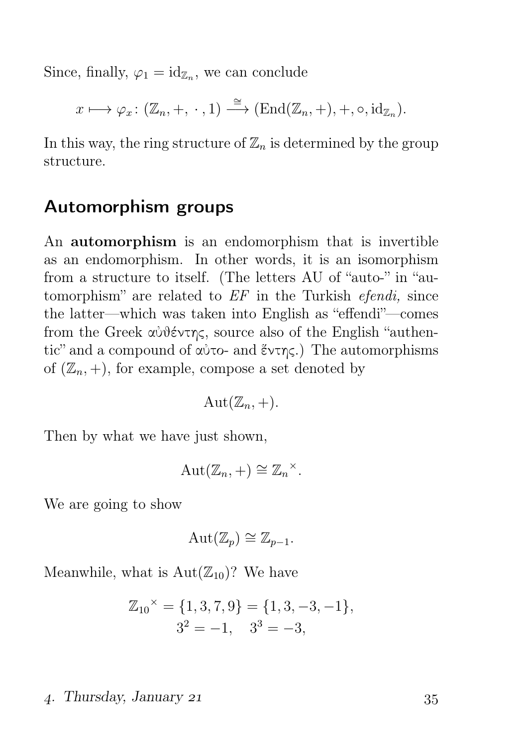Since, finally, $\varphi_1 = \mathrm{id}_{\mathbb{Z}_n}$, we can conclude

$$x \longmapsto \varphi_x \colon (\mathbb{Z}_n, +, \cdot, 1) \xrightarrow{\cong} (\mathrm{End}(\mathbb{Z}_n, +), +, \circ, \mathrm{id}_{\mathbb{Z}_n}).$$

In this way, the ring structure of $\mathbb{Z}_n$ is determined by the group structure.

## Automorphism groups

An **automorphism** is an endomorphism that is invertible as an endomorphism. In other words, it is an isomorphism from a structure to itself. (The letters AU of "auto-" in "automorphism" are related to *EF* in the Turkish *efendi,* since the latter—which was taken into English as "effendi"—comes from the Greek αὐθέντης, source also of the English "authentic" and a compound of αὐτο- and ἕντης.) The automorphisms of $(\mathbb{Z}_n, +)$, for example, compose a set denoted by

$$\mathrm{Aut}(\mathbb{Z}_n, +).$$

Then by what we have just shown,

$$\mathrm{Aut}(\mathbb{Z}_n, +) \cong {\mathbb{Z}_n}^{\times}.$$

We are going to show

$$\mathrm{Aut}(\mathbb{Z}_p) \cong \mathbb{Z}_{p-1}.$$

Meanwhile, what is $\mathrm{Aut}(\mathbb{Z}_{10})$? We have

$$\begin{gathered} {\mathbb{Z}_{10}}^{\times} = \{1, 3, 7, 9\} = \{1, 3, -3, -1\}, \\ 3^2 = -1, \quad 3^3 = -3, \end{gathered}$$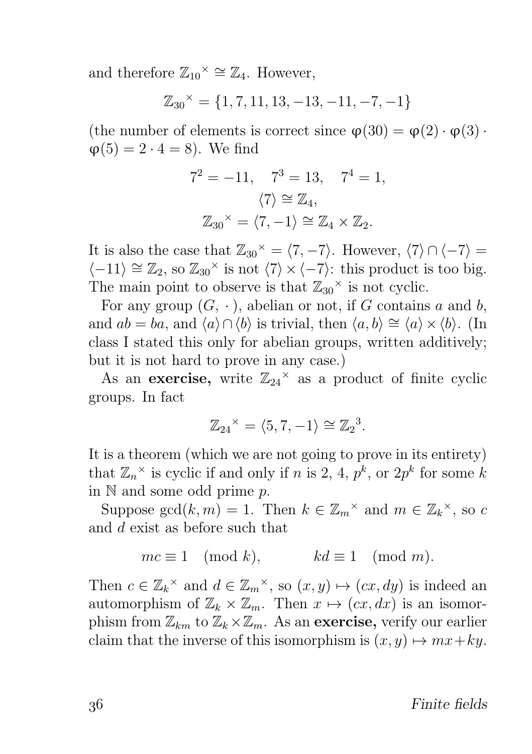and therefore ${\mathbb{Z}_{10}}^{\times} \cong \mathbb{Z}_4$. However,

$$ {\mathbb{Z}_{30}}^{\times} = \{1, 7, 11, 13, -13, -11, -7, -1\} $$

(the number of elements is correct since $\varphi(30) = \varphi(2) \cdot \varphi(3) \cdot \varphi(5) = 2 \cdot 4 = 8$). We find

$$ 7^2 = -11, \quad 7^3 = 13, \quad 7^4 = 1, $$
$$ \langle 7 \rangle \cong \mathbb{Z}_4, $$
$$ {\mathbb{Z}_{30}}^{\times} = \langle 7, -1 \rangle \cong \mathbb{Z}_4 \times \mathbb{Z}_2. $$

It is also the case that ${\mathbb{Z}_{30}}^{\times} = \langle 7, -7 \rangle$. However, $\langle 7 \rangle \cap \langle -7 \rangle = \langle -11 \rangle \cong \mathbb{Z}_2$, so ${\mathbb{Z}_{30}}^{\times}$ is not $\langle 7 \rangle \times \langle -7 \rangle$: this product is too big. The main point to observe is that ${\mathbb{Z}_{30}}^{\times}$ is not cyclic.

For any group $(G, \cdot)$, abelian or not, if $G$ contains $a$ and $b$, and $ab = ba$, and $\langle a \rangle \cap \langle b \rangle$ is trivial, then $\langle a, b \rangle \cong \langle a \rangle \times \langle b \rangle$. (In class I stated this only for abelian groups, written additively; but it is not hard to prove in any case.)

As an **exercise,** write ${\mathbb{Z}_{24}}^{\times}$ as a product of finite cyclic groups. In fact

$$ {\mathbb{Z}_{24}}^{\times} = \langle 5, 7, -1 \rangle \cong {\mathbb{Z}_2}^3. $$

It is a theorem (which we are not going to prove in its entirety) that ${\mathbb{Z}_n}^{\times}$ is cyclic if and only if $n$ is 2, 4, $p^k$, or $2p^k$ for some $k$ in $\mathbb{N}$ and some odd prime $p$.

Suppose $\gcd(k, m) = 1$. Then $k \in {\mathbb{Z}_m}^{\times}$ and $m \in {\mathbb{Z}_k}^{\times}$, so $c$ and $d$ exist as before such that

$$ mc \equiv 1 \pmod{k}, \qquad kd \equiv 1 \pmod{m}. $$

Then $c \in {\mathbb{Z}_k}^{\times}$ and $d \in {\mathbb{Z}_m}^{\times}$, so $(x, y) \mapsto (cx, dy)$ is indeed an automorphism of $\mathbb{Z}_k \times \mathbb{Z}_m$. Then $x \mapsto (cx, dx)$ is an isomorphism from $\mathbb{Z}_{km}$ to $\mathbb{Z}_k \times \mathbb{Z}_m$. As an **exercise,** verify our earlier claim that the inverse of this isomorphism is $(x, y) \mapsto mx + ky$.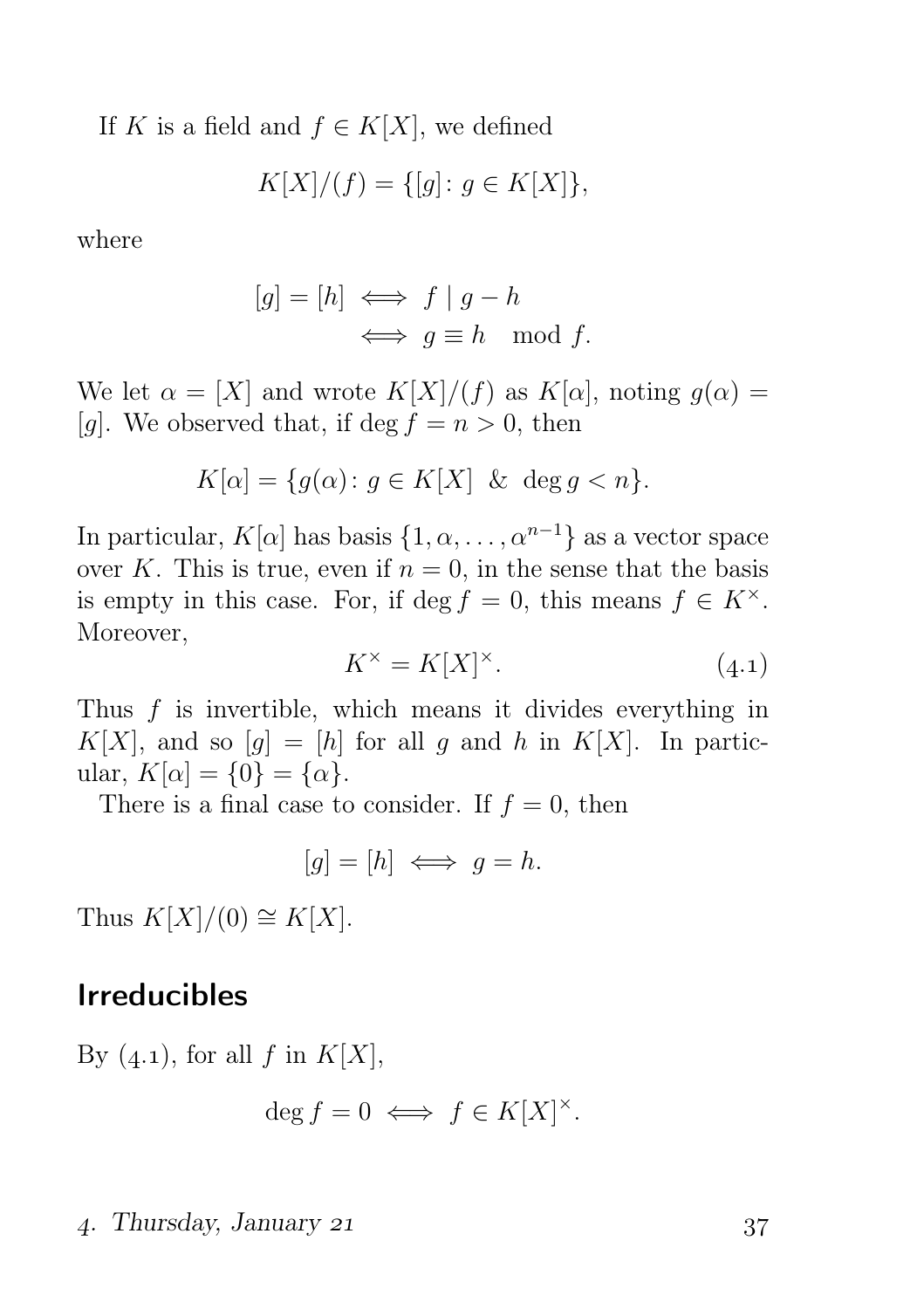If $K$ is a field and $f \in K[X]$, we defined

$$K[X]/(f) = \{[g] \colon g \in K[X]\},$$

where

$$\begin{aligned}[g] = [h] &\iff f \mid g - h \\ &\iff g \equiv h \mod f.\end{aligned}$$

We let $\alpha = [X]$ and wrote $K[X]/(f)$ as $K[\alpha]$, noting $g(\alpha) = [g]$. We observed that, if $\deg f = n > 0$, then

$$K[\alpha] = \{g(\alpha) \colon g \in K[X] \ \& \ \deg g < n\}.$$

In particular, $K[\alpha]$ has basis $\{1, \alpha, \dots, \alpha^{n-1}\}$ as a vector space over $K$. This is true, even if $n = 0$, in the sense that the basis is empty in this case. For, if $\deg f = 0$, this means $f \in K^\times$. Moreover,

$$K^\times = K[X]^\times. \tag{4.1}$$

Thus $f$ is invertible, which means it divides everything in $K[X]$, and so $[g] = [h]$ for all $g$ and $h$ in $K[X]$. In particular, $K[\alpha] = \{0\} = \{\alpha\}$.

There is a final case to consider. If $f = 0$, then

$$[g] = [h] \iff g = h.$$

Thus $K[X]/(0) \cong K[X]$.

## Irreducibles

By (4.1), for all $f$ in $K[X]$,

$$\deg f = 0 \iff f \in K[X]^\times.$$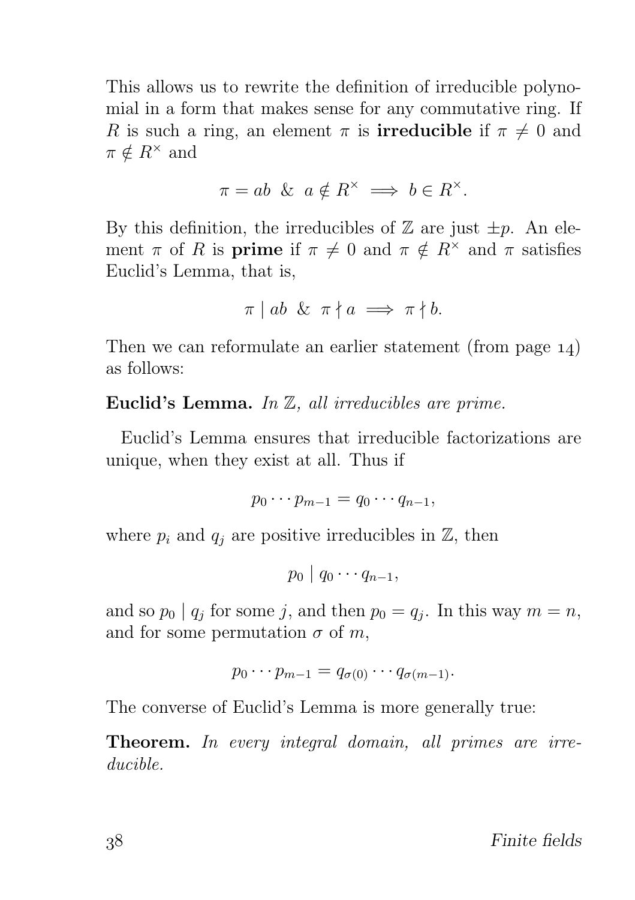This allows us to rewrite the definition of irreducible polynomial in a form that makes sense for any commutative ring. If $R$ is such a ring, an element $\pi$ is **irreducible** if $\pi \neq 0$ and $\pi \notin R^{\times}$ and

$$\pi = ab \;\&\; a \notin R^{\times} \implies b \in R^{\times}.$$

By this definition, the irreducibles of $\mathbb{Z}$ are just $\pm p$. An element $\pi$ of $R$ is **prime** if $\pi \neq 0$ and $\pi \notin R^{\times}$ and $\pi$ satisfies Euclid's Lemma, that is,

$$\pi \mid ab \;\&\; \pi \nmid a \implies \pi \nmid b.$$

Then we can reformulate an earlier statement (from page 14) as follows:

**Euclid's Lemma.** *In $\mathbb{Z}$, all irreducibles are prime.*

Euclid's Lemma ensures that irreducible factorizations are unique, when they exist at all. Thus if

$$p_0 \cdots p_{m-1} = q_0 \cdots q_{n-1},$$

where $p_i$ and $q_j$ are positive irreducibles in $\mathbb{Z}$, then

$$p_0 \mid q_0 \cdots q_{n-1},$$

and so $p_0 \mid q_j$ for some $j$, and then $p_0 = q_j$. In this way $m = n$, and for some permutation $\sigma$ of $m$,

$$p_0 \cdots p_{m-1} = q_{\sigma(0)} \cdots q_{\sigma(m-1)}.$$

The converse of Euclid's Lemma is more generally true:

**Theorem.** *In every integral domain, all primes are irreducible.*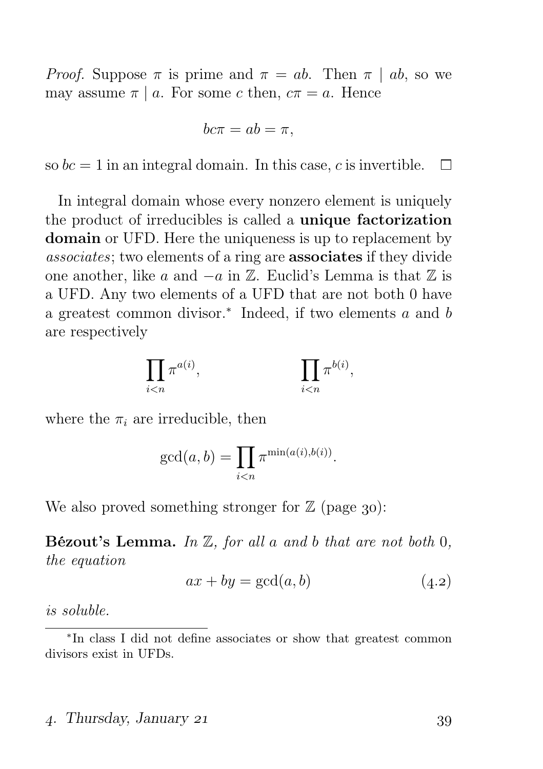*Proof.* Suppose $\pi$ is prime and $\pi = ab$. Then $\pi \mid ab$, so we may assume $\pi \mid a$. For some $c$ then, $c\pi = a$. Hence

$$bc\pi = ab = \pi,$$

so $bc = 1$ in an integral domain. In this case, $c$ is invertible. □

In integral domain whose every nonzero element is uniquely the product of irreducibles is called a **unique factorization domain** or UFD. Here the uniqueness is up to replacement by *associates*; two elements of a ring are **associates** if they divide one another, like $a$ and $-a$ in $\mathbb{Z}$. Euclid's Lemma is that $\mathbb{Z}$ is a UFD. Any two elements of a UFD that are not both 0 have a greatest common divisor.* Indeed, if two elements $a$ and $b$ are respectively

$$\prod_{i<n} \pi^{a(i)}, \qquad\qquad \prod_{i<n} \pi^{b(i)},$$

where the $\pi_i$ are irreducible, then

$$\gcd(a,b) = \prod_{i<n} \pi^{\min(a(i),b(i))}.$$

We also proved something stronger for $\mathbb{Z}$ (page 30):

**Bézout's Lemma.** *In $\mathbb{Z}$, for all $a$ and $b$ that are not both 0, the equation*

$$ax + by = \gcd(a,b) \tag{4.2}$$

*is soluble.*

---

*In class I did not define associates or show that greatest common divisors exist in UFDs.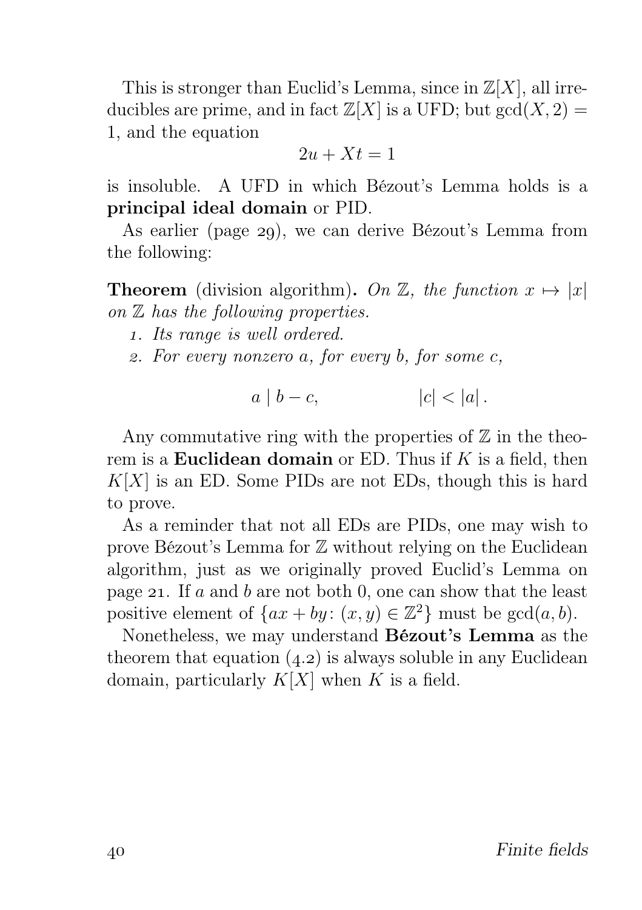This is stronger than Euclid's Lemma, since in $\mathbb{Z}[X]$, all irreducibles are prime, and in fact $\mathbb{Z}[X]$ is a UFD; but $\gcd(X, 2) = 1$, and the equation

$$2u + Xt = 1$$

is insoluble. A UFD in which Bézout's Lemma holds is a **principal ideal domain** or PID.

As earlier (page 29), we can derive Bézout's Lemma from the following:

**Theorem** (division algorithm). *On $\mathbb{Z}$, the function $x \mapsto |x|$ on $\mathbb{Z}$ has the following properties.*

1. *Its range is well ordered.*
2. *For every nonzero $a$, for every $b$, for some $c$,*

$$a \mid b - c, \qquad\qquad |c| < |a| .$$

Any commutative ring with the properties of $\mathbb{Z}$ in the theorem is a **Euclidean domain** or ED. Thus if $K$ is a field, then $K[X]$ is an ED. Some PIDs are not EDs, though this is hard to prove.

As a reminder that not all EDs are PIDs, one may wish to prove Bézout's Lemma for $\mathbb{Z}$ without relying on the Euclidean algorithm, just as we originally proved Euclid's Lemma on page 21. If $a$ and $b$ are not both 0, one can show that the least positive element of $\{ax + by \colon (x, y) \in \mathbb{Z}^2\}$ must be $\gcd(a, b)$.

Nonetheless, we may understand **Bézout's Lemma** as the theorem that equation (4.2) is always soluble in any Euclidean domain, particularly $K[X]$ when $K$ is a field.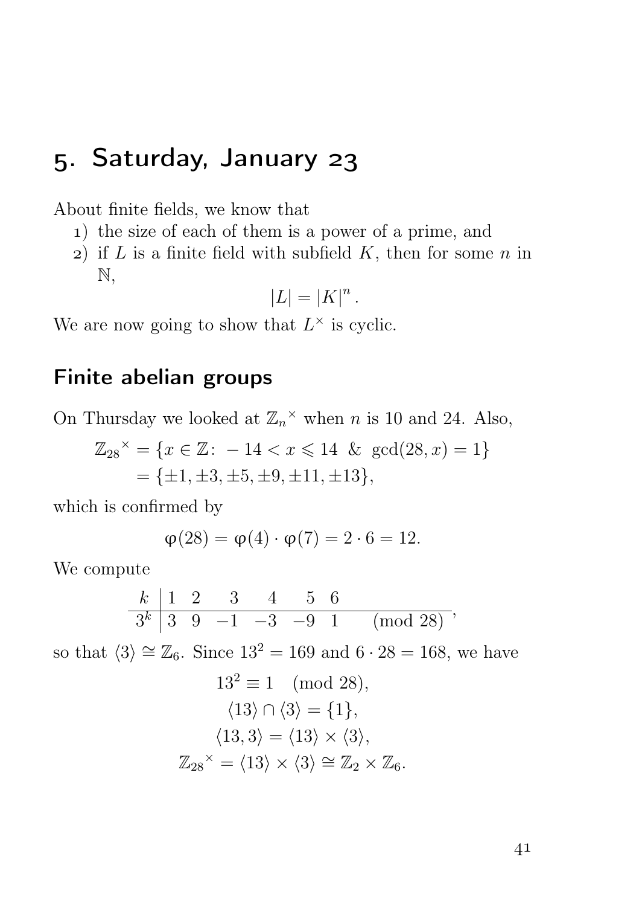// Source page: document 6208ab6dbf07, page 41 of 76
# 5. Saturday, January 23

About finite fields, we know that

1) the size of each of them is a power of a prime, and
2) if $L$ is a finite field with subfield $K$, then for some $n$ in $\mathbb{N}$,
$$|L| = |K|^n .$$

We are now going to show that $L^\times$ is cyclic.

## Finite abelian groups

On Thursday we looked at ${\mathbb{Z}_n}^\times$ when $n$ is 10 and 24. Also,

$$\begin{aligned}
{\mathbb{Z}_{28}}^\times &= \{x \in \mathbb{Z} \colon -14 < x \leqslant 14 \ \ \& \ \ \gcd(28, x) = 1\} \\
&= \{\pm 1, \pm 3, \pm 5, \pm 9, \pm 11, \pm 13\},
\end{aligned}$$

which is confirmed by

$$\varphi(28) = \varphi(4) \cdot \varphi(7) = 2 \cdot 6 = 12.$$

We compute

$$\begin{array}{c|cccccc}
k & 1 & 2 & 3 & 4 & 5 & 6 \\
\hline
3^k & 3 & 9 & -1 & -3 & -9 & 1 \quad \pmod{28}
\end{array},$$

so that $\langle 3 \rangle \cong \mathbb{Z}_6$. Since $13^2 = 169$ and $6 \cdot 28 = 168$, we have

$$\begin{gathered}
13^2 \equiv 1 \pmod{28}, \\
\langle 13 \rangle \cap \langle 3 \rangle = \{1\}, \\
\langle 13, 3 \rangle = \langle 13 \rangle \times \langle 3 \rangle, \\
{\mathbb{Z}_{28}}^\times = \langle 13 \rangle \times \langle 3 \rangle \cong \mathbb{Z}_2 \times \mathbb{Z}_6.
\end{gathered}$$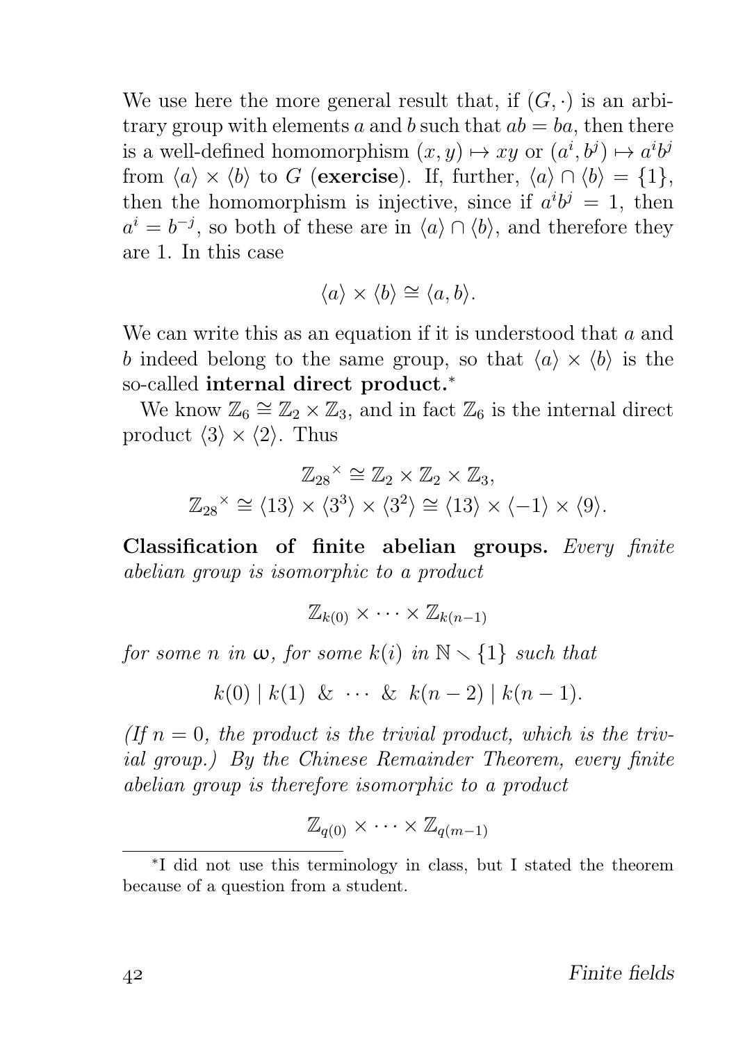We use here the more general result that, if $(G, \cdot)$ is an arbitrary group with elements $a$ and $b$ such that $ab = ba$, then there is a well-defined homomorphism $(x, y) \mapsto xy$ or $(a^i, b^j) \mapsto a^i b^j$ from $\langle a \rangle \times \langle b \rangle$ to $G$ (**exercise**). If, further, $\langle a \rangle \cap \langle b \rangle = \{1\}$, then the homomorphism is injective, since if $a^i b^j = 1$, then $a^i = b^{-j}$, so both of these are in $\langle a \rangle \cap \langle b \rangle$, and therefore they are 1. In this case

$$\langle a \rangle \times \langle b \rangle \cong \langle a, b \rangle.$$

We can write this as an equation if it is understood that $a$ and $b$ indeed belong to the same group, so that $\langle a \rangle \times \langle b \rangle$ is the so-called **internal direct product.**[*]

We know $\mathbb{Z}_6 \cong \mathbb{Z}_2 \times \mathbb{Z}_3$, and in fact $\mathbb{Z}_6$ is the internal direct product $\langle 3 \rangle \times \langle 2 \rangle$. Thus

$$\mathbb{Z}_{28}{}^{\times} \cong \mathbb{Z}_2 \times \mathbb{Z}_2 \times \mathbb{Z}_3,$$
$$\mathbb{Z}_{28}{}^{\times} \cong \langle 13 \rangle \times \langle 3^3 \rangle \times \langle 3^2 \rangle \cong \langle 13 \rangle \times \langle -1 \rangle \times \langle 9 \rangle.$$

**Classification of finite abelian groups.** *Every finite abelian group is isomorphic to a product*

$$\mathbb{Z}_{k(0)} \times \cdots \times \mathbb{Z}_{k(n-1)}$$

*for some $n$ in $\omega$, for some $k(i)$ in $\mathbb{N} \smallsetminus \{1\}$ such that*

$$k(0) \mid k(1) \ \& \ \cdots \ \& \ k(n-2) \mid k(n-1).$$

*(If $n = 0$, the product is the trivial product, which is the trivial group.) By the Chinese Remainder Theorem, every finite abelian group is therefore isomorphic to a product*

$$\mathbb{Z}_{q(0)} \times \cdots \times \mathbb{Z}_{q(m-1)}$$

[*] I did not use this terminology in class, but I stated the theorem because of a question from a student.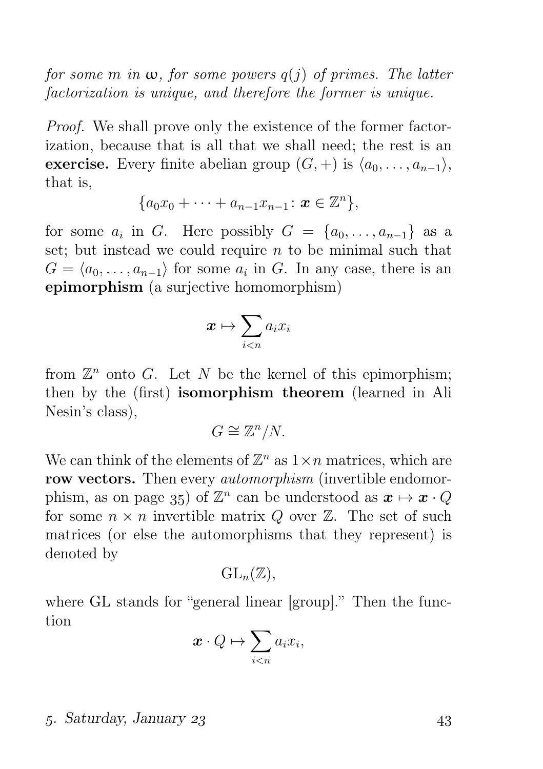*for some $m$ in $\omega$, for some powers $q(j)$ of primes. The latter factorization is unique, and therefore the former is unique.*

*Proof.* We shall prove only the existence of the former factorization, because that is all that we shall need; the rest is an **exercise.** Every finite abelian group $(G,+)$ is $\langle a_0,\dots,a_{n-1}\rangle$, that is,

$$\{a_0x_0+\dots+a_{n-1}x_{n-1}\colon \boldsymbol{x}\in\mathbb{Z}^n\},$$

for some $a_i$ in $G$. Here possibly $G=\{a_0,\dots,a_{n-1}\}$ as a set; but instead we could require $n$ to be minimal such that $G=\langle a_0,\dots,a_{n-1}\rangle$ for some $a_i$ in $G$. In any case, there is an **epimorphism** (a surjective homomorphism)

$$\boldsymbol{x}\mapsto\sum_{i<n}a_ix_i$$

from $\mathbb{Z}^n$ onto $G$. Let $N$ be the kernel of this epimorphism; then by the (first) **isomorphism theorem** (learned in Ali Nesin's class),

$$G\cong\mathbb{Z}^n/N.$$

We can think of the elements of $\mathbb{Z}^n$ as $1\times n$ matrices, which are **row vectors.** Then every *automorphism* (invertible endomorphism, as on page 35) of $\mathbb{Z}^n$ can be understood as $\boldsymbol{x}\mapsto\boldsymbol{x}\cdot Q$ for some $n\times n$ invertible matrix $Q$ over $\mathbb{Z}$. The set of such matrices (or else the automorphisms that they represent) is denoted by

$$\mathrm{GL}_n(\mathbb{Z}),$$

where GL stands for "general linear [group]." Then the function

$$\boldsymbol{x}\cdot Q\mapsto\sum_{i<n}a_ix_i,$$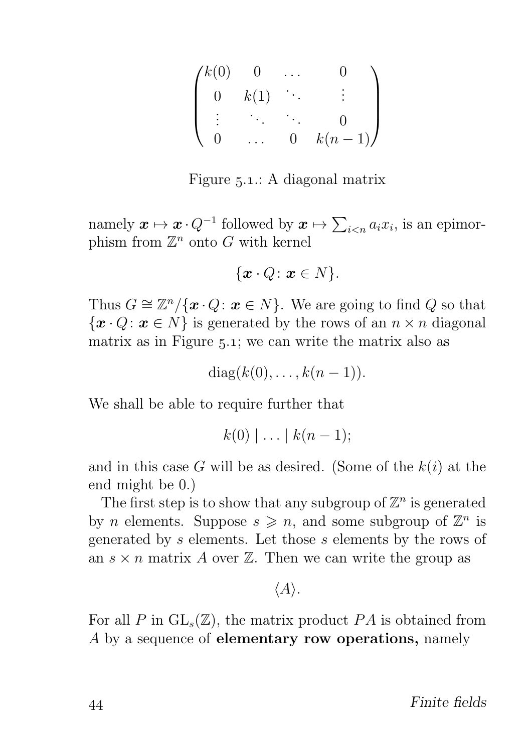$$\begin{pmatrix} k(0) & 0 & \dots & 0 \\ 0 & k(1) & \ddots & \vdots \\ \vdots & \ddots & \ddots & 0 \\ 0 & \dots & 0 & k(n-1) \end{pmatrix}$$

Figure 5.1.: A diagonal matrix

namely $\boldsymbol{x} \mapsto \boldsymbol{x} \cdot Q^{-1}$ followed by $\boldsymbol{x} \mapsto \sum_{i<n} a_i x_i$, is an epimorphism from $\mathbb{Z}^n$ onto $G$ with kernel

$$\{\boldsymbol{x} \cdot Q \colon \boldsymbol{x} \in N\}.$$

Thus $G \cong \mathbb{Z}^n / \{\boldsymbol{x} \cdot Q \colon \boldsymbol{x} \in N\}$. We are going to find $Q$ so that $\{\boldsymbol{x} \cdot Q \colon \boldsymbol{x} \in N\}$ is generated by the rows of an $n \times n$ diagonal matrix as in Figure 5.1; we can write the matrix also as

$$\operatorname{diag}(k(0), \dots, k(n-1)).$$

We shall be able to require further that

$$k(0) \mid \dots \mid k(n-1);$$

and in this case $G$ will be as desired. (Some of the $k(i)$ at the end might be 0.)

The first step is to show that any subgroup of $\mathbb{Z}^n$ is generated by $n$ elements. Suppose $s \geqslant n$, and some subgroup of $\mathbb{Z}^n$ is generated by $s$ elements. Let those $s$ elements by the rows of an $s \times n$ matrix $A$ over $\mathbb{Z}$. Then we can write the group as

$$\langle A \rangle.$$

For all $P$ in $\mathrm{GL}_s(\mathbb{Z})$, the matrix product $PA$ is obtained from $A$ by a sequence of **elementary row operations,** namely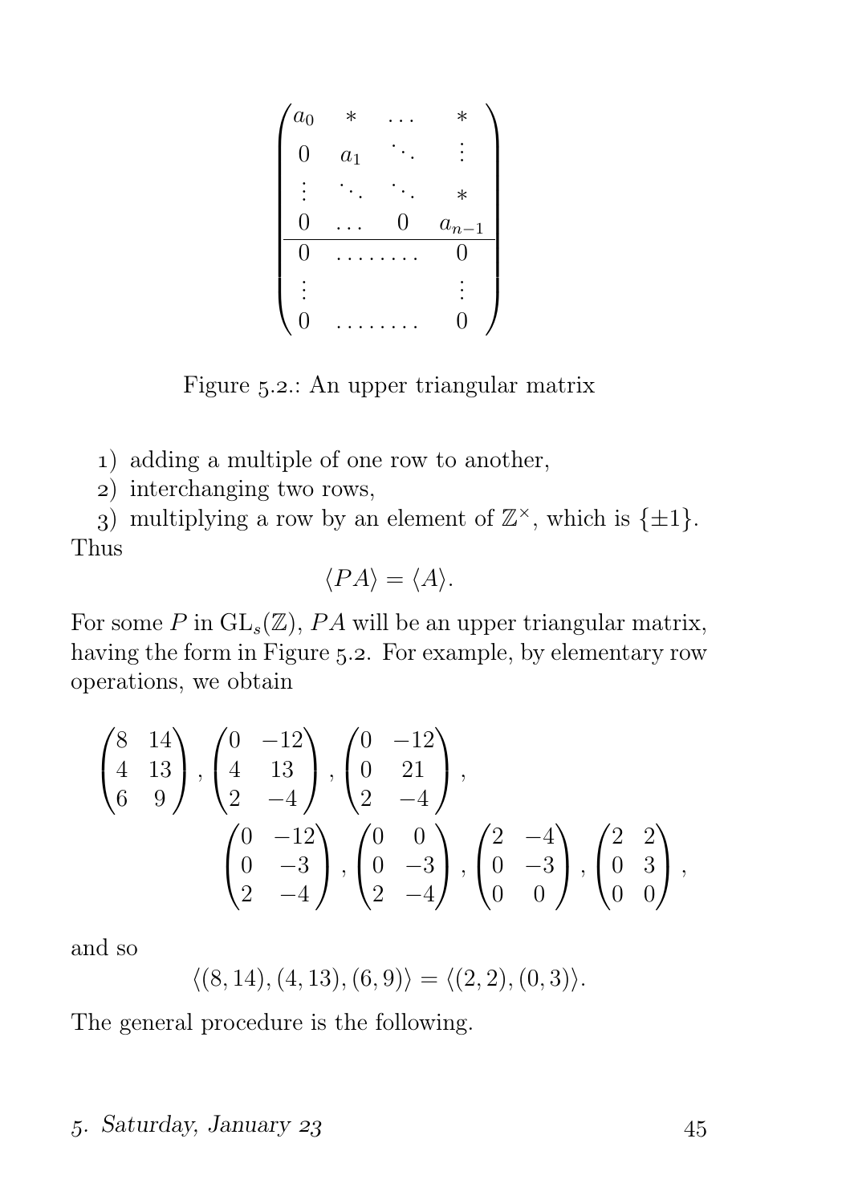$$
\left(\begin{array}{cccc}
a_0 & * & \dots & * \\
0 & a_1 & \ddots & \vdots \\
\vdots & \ddots & \ddots & * \\
0 & \dots & 0 & a_{n-1} \\
\hline
0 & \dots & \dots & 0 \\
\vdots & & & \vdots \\
0 & \dots & \dots & 0
\end{array}\right)
$$

Figure 5.2.: An upper triangular matrix

1) adding a multiple of one row to another,
2) interchanging two rows,
3) multiplying a row by an element of $\mathbb{Z}^\times$, which is $\{\pm 1\}$.

Thus

$$\langle PA \rangle = \langle A \rangle.$$

For some $P$ in $\mathrm{GL}_s(\mathbb{Z})$, $PA$ will be an upper triangular matrix, having the form in Figure 5.2. For example, by elementary row operations, we obtain

$$
\begin{pmatrix} 8 & 14 \\ 4 & 13 \\ 6 & 9 \end{pmatrix}, \begin{pmatrix} 0 & -12 \\ 4 & 13 \\ 2 & -4 \end{pmatrix}, \begin{pmatrix} 0 & -12 \\ 0 & 21 \\ 2 & -4 \end{pmatrix},
$$

$$
\begin{pmatrix} 0 & -12 \\ 0 & -3 \\ 2 & -4 \end{pmatrix}, \begin{pmatrix} 0 & 0 \\ 0 & -3 \\ 2 & -4 \end{pmatrix}, \begin{pmatrix} 2 & -4 \\ 0 & -3 \\ 0 & 0 \end{pmatrix}, \begin{pmatrix} 2 & 2 \\ 0 & 3 \\ 0 & 0 \end{pmatrix},
$$

and so

$$\langle (8, 14), (4, 13), (6, 9) \rangle = \langle (2, 2), (0, 3) \rangle.$$

The general procedure is the following.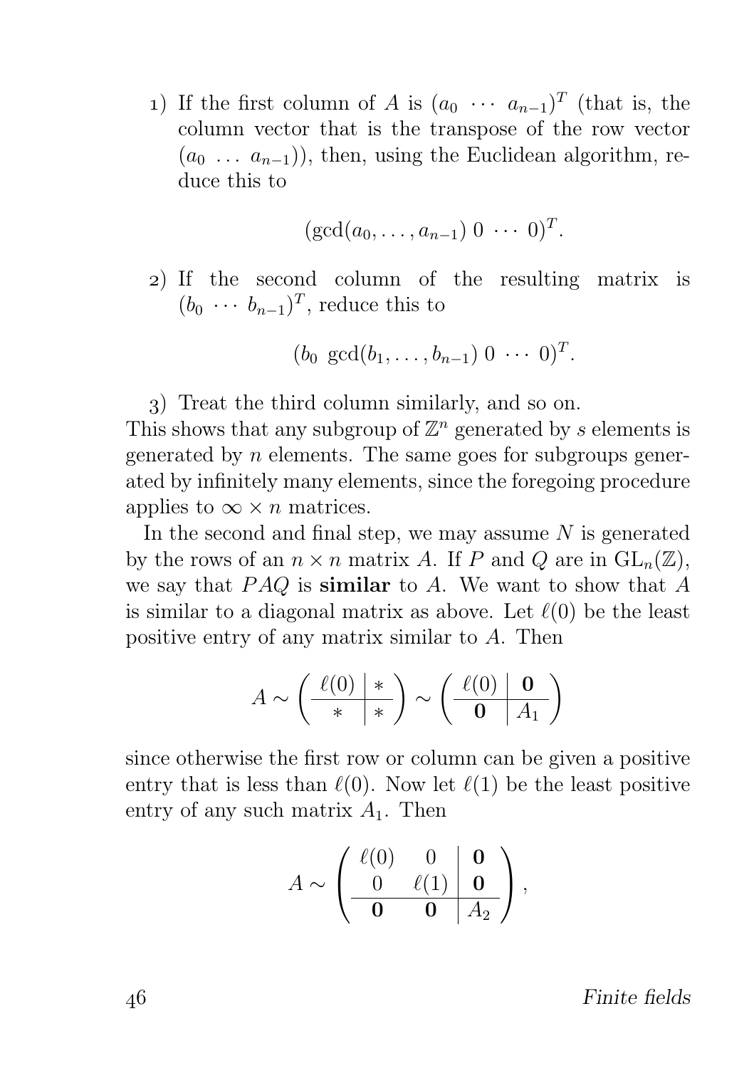1) If the first column of $A$ is $(a_0 \ \cdots \ a_{n-1})^T$ (that is, the column vector that is the transpose of the row vector $(a_0 \ \ldots \ a_{n-1})$), then, using the Euclidean algorithm, reduce this to

$$(\gcd(a_0, \ldots, a_{n-1}) \ 0 \ \cdots \ 0)^T.$$

2) If the second column of the resulting matrix is $(b_0 \ \cdots \ b_{n-1})^T$, reduce this to

$$(b_0 \ \gcd(b_1, \ldots, b_{n-1}) \ 0 \ \cdots \ 0)^T.$$

3) Treat the third column similarly, and so on.

This shows that any subgroup of $\mathbb{Z}^n$ generated by $s$ elements is generated by $n$ elements. The same goes for subgroups generated by infinitely many elements, since the foregoing procedure applies to $\infty \times n$ matrices.

In the second and final step, we may assume $N$ is generated by the rows of an $n \times n$ matrix $A$. If $P$ and $Q$ are in $\mathrm{GL}_n(\mathbb{Z})$, we say that $PAQ$ is **similar** to $A$. We want to show that $A$ is similar to a diagonal matrix as above. Let $\ell(0)$ be the least positive entry of any matrix similar to $A$. Then

$$A \sim \left(\begin{array}{c|c} \ell(0) & * \\ \hline * & * \end{array}\right) \sim \left(\begin{array}{c|c} \ell(0) & \mathbf{0} \\ \hline \mathbf{0} & A_1 \end{array}\right)$$

since otherwise the first row or column can be given a positive entry that is less than $\ell(0)$. Now let $\ell(1)$ be the least positive entry of any such matrix $A_1$. Then

$$A \sim \left(\begin{array}{cc|c} \ell(0) & 0 & \mathbf{0} \\ 0 & \ell(1) & \mathbf{0} \\ \hline \mathbf{0} & \mathbf{0} & A_2 \end{array}\right),$$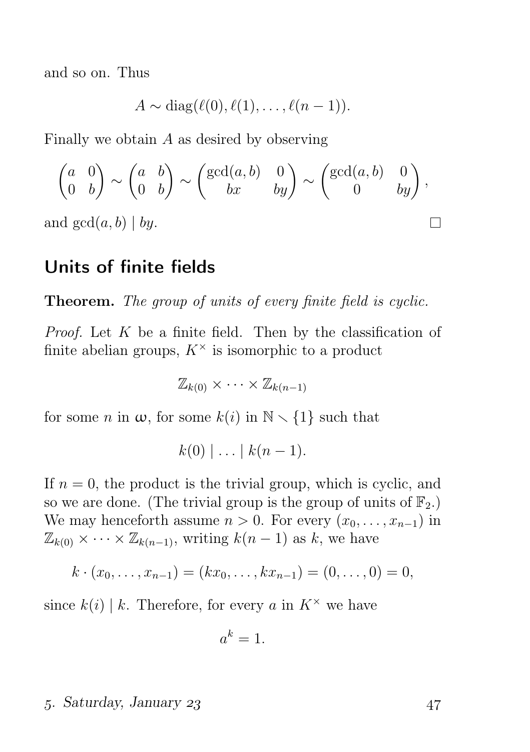and so on. Thus

$$A \sim \operatorname{diag}(\ell(0), \ell(1), \dots, \ell(n-1)).$$

Finally we obtain $A$ as desired by observing

$$\begin{pmatrix} a & 0 \\ 0 & b \end{pmatrix} \sim \begin{pmatrix} a & b \\ 0 & b \end{pmatrix} \sim \begin{pmatrix} \gcd(a,b) & 0 \\ bx & by \end{pmatrix} \sim \begin{pmatrix} \gcd(a,b) & 0 \\ 0 & by \end{pmatrix},$$

and $\gcd(a,b) \mid by$. $\square$

## Units of finite fields

**Theorem.** *The group of units of every finite field is cyclic.*

*Proof.* Let $K$ be a finite field. Then by the classification of finite abelian groups, $K^\times$ is isomorphic to a product

$$\mathbb{Z}_{k(0)} \times \dots \times \mathbb{Z}_{k(n-1)}$$

for some $n$ in $\omega$, for some $k(i)$ in $\mathbb{N} \smallsetminus \{1\}$ such that

$$k(0) \mid \dots \mid k(n-1).$$

If $n = 0$, the product is the trivial group, which is cyclic, and so we are done. (The trivial group is the group of units of $\mathbb{F}_2$.) We may henceforth assume $n > 0$. For every $(x_0, \dots, x_{n-1})$ in $\mathbb{Z}_{k(0)} \times \dots \times \mathbb{Z}_{k(n-1)}$, writing $k(n-1)$ as $k$, we have

$$k \cdot (x_0, \dots, x_{n-1}) = (kx_0, \dots, kx_{n-1}) = (0, \dots, 0) = 0,$$

since $k(i) \mid k$. Therefore, for every $a$ in $K^\times$ we have

$$a^k = 1.$$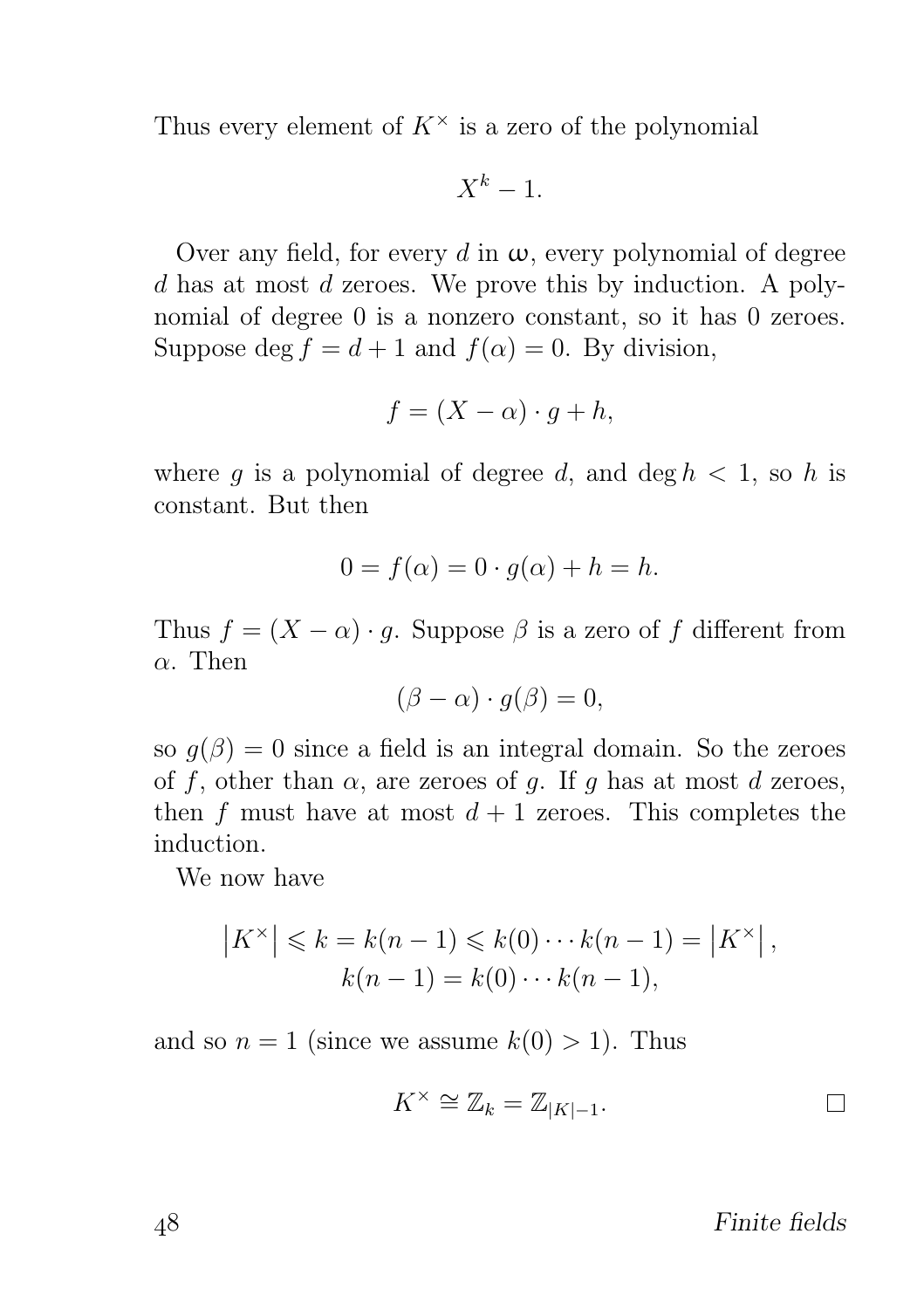Thus every element of $K^\times$ is a zero of the polynomial

$$X^k - 1.$$

Over any field, for every $d$ in $\omega$, every polynomial of degree $d$ has at most $d$ zeroes. We prove this by induction. A polynomial of degree 0 is a nonzero constant, so it has 0 zeroes. Suppose $\deg f = d + 1$ and $f(\alpha) = 0$. By division,

$$f = (X - \alpha) \cdot g + h,$$

where $g$ is a polynomial of degree $d$, and $\deg h < 1$, so $h$ is constant. But then

$$0 = f(\alpha) = 0 \cdot g(\alpha) + h = h.$$

Thus $f = (X - \alpha) \cdot g$. Suppose $\beta$ is a zero of $f$ different from $\alpha$. Then

$$(\beta - \alpha) \cdot g(\beta) = 0,$$

so $g(\beta) = 0$ since a field is an integral domain. So the zeroes of $f$, other than $\alpha$, are zeroes of $g$. If $g$ has at most $d$ zeroes, then $f$ must have at most $d + 1$ zeroes. This completes the induction.

We now have

$$\left|K^\times\right| \leqslant k = k(n-1) \leqslant k(0) \cdots k(n-1) = \left|K^\times\right|,$$
$$k(n-1) = k(0) \cdots k(n-1),$$

and so $n = 1$ (since we assume $k(0) > 1$). Thus

$$K^\times \cong \mathbb{Z}_k = \mathbb{Z}_{|K|-1}. \qquad \square$$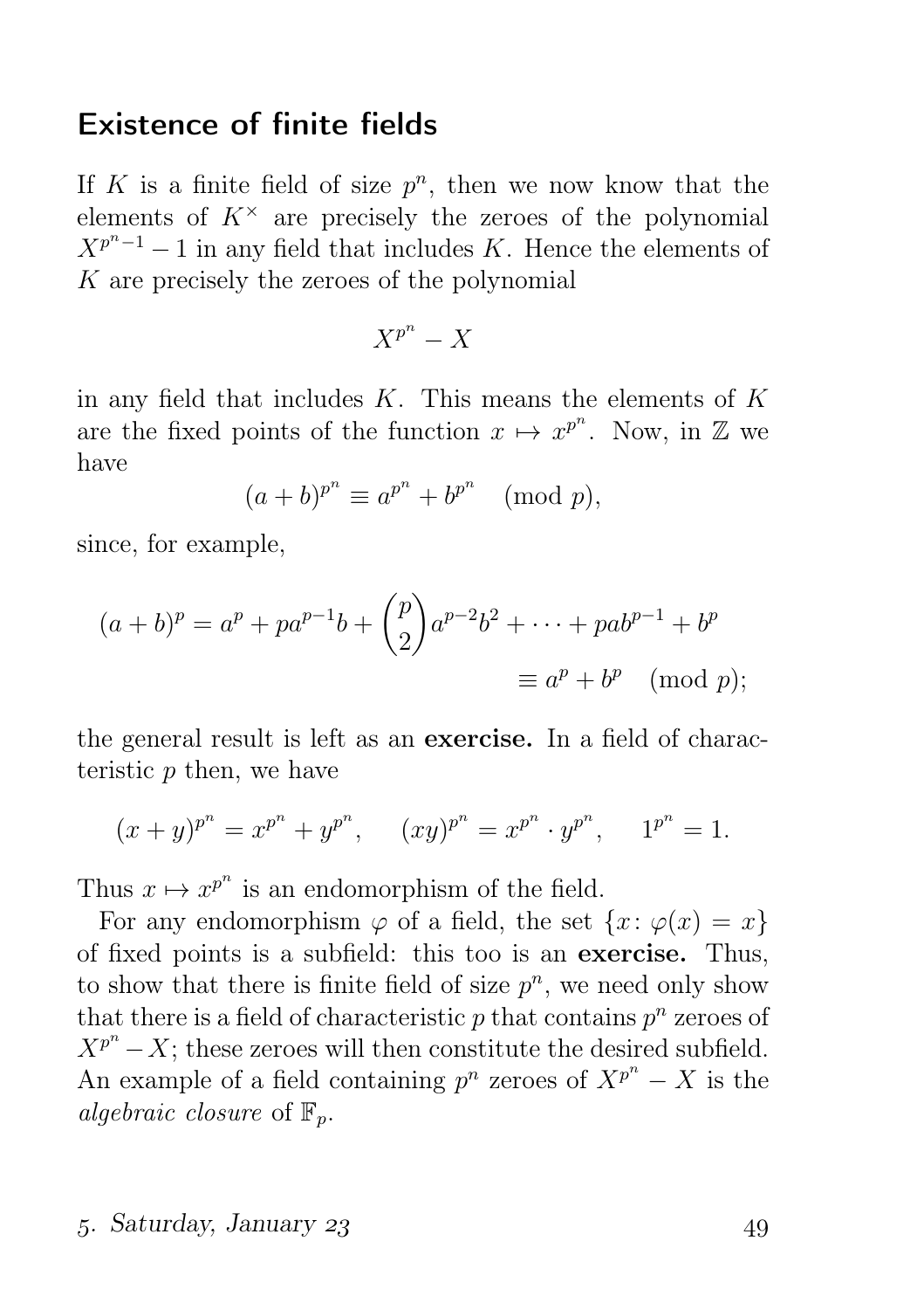## Existence of finite fields

If $K$ is a finite field of size $p^n$, then we now know that the elements of $K^\times$ are precisely the zeroes of the polynomial $X^{p^n-1} - 1$ in any field that includes $K$. Hence the elements of $K$ are precisely the zeroes of the polynomial

$$X^{p^n} - X$$

in any field that includes $K$. This means the elements of $K$ are the fixed points of the function $x \mapsto x^{p^n}$. Now, in $\mathbb{Z}$ we have

$$(a+b)^{p^n} \equiv a^{p^n} + b^{p^n} \pmod{p},$$

since, for example,

$$\begin{aligned}(a+b)^p = a^p + pa^{p-1}b + \binom{p}{2}a^{p-2}b^2 + \cdots + pab^{p-1} + b^p \\ \equiv a^p + b^p \pmod{p};\end{aligned}$$

the general result is left as an **exercise.** In a field of characteristic $p$ then, we have

$$(x+y)^{p^n} = x^{p^n} + y^{p^n}, \qquad (xy)^{p^n} = x^{p^n} \cdot y^{p^n}, \qquad 1^{p^n} = 1.$$

Thus $x \mapsto x^{p^n}$ is an endomorphism of the field.

For any endomorphism $\varphi$ of a field, the set $\{x \colon \varphi(x) = x\}$ of fixed points is a subfield: this too is an **exercise.** Thus, to show that there is finite field of size $p^n$, we need only show that there is a field of characteristic $p$ that contains $p^n$ zeroes of $X^{p^n} - X$; these zeroes will then constitute the desired subfield. An example of a field containing $p^n$ zeroes of $X^{p^n} - X$ is the *algebraic closure* of $\mathbb{F}_p$.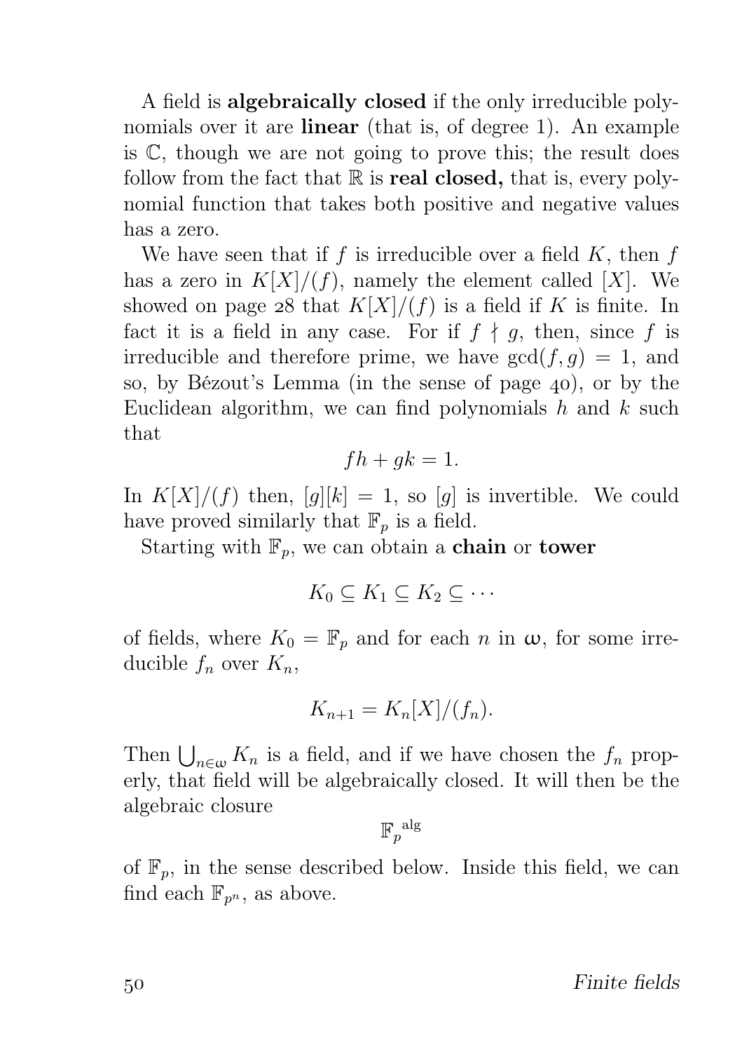A field is **algebraically closed** if the only irreducible polynomials over it are **linear** (that is, of degree 1). An example is $\mathbb{C}$, though we are not going to prove this; the result does follow from the fact that $\mathbb{R}$ is **real closed,** that is, every polynomial function that takes both positive and negative values has a zero.

We have seen that if $f$ is irreducible over a field $K$, then $f$ has a zero in $K[X]/(f)$, namely the element called $[X]$. We showed on page 28 that $K[X]/(f)$ is a field if $K$ is finite. In fact it is a field in any case. For if $f \nmid g$, then, since $f$ is irreducible and therefore prime, we have $\gcd(f, g) = 1$, and so, by Bézout's Lemma (in the sense of page 40), or by the Euclidean algorithm, we can find polynomials $h$ and $k$ such that

$$fh + gk = 1.$$

In $K[X]/(f)$ then, $[g][k] = 1$, so $[g]$ is invertible. We could have proved similarly that $\mathbb{F}_p$ is a field.

Starting with $\mathbb{F}_p$, we can obtain a **chain** or **tower**

$$K_0 \subseteq K_1 \subseteq K_2 \subseteq \cdots$$

of fields, where $K_0 = \mathbb{F}_p$ and for each $n$ in $\omega$, for some irreducible $f_n$ over $K_n$,

$$K_{n+1} = K_n[X]/(f_n).$$

Then $\bigcup_{n \in \omega} K_n$ is a field, and if we have chosen the $f_n$ properly, that field will be algebraically closed. It will then be the algebraic closure

$${\mathbb{F}_p}^{\mathrm{alg}}$$

of $\mathbb{F}_p$, in the sense described below. Inside this field, we can find each $\mathbb{F}_{p^n}$, as above.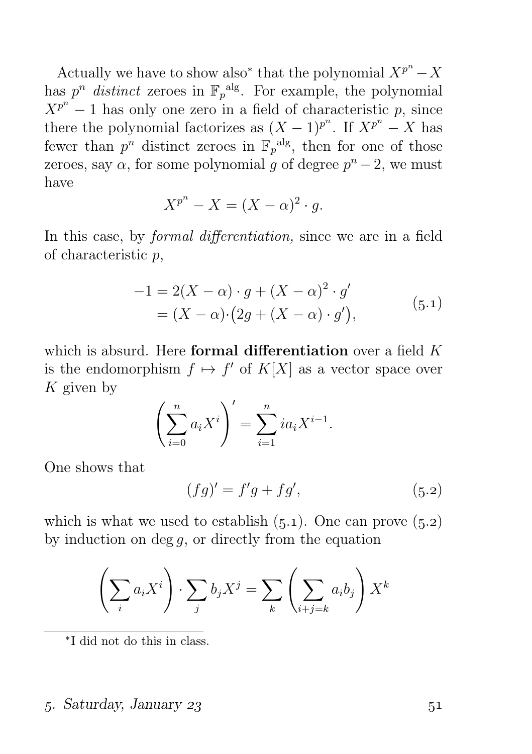Actually we have to show also* that the polynomial $X^{p^n} - X$ has $p^n$ *distinct* zeroes in ${\mathbb{F}_p}^{\mathrm{alg}}$. For example, the polynomial $X^{p^n} - 1$ has only one zero in a field of characteristic $p$, since there the polynomial factorizes as $(X-1)^{p^n}$. If $X^{p^n} - X$ has fewer than $p^n$ distinct zeroes in ${\mathbb{F}_p}^{\mathrm{alg}}$, then for one of those zeroes, say $\alpha$, for some polynomial $g$ of degree $p^n - 2$, we must have

$$X^{p^n} - X = (X - \alpha)^2 \cdot g.$$

In this case, by *formal differentiation,* since we are in a field of characteristic $p$,

$$\begin{aligned} -1 &= 2(X-\alpha) \cdot g + (X-\alpha)^2 \cdot g' \\ &= (X-\alpha) \cdot \big(2g + (X-\alpha) \cdot g'\big), \end{aligned} \tag{5.1}$$

which is absurd. Here **formal differentiation** over a field $K$ is the endomorphism $f \mapsto f'$ of $K[X]$ as a vector space over $K$ given by

$$\left(\sum_{i=0}^{n} a_i X^i\right)' = \sum_{i=1}^{n} i a_i X^{i-1}.$$

One shows that

$$(fg)' = f'g + fg', \tag{5.2}$$

which is what we used to establish (5.1). One can prove (5.2) by induction on $\deg g$, or directly from the equation

$$\left(\sum_i a_i X^i\right) \cdot \sum_j b_j X^j = \sum_k \left(\sum_{i+j=k} a_i b_j\right) X^k$$

*I did not do this in class.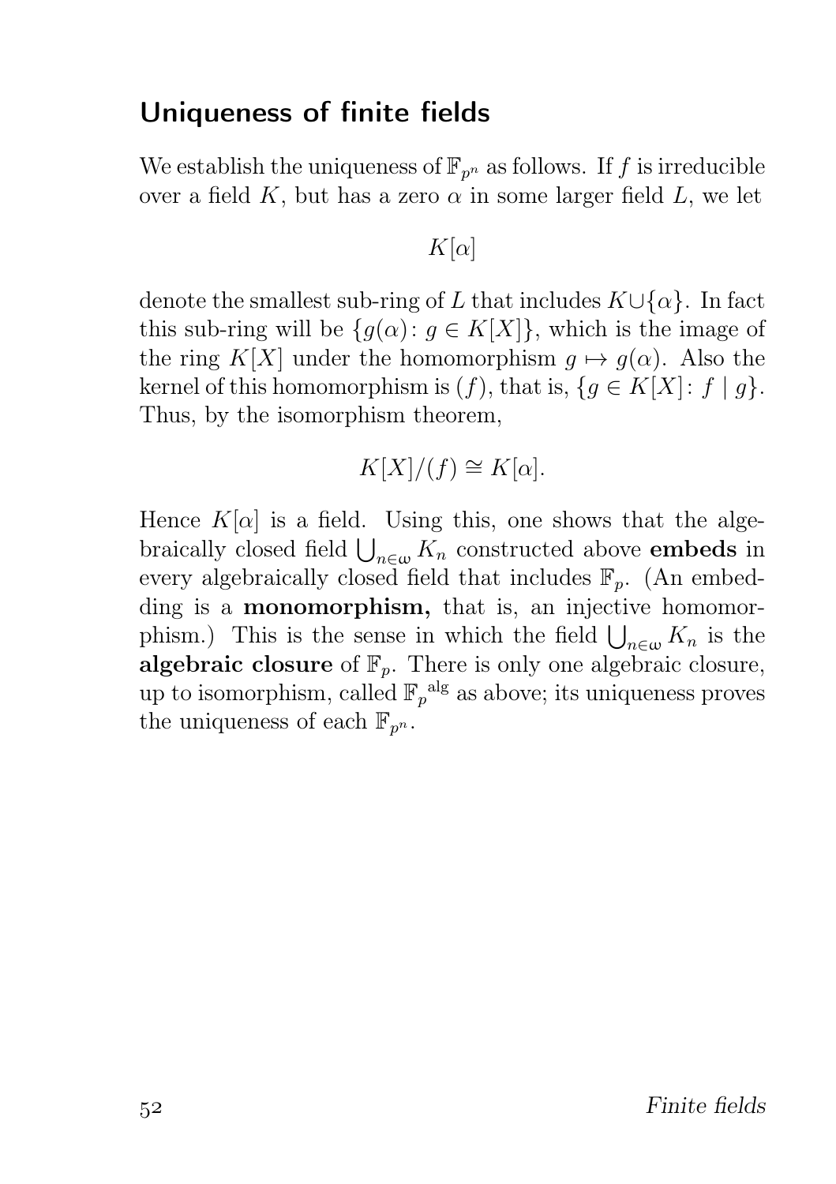## Uniqueness of finite fields

We establish the uniqueness of $\mathbb{F}_{p^n}$ as follows. If $f$ is irreducible over a field $K$, but has a zero $\alpha$ in some larger field $L$, we let

$$K[\alpha]$$

denote the smallest sub-ring of $L$ that includes $K \cup \{\alpha\}$. In fact this sub-ring will be $\{g(\alpha) \colon g \in K[X]\}$, which is the image of the ring $K[X]$ under the homomorphism $g \mapsto g(\alpha)$. Also the kernel of this homomorphism is $(f)$, that is, $\{g \in K[X] \colon f \mid g\}$. Thus, by the isomorphism theorem,

$$K[X]/(f) \cong K[\alpha].$$

Hence $K[\alpha]$ is a field. Using this, one shows that the algebraically closed field $\bigcup_{n \in \omega} K_n$ constructed above **embeds** in every algebraically closed field that includes $\mathbb{F}_p$. (An embedding is a **monomorphism,** that is, an injective homomorphism.) This is the sense in which the field $\bigcup_{n \in \omega} K_n$ is the **algebraic closure** of $\mathbb{F}_p$. There is only one algebraic closure, up to isomorphism, called ${\mathbb{F}_p}^{\mathrm{alg}}$ as above; its uniqueness proves the uniqueness of each $\mathbb{F}_{p^n}$.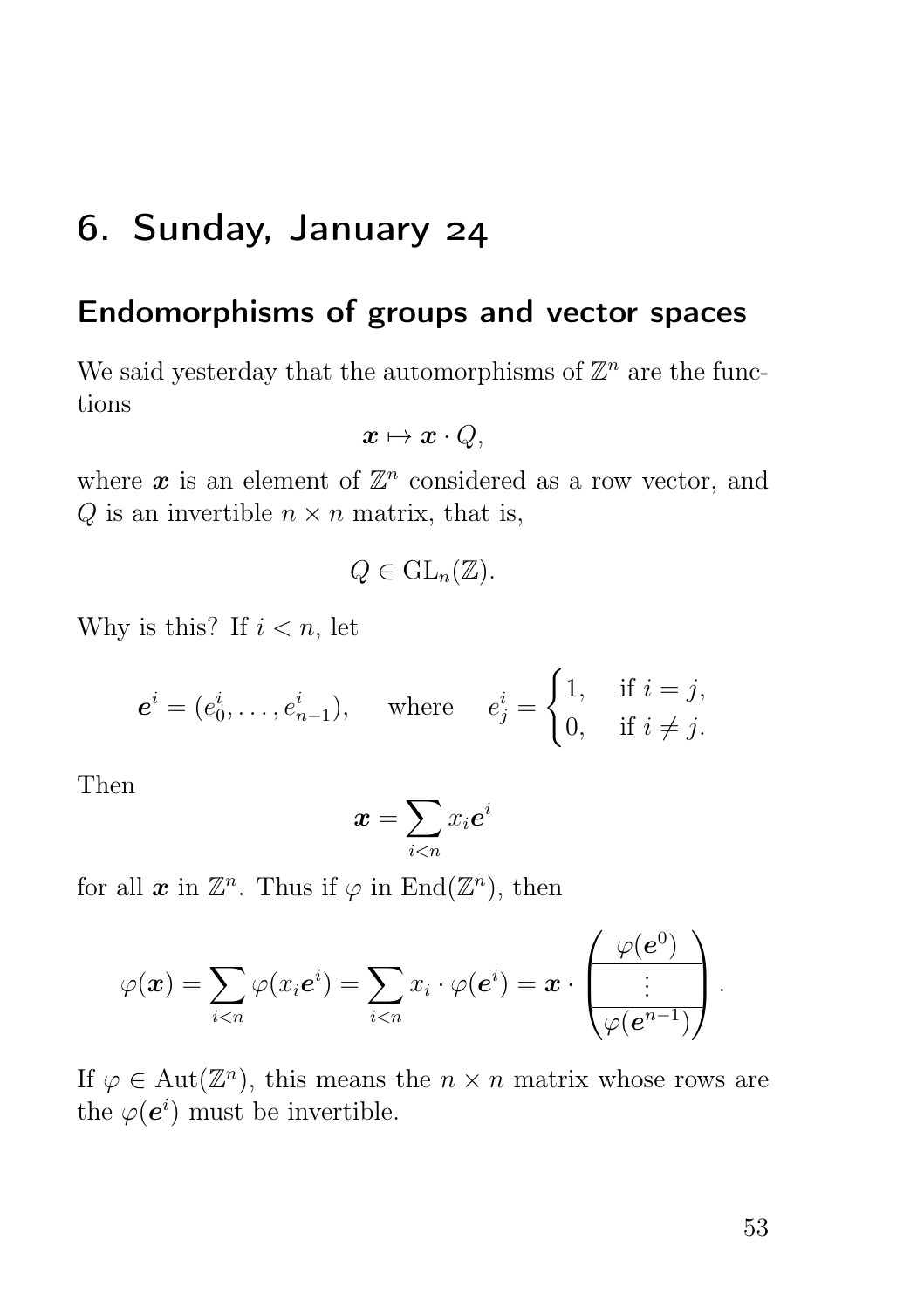# 6. Sunday, January 24

## Endomorphisms of groups and vector spaces

We said yesterday that the automorphisms of $\mathbb{Z}^n$ are the functions

$$\boldsymbol{x} \mapsto \boldsymbol{x} \cdot Q,$$

where $\boldsymbol{x}$ is an element of $\mathbb{Z}^n$ considered as a row vector, and $Q$ is an invertible $n \times n$ matrix, that is,

$$Q \in \mathrm{GL}_n(\mathbb{Z}).$$

Why is this? If $i < n$, let

$$\boldsymbol{e}^i = (e^i_0, \dots, e^i_{n-1}), \qquad \text{where} \quad e^i_j = \begin{cases} 1, & \text{if } i = j, \\ 0, & \text{if } i \neq j. \end{cases}$$

Then

$$\boldsymbol{x} = \sum_{i<n} x_i \boldsymbol{e}^i$$

for all $\boldsymbol{x}$ in $\mathbb{Z}^n$. Thus if $\varphi$ in $\mathrm{End}(\mathbb{Z}^n)$, then

$$\varphi(\boldsymbol{x}) = \sum_{i<n} \varphi(x_i \boldsymbol{e}^i) = \sum_{i<n} x_i \cdot \varphi(\boldsymbol{e}^i) = \boldsymbol{x} \cdot \begin{pmatrix} \varphi(\boldsymbol{e}^0) \\ \hline \vdots \\ \hline \varphi(\boldsymbol{e}^{n-1}) \end{pmatrix}.$$

If $\varphi \in \mathrm{Aut}(\mathbb{Z}^n)$, this means the $n \times n$ matrix whose rows are the $\varphi(\boldsymbol{e}^i)$ must be invertible.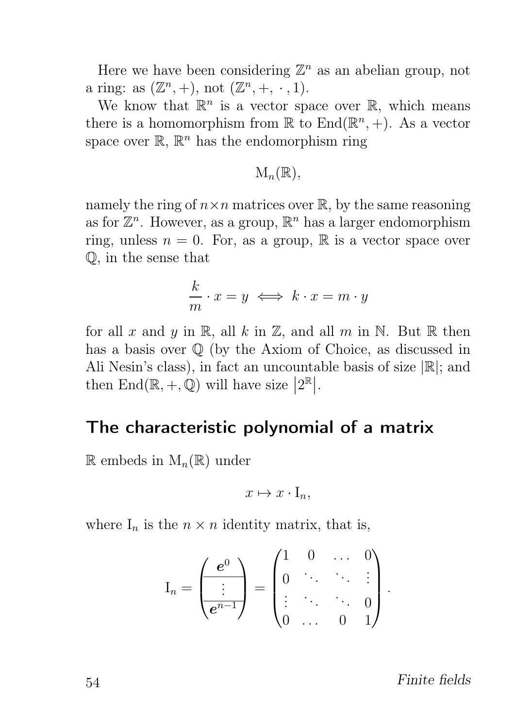Here we have been considering $\mathbb{Z}^n$ as an abelian group, not a ring: as $(\mathbb{Z}^n, +)$, not $(\mathbb{Z}^n, +, \cdot, 1)$.

We know that $\mathbb{R}^n$ is a vector space over $\mathbb{R}$, which means there is a homomorphism from $\mathbb{R}$ to $\operatorname{End}(\mathbb{R}^n, +)$. As a vector space over $\mathbb{R}$, $\mathbb{R}^n$ has the endomorphism ring

$$\mathrm{M}_n(\mathbb{R}),$$

namely the ring of $n \times n$ matrices over $\mathbb{R}$, by the same reasoning as for $\mathbb{Z}^n$. However, as a group, $\mathbb{R}^n$ has a larger endomorphism ring, unless $n = 0$. For, as a group, $\mathbb{R}$ is a vector space over $\mathbb{Q}$, in the sense that

$$\frac{k}{m} \cdot x = y \iff k \cdot x = m \cdot y$$

for all $x$ and $y$ in $\mathbb{R}$, all $k$ in $\mathbb{Z}$, and all $m$ in $\mathbb{N}$. But $\mathbb{R}$ then has a basis over $\mathbb{Q}$ (by the Axiom of Choice, as discussed in Ali Nesin's class), in fact an uncountable basis of size $|\mathbb{R}|$; and then $\operatorname{End}(\mathbb{R}, +, \mathbb{Q})$ will have size $\left|2^{\mathbb{R}}\right|$.

## The characteristic polynomial of a matrix

$\mathbb{R}$ embeds in $\mathrm{M}_n(\mathbb{R})$ under

$$x \mapsto x \cdot \mathrm{I}_n,$$

where $\mathrm{I}_n$ is the $n \times n$ identity matrix, that is,

$$\mathrm{I}_n = \begin{pmatrix} \boldsymbol{e}^0 \\ \hline \vdots \\ \hline \boldsymbol{e}^{n-1} \end{pmatrix} = \begin{pmatrix} 1 & 0 & \dots & 0 \\ 0 & \ddots & \ddots & \vdots \\ \vdots & \ddots & \ddots & 0 \\ 0 & \dots & 0 & 1 \end{pmatrix}.$$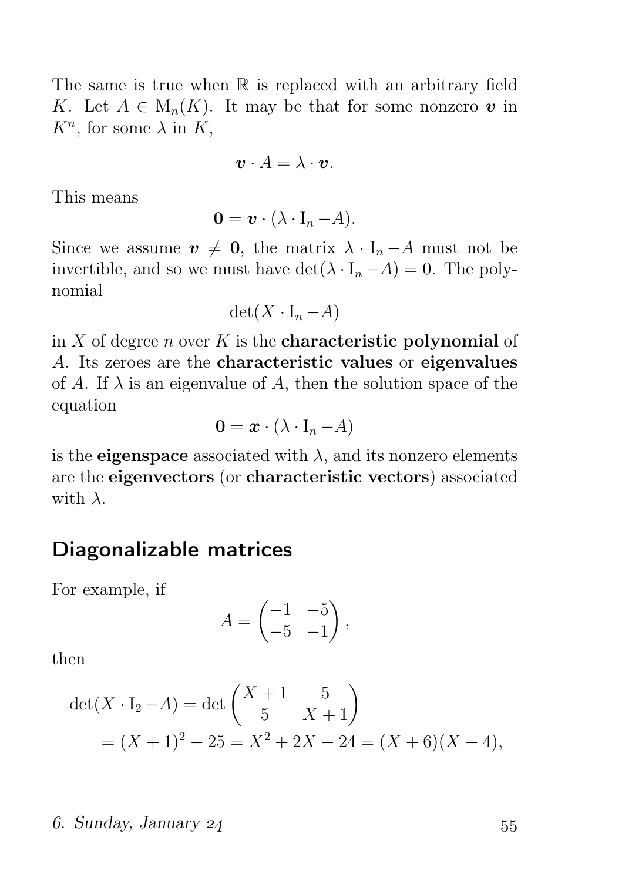The same is true when $\mathbb{R}$ is replaced with an arbitrary field $K$. Let $A \in \mathrm{M}_n(K)$. It may be that for some nonzero $\boldsymbol{v}$ in $K^n$, for some $\lambda$ in $K$,

$$\boldsymbol{v} \cdot A = \lambda \cdot \boldsymbol{v}.$$

This means

$$\mathbf{0} = \boldsymbol{v} \cdot (\lambda \cdot \mathrm{I}_n - A).$$

Since we assume $\boldsymbol{v} \neq \mathbf{0}$, the matrix $\lambda \cdot \mathrm{I}_n - A$ must not be invertible, and so we must have $\det(\lambda \cdot \mathrm{I}_n - A) = 0$. The polynomial

$$\det(X \cdot \mathrm{I}_n - A)$$

in $X$ of degree $n$ over $K$ is the **characteristic polynomial** of $A$. Its zeroes are the **characteristic values** or **eigenvalues** of $A$. If $\lambda$ is an eigenvalue of $A$, then the solution space of the equation

$$\mathbf{0} = \boldsymbol{x} \cdot (\lambda \cdot \mathrm{I}_n - A)$$

is the **eigenspace** associated with $\lambda$, and its nonzero elements are the **eigenvectors** (or **characteristic vectors**) associated with $\lambda$.

## Diagonalizable matrices

For example, if

$$A = \begin{pmatrix} -1 & -5 \\ -5 & -1 \end{pmatrix},$$

then

$$\begin{aligned}
\det(X \cdot \mathrm{I}_2 - A) &= \det \begin{pmatrix} X+1 & 5 \\ 5 & X+1 \end{pmatrix} \\
&= (X+1)^2 - 25 = X^2 + 2X - 24 = (X+6)(X-4),
\end{aligned}$$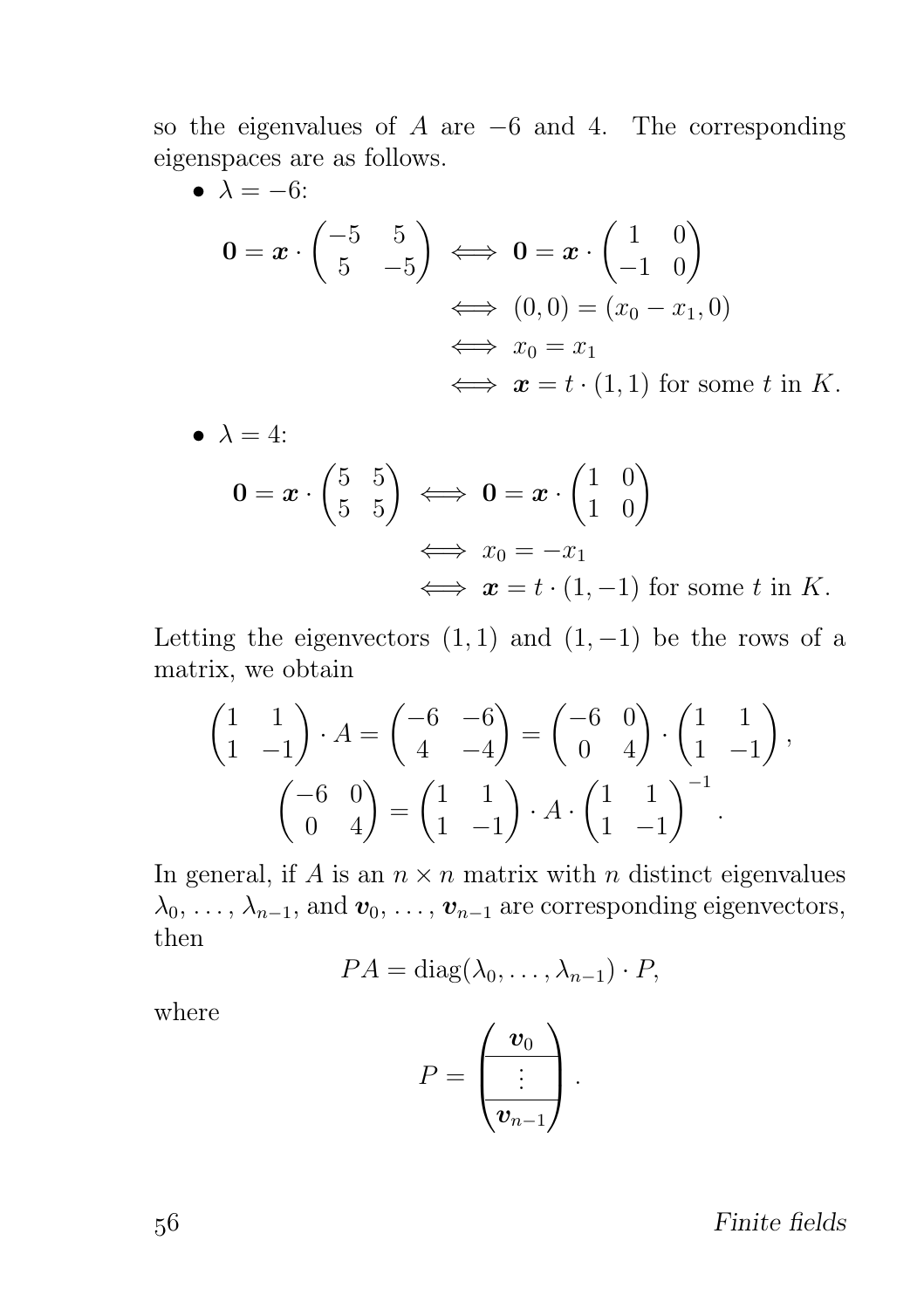so the eigenvalues of $A$ are $-6$ and $4$. The corresponding eigenspaces are as follows.

- $\lambda = -6$:

$$
\begin{aligned}
\mathbf{0} = \boldsymbol{x} \cdot \begin{pmatrix} -5 & 5 \\ 5 & -5 \end{pmatrix} &\iff \mathbf{0} = \boldsymbol{x} \cdot \begin{pmatrix} 1 & 0 \\ -1 & 0 \end{pmatrix} \\
&\iff (0,0) = (x_0 - x_1, 0) \\
&\iff x_0 = x_1 \\
&\iff \boldsymbol{x} = t \cdot (1,1) \text{ for some } t \text{ in } K.
\end{aligned}
$$

- $\lambda = 4$:

$$
\begin{aligned}
\mathbf{0} = \boldsymbol{x} \cdot \begin{pmatrix} 5 & 5 \\ 5 & 5 \end{pmatrix} &\iff \mathbf{0} = \boldsymbol{x} \cdot \begin{pmatrix} 1 & 0 \\ 1 & 0 \end{pmatrix} \\
&\iff x_0 = -x_1 \\
&\iff \boldsymbol{x} = t \cdot (1,-1) \text{ for some } t \text{ in } K.
\end{aligned}
$$

Letting the eigenvectors $(1,1)$ and $(1,-1)$ be the rows of a matrix, we obtain

$$
\begin{pmatrix} 1 & 1 \\ 1 & -1 \end{pmatrix} \cdot A = \begin{pmatrix} -6 & -6 \\ 4 & -4 \end{pmatrix} = \begin{pmatrix} -6 & 0 \\ 0 & 4 \end{pmatrix} \cdot \begin{pmatrix} 1 & 1 \\ 1 & -1 \end{pmatrix},
$$

$$
\begin{pmatrix} -6 & 0 \\ 0 & 4 \end{pmatrix} = \begin{pmatrix} 1 & 1 \\ 1 & -1 \end{pmatrix} \cdot A \cdot \begin{pmatrix} 1 & 1 \\ 1 & -1 \end{pmatrix}^{-1}.
$$

In general, if $A$ is an $n \times n$ matrix with $n$ distinct eigenvalues $\lambda_0, \ldots, \lambda_{n-1}$, and $\boldsymbol{v}_0, \ldots, \boldsymbol{v}_{n-1}$ are corresponding eigenvectors, then

$$
PA = \operatorname{diag}(\lambda_0, \ldots, \lambda_{n-1}) \cdot P,
$$

where

$$
P = \begin{pmatrix} \boldsymbol{v}_0 \\ \hline \vdots \\ \hline \boldsymbol{v}_{n-1} \end{pmatrix}.
$$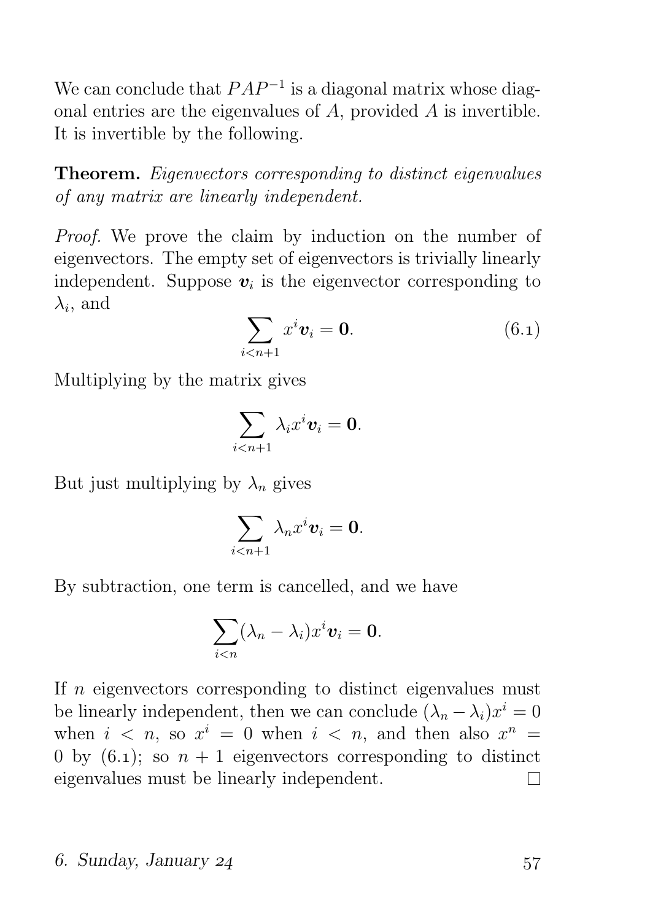We can conclude that $PAP^{-1}$ is a diagonal matrix whose diagonal entries are the eigenvalues of $A$, provided $A$ is invertible. It is invertible by the following.

**Theorem.** *Eigenvectors corresponding to distinct eigenvalues of any matrix are linearly independent.*

*Proof.* We prove the claim by induction on the number of eigenvectors. The empty set of eigenvectors is trivially linearly independent. Suppose $\boldsymbol{v}_i$ is the eigenvector corresponding to $\lambda_i$, and

$$\sum_{i<n+1} x^i \boldsymbol{v}_i = \mathbf{0}. \tag{6.1}$$

Multiplying by the matrix gives

$$\sum_{i<n+1} \lambda_i x^i \boldsymbol{v}_i = \mathbf{0}.$$

But just multiplying by $\lambda_n$ gives

$$\sum_{i<n+1} \lambda_n x^i \boldsymbol{v}_i = \mathbf{0}.$$

By subtraction, one term is cancelled, and we have

$$\sum_{i<n} (\lambda_n - \lambda_i) x^i \boldsymbol{v}_i = \mathbf{0}.$$

If $n$ eigenvectors corresponding to distinct eigenvalues must be linearly independent, then we can conclude $(\lambda_n - \lambda_i)x^i = 0$ when $i < n$, so $x^i = 0$ when $i < n$, and then also $x^n = 0$ by (6.1); so $n + 1$ eigenvectors corresponding to distinct eigenvalues must be linearly independent. □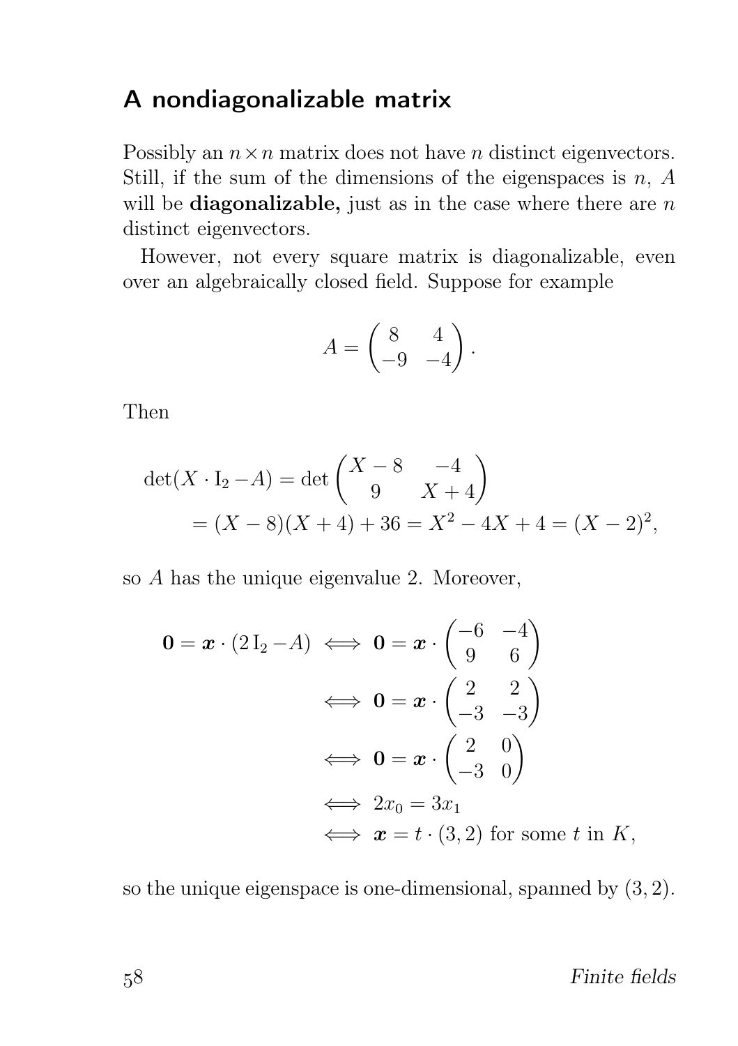## A nondiagonalizable matrix

Possibly an $n \times n$ matrix does not have $n$ distinct eigenvectors. Still, if the sum of the dimensions of the eigenspaces is $n$, $A$ will be **diagonalizable,** just as in the case where there are $n$ distinct eigenvectors.

However, not every square matrix is diagonalizable, even over an algebraically closed field. Suppose for example

$$A = \begin{pmatrix} 8 & 4 \\ -9 & -4 \end{pmatrix}.$$

Then

$$\begin{aligned}
\det(X \cdot \mathrm{I}_2 - A) &= \det \begin{pmatrix} X - 8 & -4 \\ 9 & X + 4 \end{pmatrix} \\
&= (X - 8)(X + 4) + 36 = X^2 - 4X + 4 = (X - 2)^2,
\end{aligned}$$

so $A$ has the unique eigenvalue 2. Moreover,

$$\begin{aligned}
\mathbf{0} = \boldsymbol{x} \cdot (2\,\mathrm{I}_2 - A) &\iff \mathbf{0} = \boldsymbol{x} \cdot \begin{pmatrix} -6 & -4 \\ 9 & 6 \end{pmatrix} \\
&\iff \mathbf{0} = \boldsymbol{x} \cdot \begin{pmatrix} 2 & 2 \\ -3 & -3 \end{pmatrix} \\
&\iff \mathbf{0} = \boldsymbol{x} \cdot \begin{pmatrix} 2 & 0 \\ -3 & 0 \end{pmatrix} \\
&\iff 2x_0 = 3x_1 \\
&\iff \boldsymbol{x} = t \cdot (3, 2) \text{ for some } t \text{ in } K,
\end{aligned}$$

so the unique eigenspace is one-dimensional, spanned by $(3, 2)$.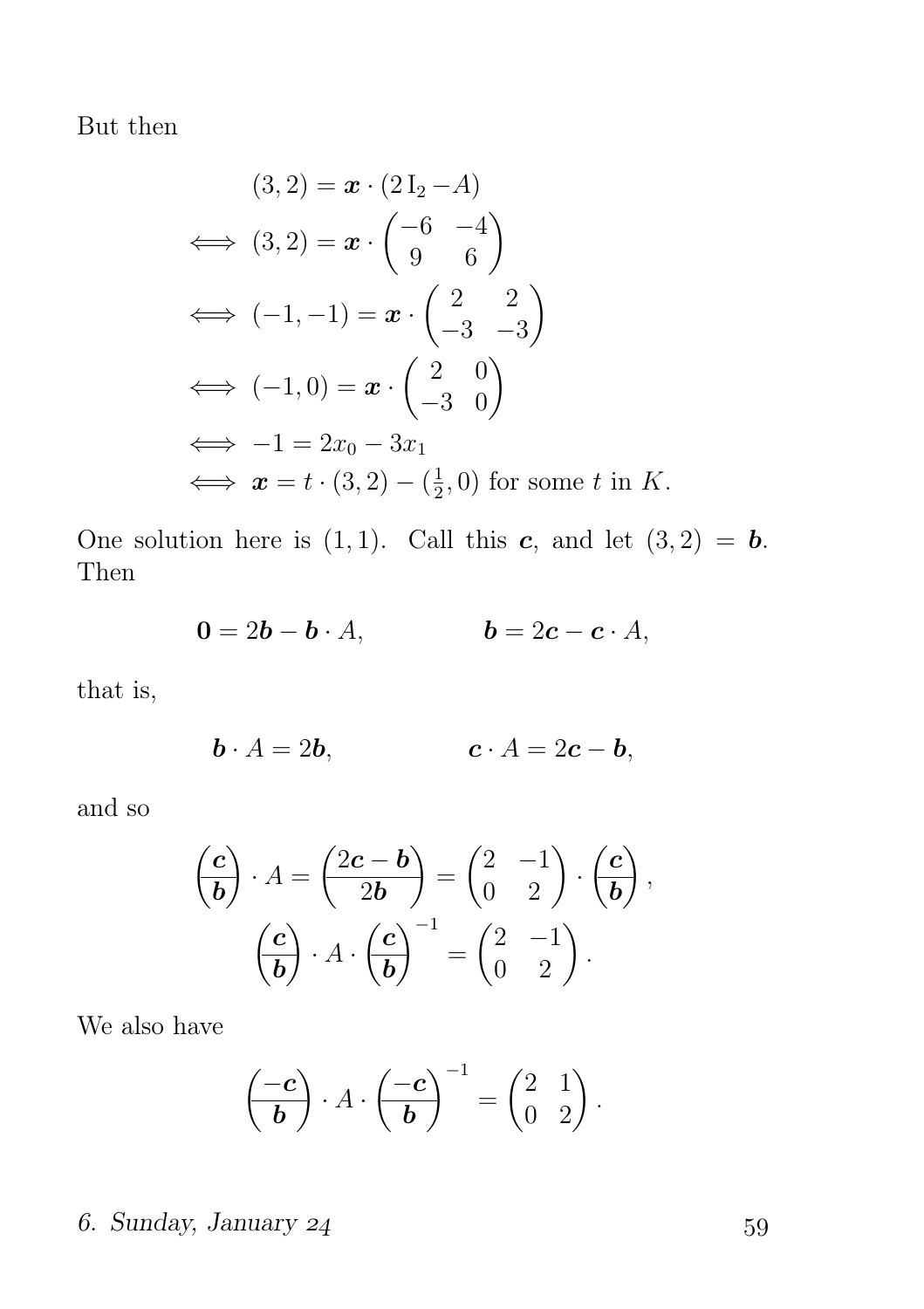But then

$$
\begin{aligned}
& (3,2) = \boldsymbol{x} \cdot (2\,\mathrm{I}_2 - A) \\
\iff & (3,2) = \boldsymbol{x} \cdot \begin{pmatrix} -6 & -4 \\ 9 & 6 \end{pmatrix} \\
\iff & (-1,-1) = \boldsymbol{x} \cdot \begin{pmatrix} 2 & 2 \\ -3 & -3 \end{pmatrix} \\
\iff & (-1,0) = \boldsymbol{x} \cdot \begin{pmatrix} 2 & 0 \\ -3 & 0 \end{pmatrix} \\
\iff & -1 = 2x_0 - 3x_1 \\
\iff & \boldsymbol{x} = t \cdot (3,2) - (\tfrac{1}{2}, 0) \text{ for some } t \text{ in } K.
\end{aligned}
$$

One solution here is $(1,1)$. Call this $\boldsymbol{c}$, and let $(3,2) = \boldsymbol{b}$. Then

$$
\mathbf{0} = 2\boldsymbol{b} - \boldsymbol{b} \cdot A, \qquad\qquad \boldsymbol{b} = 2\boldsymbol{c} - \boldsymbol{c} \cdot A,
$$

that is,

$$
\boldsymbol{b} \cdot A = 2\boldsymbol{b}, \qquad\qquad \boldsymbol{c} \cdot A = 2\boldsymbol{c} - \boldsymbol{b},
$$

and so

$$
\begin{pmatrix} \boldsymbol{c} \\ \boldsymbol{b} \end{pmatrix} \cdot A = \begin{pmatrix} 2\boldsymbol{c} - \boldsymbol{b} \\ 2\boldsymbol{b} \end{pmatrix} = \begin{pmatrix} 2 & -1 \\ 0 & 2 \end{pmatrix} \cdot \begin{pmatrix} \boldsymbol{c} \\ \boldsymbol{b} \end{pmatrix},
$$

$$
\begin{pmatrix} \boldsymbol{c} \\ \boldsymbol{b} \end{pmatrix} \cdot A \cdot \begin{pmatrix} \boldsymbol{c} \\ \boldsymbol{b} \end{pmatrix}^{-1} = \begin{pmatrix} 2 & -1 \\ 0 & 2 \end{pmatrix}.
$$

We also have

$$
\begin{pmatrix} -\boldsymbol{c} \\ \boldsymbol{b} \end{pmatrix} \cdot A \cdot \begin{pmatrix} -\boldsymbol{c} \\ \boldsymbol{b} \end{pmatrix}^{-1} = \begin{pmatrix} 2 & 1 \\ 0 & 2 \end{pmatrix}.
$$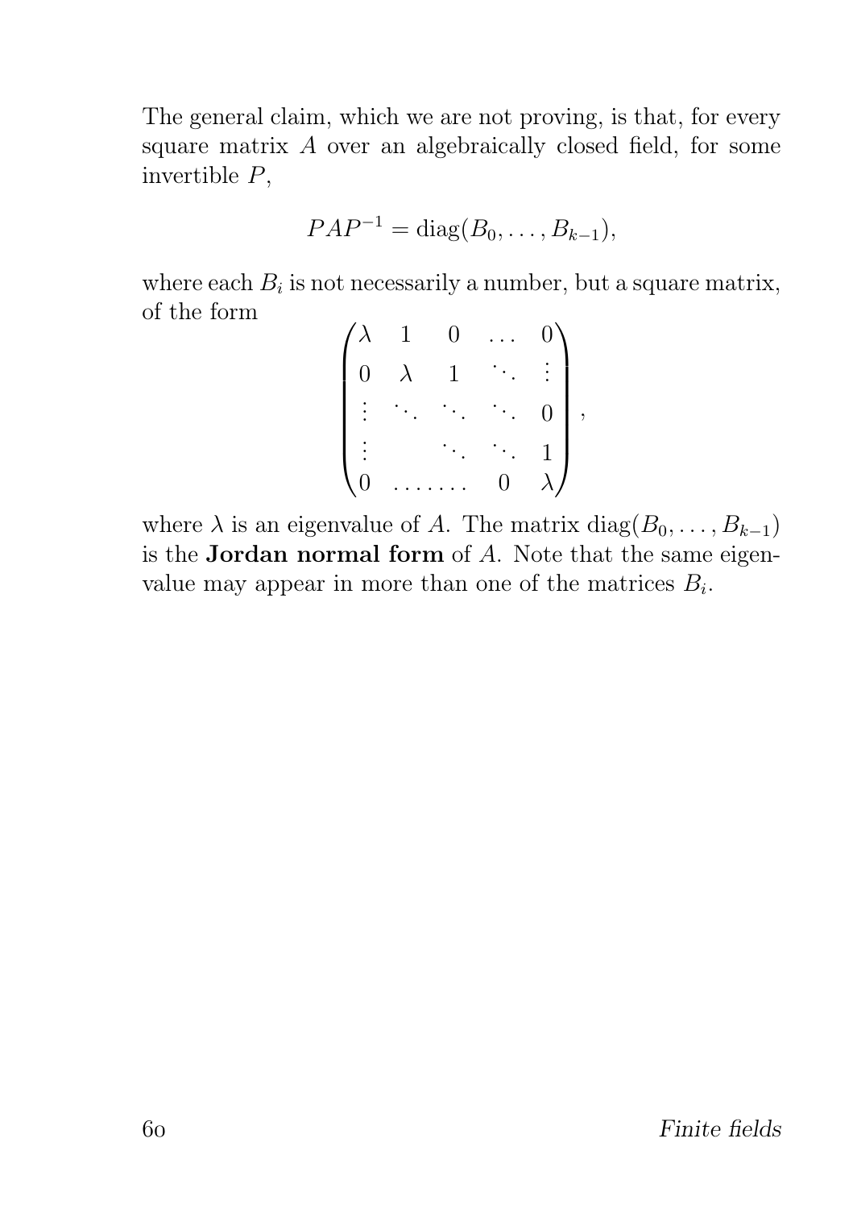The general claim, which we are not proving, is that, for every square matrix $A$ over an algebraically closed field, for some invertible $P$,

$$PAP^{-1} = \operatorname{diag}(B_0, \dots, B_{k-1}),$$

where each $B_i$ is not necessarily a number, but a square matrix, of the form

$$\begin{pmatrix} \lambda & 1 & 0 & \dots & 0 \\ 0 & \lambda & 1 & \ddots & \vdots \\ \vdots & \ddots & \ddots & \ddots & 0 \\ \vdots & & \ddots & \ddots & 1 \\ 0 & \dots\dots\dots & & 0 & \lambda \end{pmatrix},$$

where $\lambda$ is an eigenvalue of $A$. The matrix $\operatorname{diag}(B_0, \dots, B_{k-1})$ is the **Jordan normal form** of $A$. Note that the same eigenvalue may appear in more than one of the matrices $B_i$.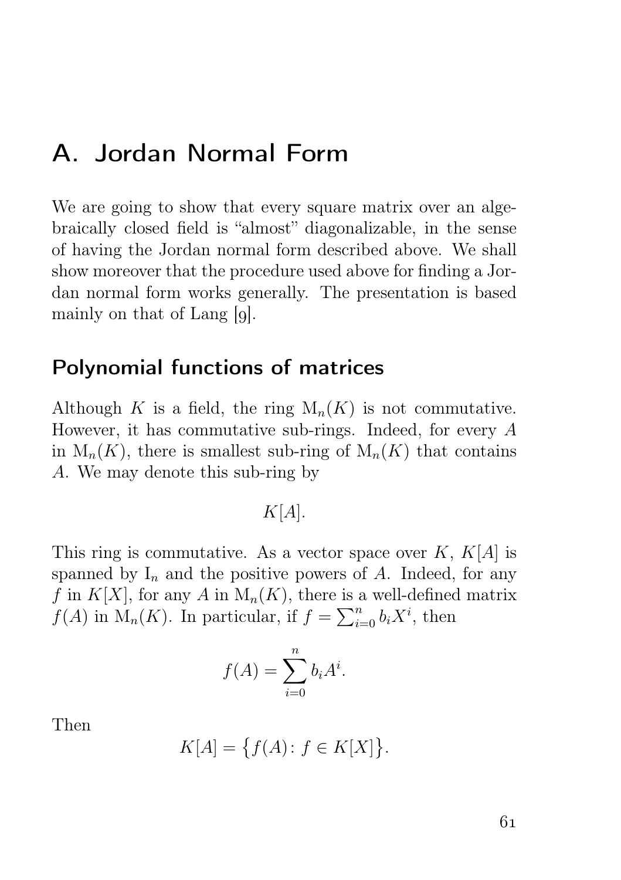# A. Jordan Normal Form

We are going to show that every square matrix over an algebraically closed field is "almost" diagonalizable, in the sense of having the Jordan normal form described above. We shall show moreover that the procedure used above for finding a Jordan normal form works generally. The presentation is based mainly on that of Lang [9].

## Polynomial functions of matrices

Although $K$ is a field, the ring $\mathrm{M}_n(K)$ is not commutative. However, it has commutative sub-rings. Indeed, for every $A$ in $\mathrm{M}_n(K)$, there is smallest sub-ring of $\mathrm{M}_n(K)$ that contains $A$. We may denote this sub-ring by

$$K[A].$$

This ring is commutative. As a vector space over $K$, $K[A]$ is spanned by $\mathrm{I}_n$ and the positive powers of $A$. Indeed, for any $f$ in $K[X]$, for any $A$ in $\mathrm{M}_n(K)$, there is a well-defined matrix $f(A)$ in $\mathrm{M}_n(K)$. In particular, if $f = \sum_{i=0}^{n} b_i X^i$, then

$$f(A) = \sum_{i=0}^{n} b_i A^i.$$

Then

$$K[A] = \{f(A)\colon f \in K[X]\}.$$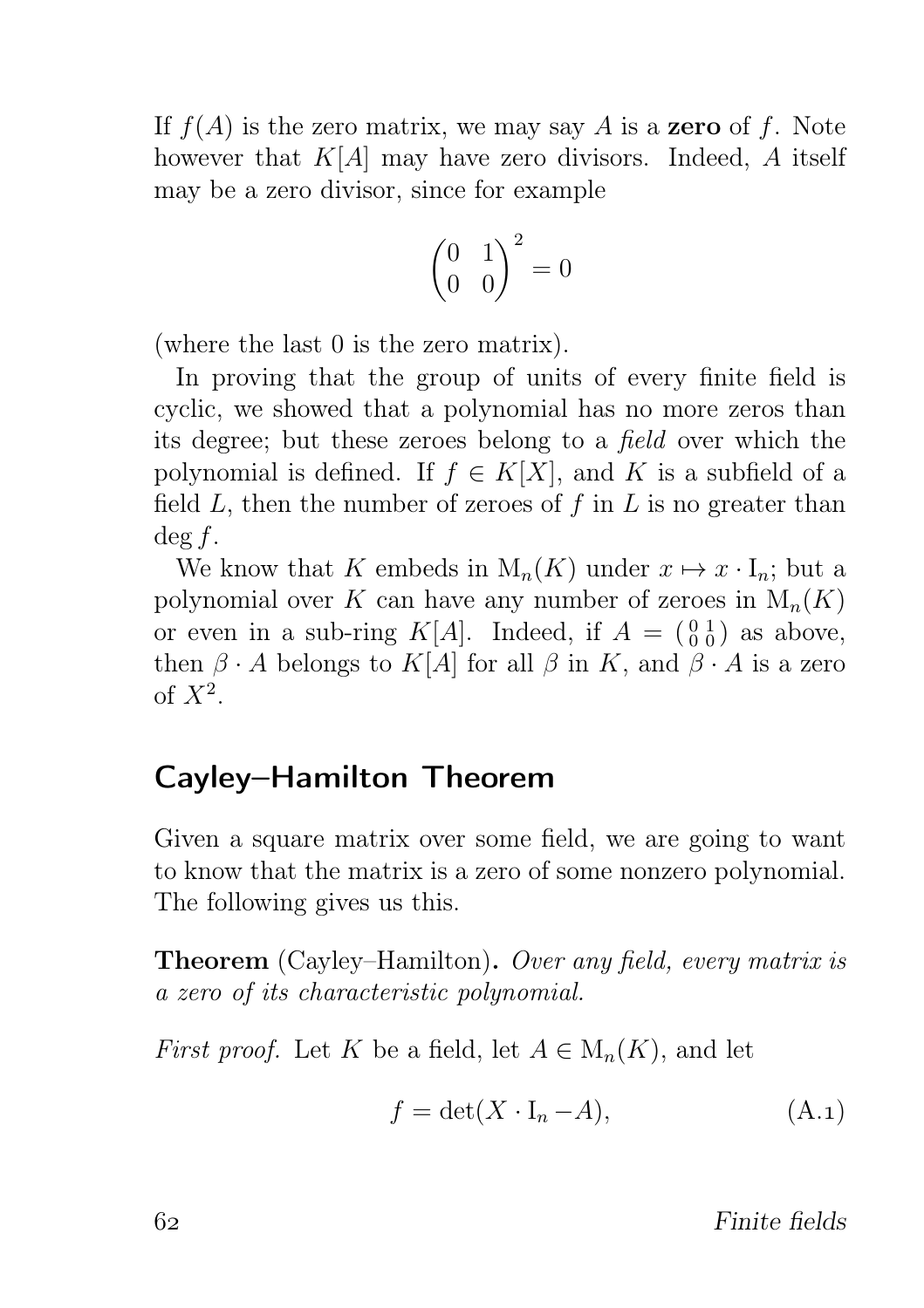If $f(A)$ is the zero matrix, we may say $A$ is a **zero** of $f$. Note however that $K[A]$ may have zero divisors. Indeed, $A$ itself may be a zero divisor, since for example

$$\begin{pmatrix} 0 & 1 \\ 0 & 0 \end{pmatrix}^2 = 0$$

(where the last 0 is the zero matrix).

In proving that the group of units of every finite field is cyclic, we showed that a polynomial has no more zeros than its degree; but these zeroes belong to a *field* over which the polynomial is defined. If $f \in K[X]$, and $K$ is a subfield of a field $L$, then the number of zeroes of $f$ in $L$ is no greater than $\deg f$.

We know that $K$ embeds in $\mathrm{M}_n(K)$ under $x \mapsto x \cdot \mathrm{I}_n$; but a polynomial over $K$ can have any number of zeroes in $\mathrm{M}_n(K)$ or even in a sub-ring $K[A]$. Indeed, if $A = \left(\begin{smallmatrix} 0 & 1 \\ 0 & 0 \end{smallmatrix}\right)$ as above, then $\beta \cdot A$ belongs to $K[A]$ for all $\beta$ in $K$, and $\beta \cdot A$ is a zero of $X^2$.

## Cayley–Hamilton Theorem

Given a square matrix over some field, we are going to want to know that the matrix is a zero of some nonzero polynomial. The following gives us this.

**Theorem** (Cayley–Hamilton)**.** *Over any field, every matrix is a zero of its characteristic polynomial.*

*First proof.* Let $K$ be a field, let $A \in \mathrm{M}_n(K)$, and let

$$f = \det(X \cdot \mathrm{I}_n - A), \tag{A.1}$$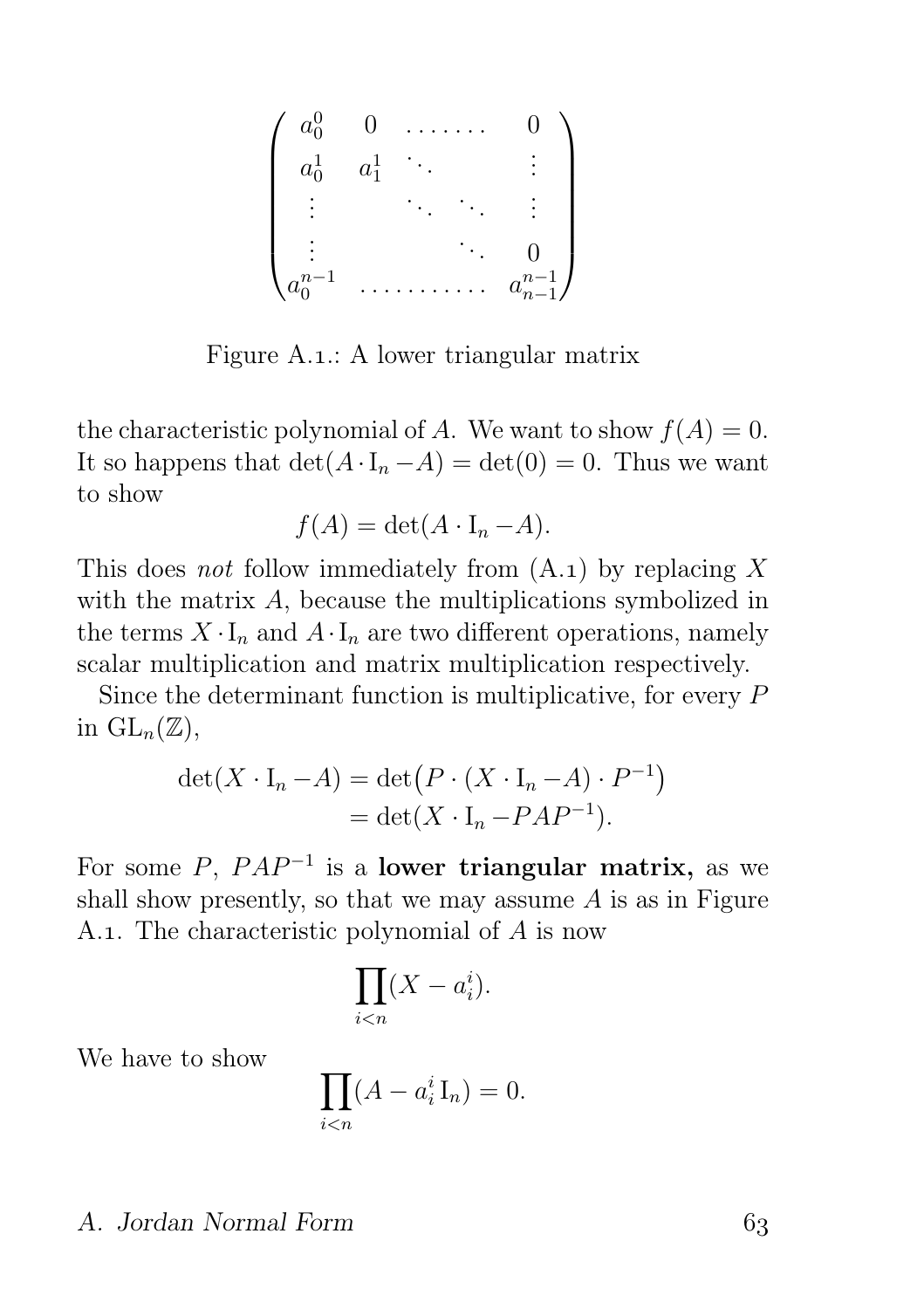$$
\begin{pmatrix}
a_0^0 & 0 & \dots\dots & & 0 \\
a_0^1 & a_1^1 & \ddots & & \vdots \\
\vdots & & \ddots & \ddots & \vdots \\
\vdots & & & \ddots & 0 \\
a_0^{n-1} & \dots\dots\dots & & & a_{n-1}^{n-1}
\end{pmatrix}
$$

Figure A.1.: A lower triangular matrix

the characteristic polynomial of $A$. We want to show $f(A) = 0$. It so happens that $\det(A \cdot \mathrm{I}_n - A) = \det(0) = 0$. Thus we want to show

$$f(A) = \det(A \cdot \mathrm{I}_n - A).$$

This does *not* follow immediately from (A.1) by replacing $X$ with the matrix $A$, because the multiplications symbolized in the terms $X \cdot \mathrm{I}_n$ and $A \cdot \mathrm{I}_n$ are two different operations, namely scalar multiplication and matrix multiplication respectively.

Since the determinant function is multiplicative, for every $P$ in $\mathrm{GL}_n(\mathbb{Z})$,

$$
\begin{aligned}
\det(X \cdot \mathrm{I}_n - A) &= \det\bigl(P \cdot (X \cdot \mathrm{I}_n - A) \cdot P^{-1}\bigr) \\
&= \det(X \cdot \mathrm{I}_n - PAP^{-1}).
\end{aligned}
$$

For some $P$, $PAP^{-1}$ is a **lower triangular matrix,** as we shall show presently, so that we may assume $A$ is as in Figure A.1. The characteristic polynomial of $A$ is now

$$\prod_{i<n}(X - a_i^i).$$

We have to show

$$\prod_{i<n}(A - a_i^i \,\mathrm{I}_n) = 0.$$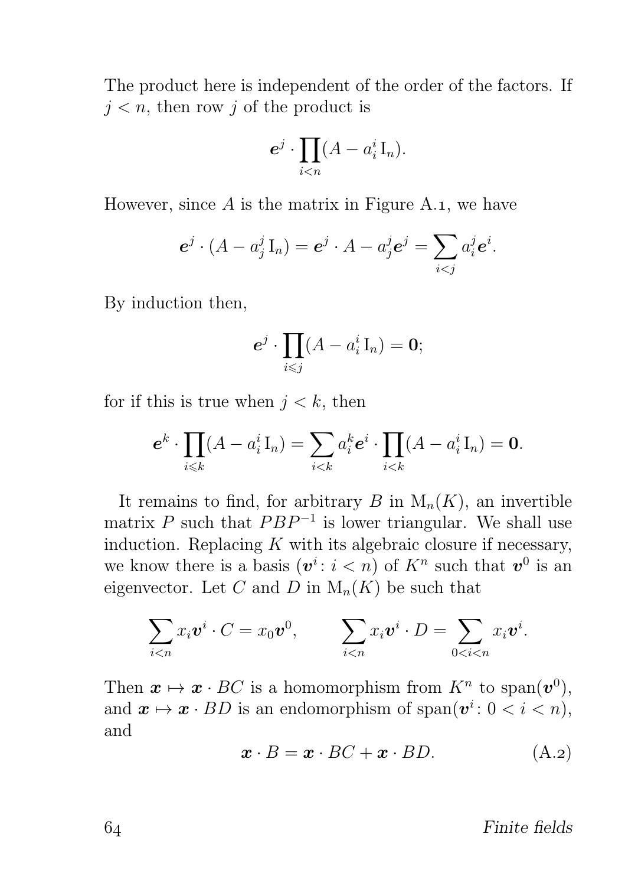The product here is independent of the order of the factors. If $j < n$, then row $j$ of the product is

$$\boldsymbol{e}^j \cdot \prod_{i<n} (A - a_i^i \, \mathrm{I}_n).$$

However, since $A$ is the matrix in Figure A.1, we have

$$\boldsymbol{e}^j \cdot (A - a_j^j \, \mathrm{I}_n) = \boldsymbol{e}^j \cdot A - a_j^j \boldsymbol{e}^j = \sum_{i<j} a_i^j \boldsymbol{e}^i.$$

By induction then,

$$\boldsymbol{e}^j \cdot \prod_{i \leqslant j} (A - a_i^i \, \mathrm{I}_n) = \boldsymbol{0};$$

for if this is true when $j < k$, then

$$\boldsymbol{e}^k \cdot \prod_{i \leqslant k} (A - a_i^i \, \mathrm{I}_n) = \sum_{i<k} a_i^k \boldsymbol{e}^i \cdot \prod_{i<k} (A - a_i^i \, \mathrm{I}_n) = \boldsymbol{0}.$$

It remains to find, for arbitrary $B$ in $\mathrm{M}_n(K)$, an invertible matrix $P$ such that $PBP^{-1}$ is lower triangular. We shall use induction. Replacing $K$ with its algebraic closure if necessary, we know there is a basis $(\boldsymbol{v}^i \colon i < n)$ of $K^n$ such that $\boldsymbol{v}^0$ is an eigenvector. Let $C$ and $D$ in $\mathrm{M}_n(K)$ be such that

$$\sum_{i<n} x_i \boldsymbol{v}^i \cdot C = x_0 \boldsymbol{v}^0, \qquad \sum_{i<n} x_i \boldsymbol{v}^i \cdot D = \sum_{0<i<n} x_i \boldsymbol{v}^i.$$

Then $\boldsymbol{x} \mapsto \boldsymbol{x} \cdot BC$ is a homomorphism from $K^n$ to $\mathrm{span}(\boldsymbol{v}^0)$, and $\boldsymbol{x} \mapsto \boldsymbol{x} \cdot BD$ is an endomorphism of $\mathrm{span}(\boldsymbol{v}^i \colon 0 < i < n)$, and

$$\boldsymbol{x} \cdot B = \boldsymbol{x} \cdot BC + \boldsymbol{x} \cdot BD. \tag{A.2}$$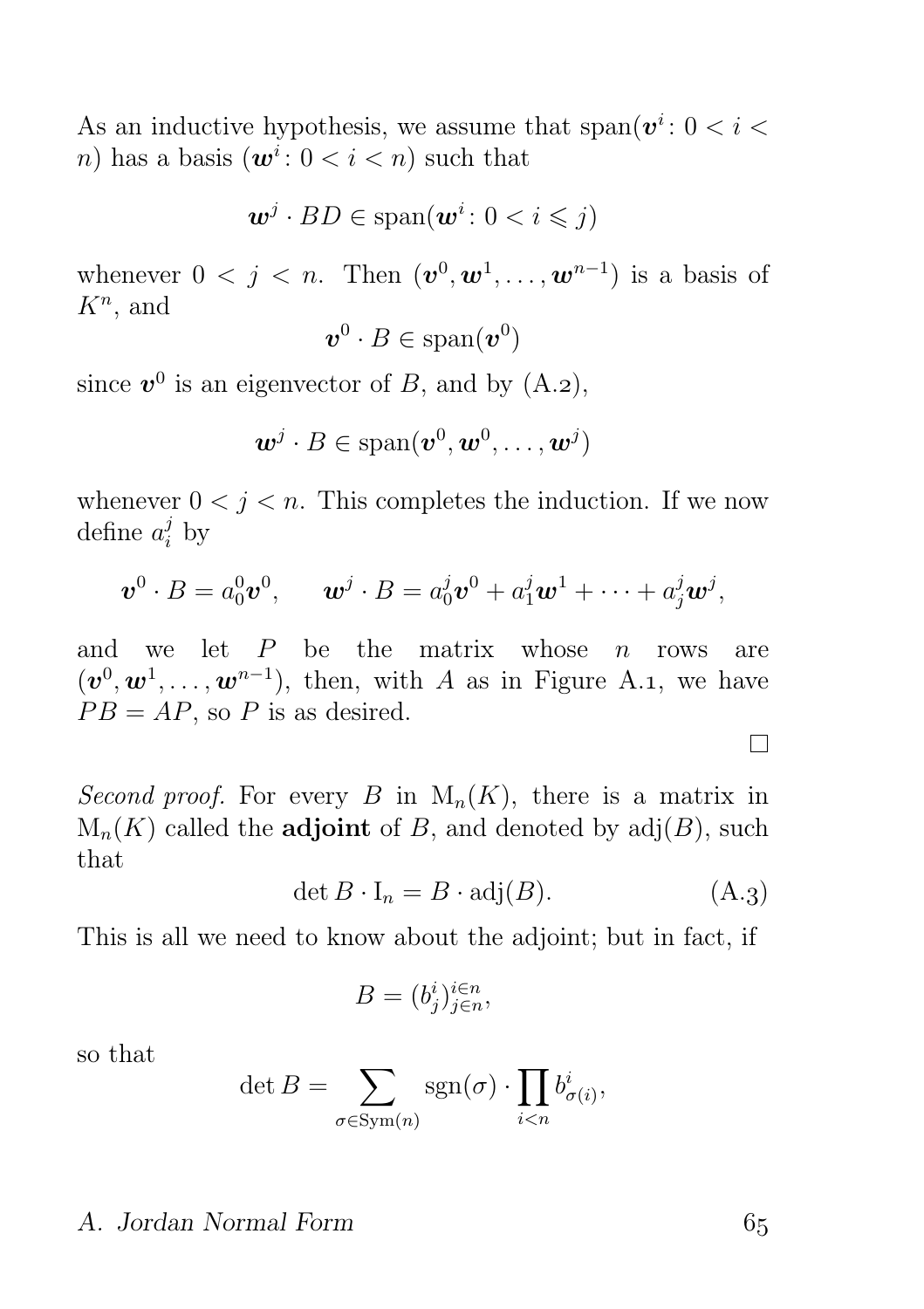As an inductive hypothesis, we assume that $\operatorname{span}(\boldsymbol{v}^i \colon 0 < i < n)$ has a basis $(\boldsymbol{w}^i \colon 0 < i < n)$ such that

$$\boldsymbol{w}^j \cdot BD \in \operatorname{span}(\boldsymbol{w}^i \colon 0 < i \leqslant j)$$

whenever $0 < j < n$. Then $(\boldsymbol{v}^0, \boldsymbol{w}^1, \dots, \boldsymbol{w}^{n-1})$ is a basis of $K^n$, and

$$\boldsymbol{v}^0 \cdot B \in \operatorname{span}(\boldsymbol{v}^0)$$

since $\boldsymbol{v}^0$ is an eigenvector of $B$, and by (A.2),

$$\boldsymbol{w}^j \cdot B \in \operatorname{span}(\boldsymbol{v}^0, \boldsymbol{w}^0, \dots, \boldsymbol{w}^j)$$

whenever $0 < j < n$. This completes the induction. If we now define $a^j_i$ by

$$\boldsymbol{v}^0 \cdot B = a^0_0 \boldsymbol{v}^0, \qquad \boldsymbol{w}^j \cdot B = a^j_0 \boldsymbol{v}^0 + a^j_1 \boldsymbol{w}^1 + \dots + a^j_j \boldsymbol{w}^j,$$

and we let $P$ be the matrix whose $n$ rows are $(\boldsymbol{v}^0, \boldsymbol{w}^1, \dots, \boldsymbol{w}^{n-1})$, then, with $A$ as in Figure A.1, we have $PB = AP$, so $P$ is as desired.

□

*Second proof.* For every $B$ in $\mathrm{M}_n(K)$, there is a matrix in $\mathrm{M}_n(K)$ called the **adjoint** of $B$, and denoted by $\operatorname{adj}(B)$, such that

$$\det B \cdot \mathrm{I}_n = B \cdot \operatorname{adj}(B). \tag{A.3}$$

This is all we need to know about the adjoint; but in fact, if

$$B = (b^i_j)^{i \in n}_{j \in n},$$

so that

$$\det B = \sum_{\sigma \in \operatorname{Sym}(n)} \operatorname{sgn}(\sigma) \cdot \prod_{i<n} b^i_{\sigma(i)},$$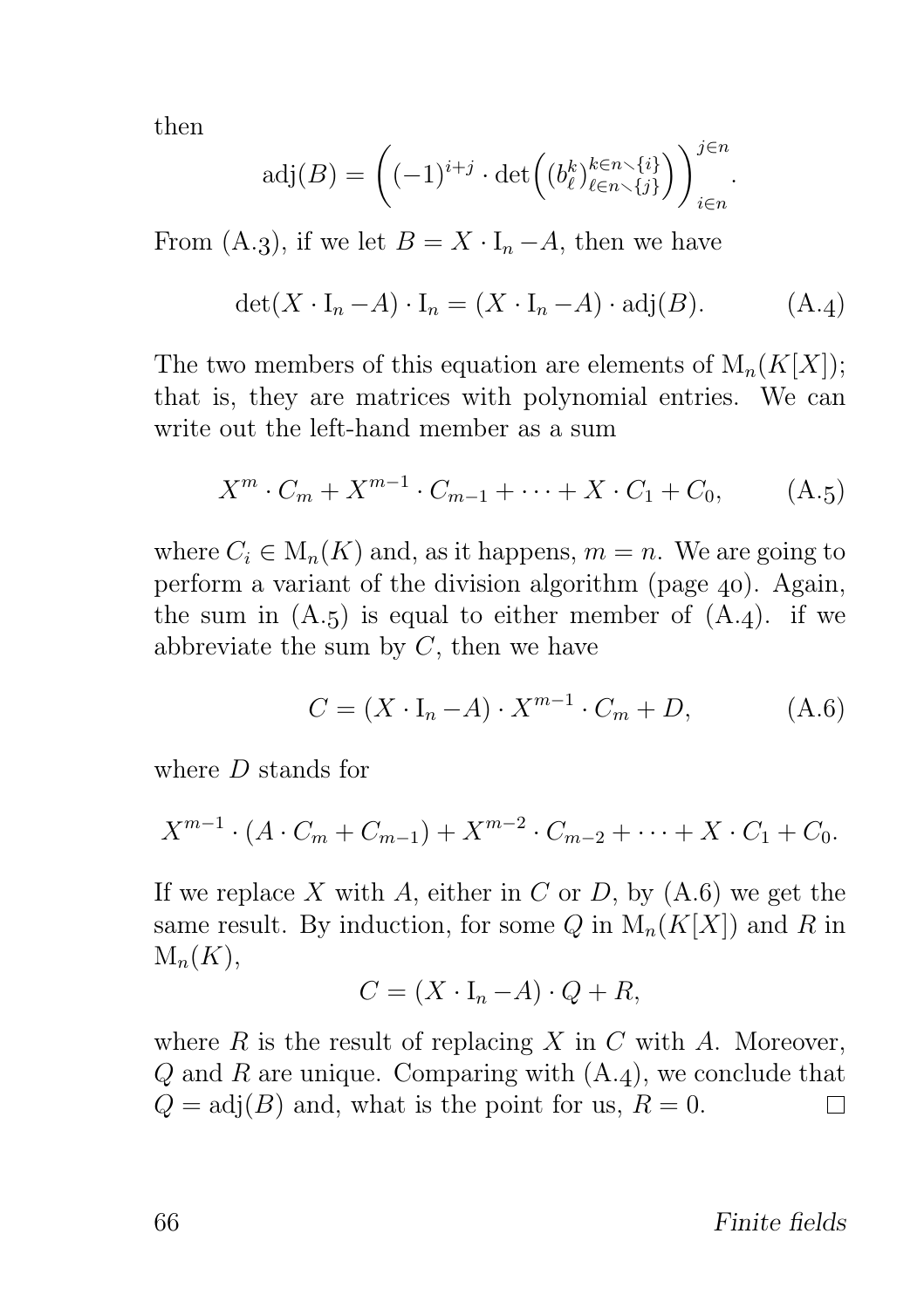then

$$\operatorname{adj}(B) = \left((-1)^{i+j} \cdot \det\left((b^k_\ell)^{k\in n\setminus\{i\}}_{\ell\in n\setminus\{j\}}\right)\right)^{j\in n}_{i\in n}.$$

From (A.3), if we let $B = X \cdot \mathrm{I}_n - A$, then we have

$$\det(X \cdot \mathrm{I}_n - A) \cdot \mathrm{I}_n = (X \cdot \mathrm{I}_n - A) \cdot \operatorname{adj}(B). \tag{A.4}$$

The two members of this equation are elements of $\mathrm{M}_n(K[X])$; that is, they are matrices with polynomial entries. We can write out the left-hand member as a sum

$$X^m \cdot C_m + X^{m-1} \cdot C_{m-1} + \cdots + X \cdot C_1 + C_0, \tag{A.5}$$

where $C_i \in \mathrm{M}_n(K)$ and, as it happens, $m = n$. We are going to perform a variant of the division algorithm (page 40). Again, the sum in (A.5) is equal to either member of (A.4). if we abbreviate the sum by $C$, then we have

$$C = (X \cdot \mathrm{I}_n - A) \cdot X^{m-1} \cdot C_m + D, \tag{A.6}$$

where $D$ stands for

$$X^{m-1} \cdot (A \cdot C_m + C_{m-1}) + X^{m-2} \cdot C_{m-2} + \cdots + X \cdot C_1 + C_0.$$

If we replace $X$ with $A$, either in $C$ or $D$, by (A.6) we get the same result. By induction, for some $Q$ in $\mathrm{M}_n(K[X])$ and $R$ in $\mathrm{M}_n(K)$,

$$C = (X \cdot \mathrm{I}_n - A) \cdot Q + R,$$

where $R$ is the result of replacing $X$ in $C$ with $A$. Moreover, $Q$ and $R$ are unique. Comparing with (A.4), we conclude that $Q = \operatorname{adj}(B)$ and, what is the point for us, $R = 0$. □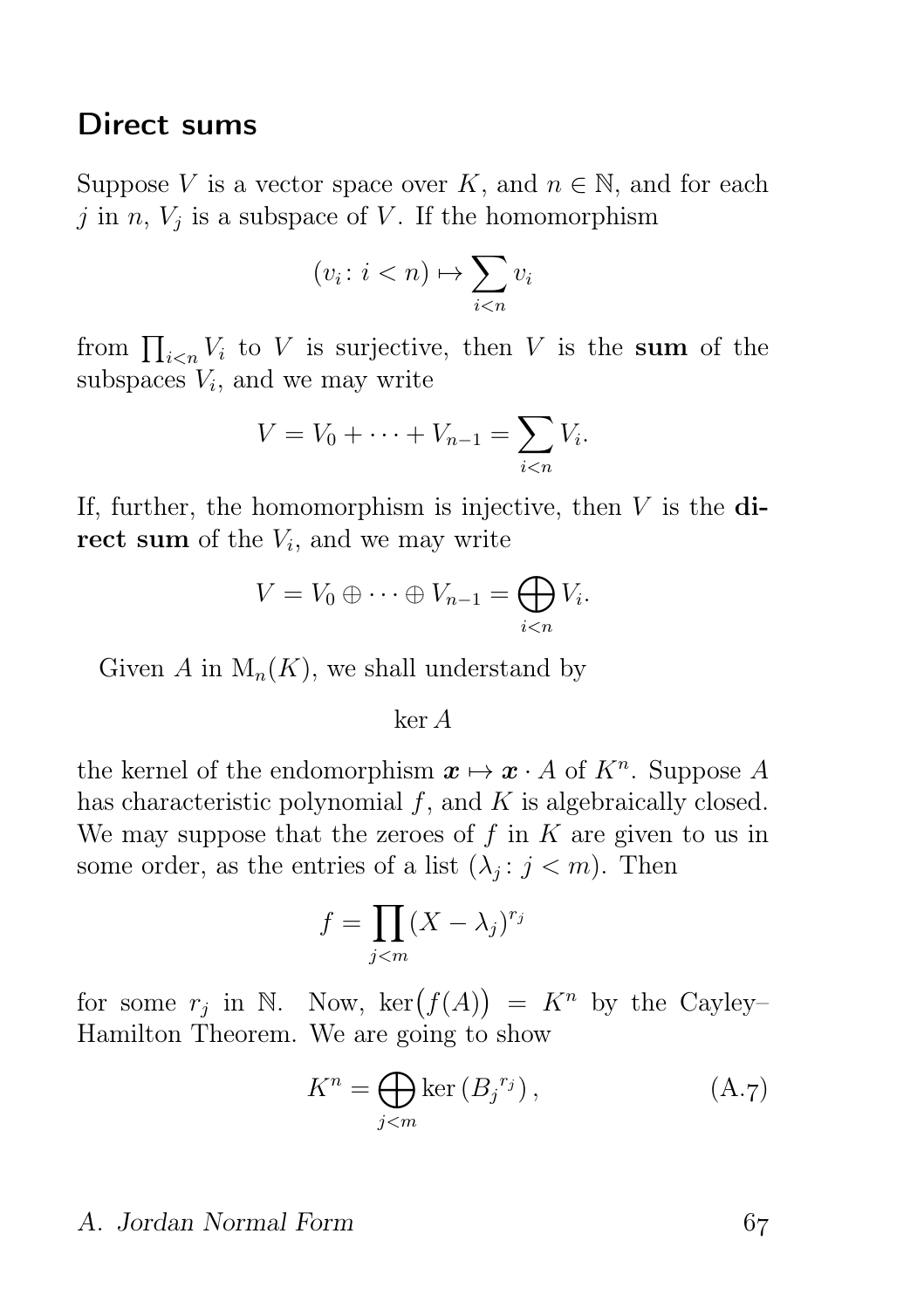## Direct sums

Suppose $V$ is a vector space over $K$, and $n \in \mathbb{N}$, and for each $j$ in $n$, $V_j$ is a subspace of $V$. If the homomorphism

$$(v_i \colon i < n) \mapsto \sum_{i<n} v_i$$

from $\prod_{i<n} V_i$ to $V$ is surjective, then $V$ is the **sum** of the subspaces $V_i$, and we may write

$$V = V_0 + \cdots + V_{n-1} = \sum_{i<n} V_i.$$

If, further, the homomorphism is injective, then $V$ is the **direct sum** of the $V_i$, and we may write

$$V = V_0 \oplus \cdots \oplus V_{n-1} = \bigoplus_{i<n} V_i.$$

Given $A$ in $\mathrm{M}_n(K)$, we shall understand by

$$\ker A$$

the kernel of the endomorphism $\boldsymbol{x} \mapsto \boldsymbol{x} \cdot A$ of $K^n$. Suppose $A$ has characteristic polynomial $f$, and $K$ is algebraically closed. We may suppose that the zeroes of $f$ in $K$ are given to us in some order, as the entries of a list $(\lambda_j \colon j < m)$. Then

$$f = \prod_{j<m} (X - \lambda_j)^{r_j}$$

for some $r_j$ in $\mathbb{N}$. Now, $\ker\big(f(A)\big) = K^n$ by the Cayley–Hamilton Theorem. We are going to show

$$K^n = \bigoplus_{j<m} \ker\left(B_j{}^{r_j}\right), \tag{A.7}$$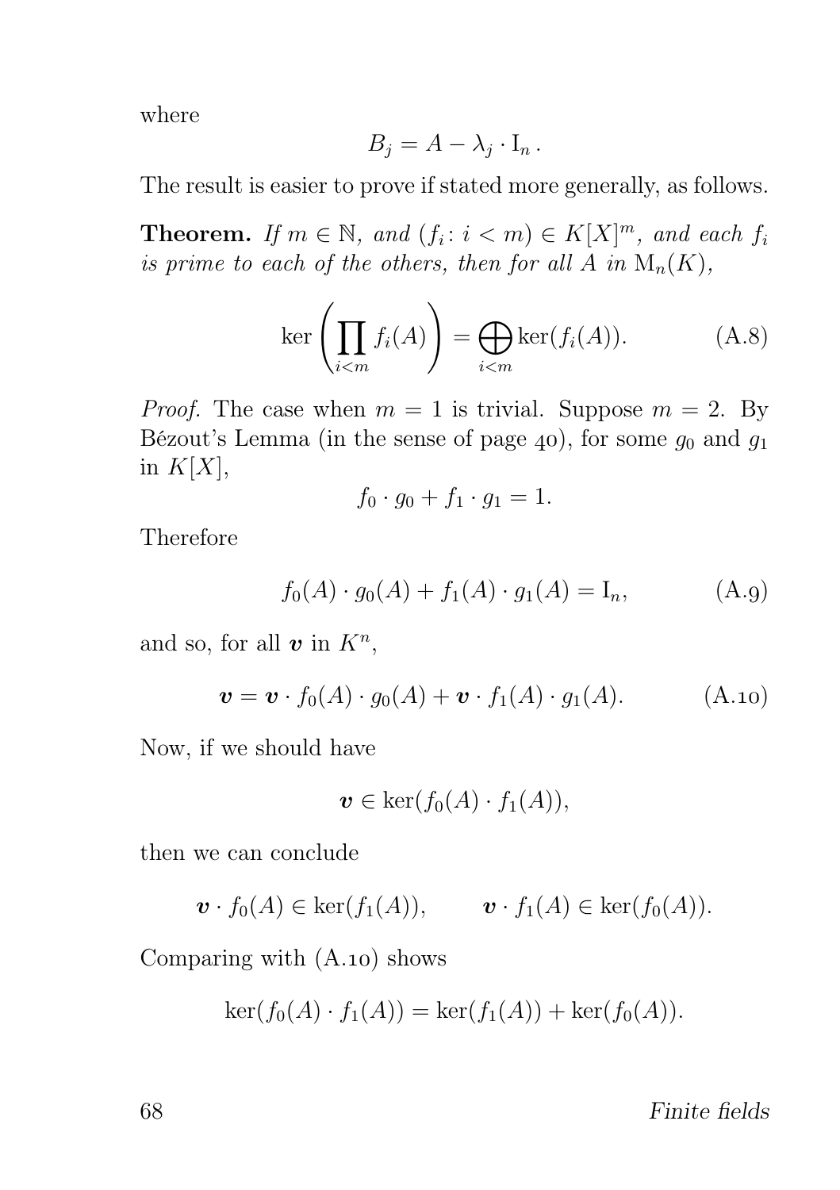where

$$B_j = A - \lambda_j \cdot \mathrm{I}_n\,.$$

The result is easier to prove if stated more generally, as follows.

**Theorem.** *If $m \in \mathbb{N}$, and $(f_i \colon i < m) \in K[X]^m$, and each $f_i$ is prime to each of the others, then for all $A$ in $\mathrm{M}_n(K)$,*

$$\ker\left(\prod_{i<m} f_i(A)\right) = \bigoplus_{i<m} \ker(f_i(A)). \tag{A.8}$$

*Proof.* The case when $m = 1$ is trivial. Suppose $m = 2$. By Bézout's Lemma (in the sense of page 40), for some $g_0$ and $g_1$ in $K[X]$,

$$f_0 \cdot g_0 + f_1 \cdot g_1 = 1.$$

Therefore

$$f_0(A) \cdot g_0(A) + f_1(A) \cdot g_1(A) = \mathrm{I}_n, \tag{A.9}$$

and so, for all $\boldsymbol{v}$ in $K^n$,

$$\boldsymbol{v} = \boldsymbol{v} \cdot f_0(A) \cdot g_0(A) + \boldsymbol{v} \cdot f_1(A) \cdot g_1(A). \tag{A.10}$$

Now, if we should have

$$\boldsymbol{v} \in \ker(f_0(A) \cdot f_1(A)),$$

then we can conclude

$$\boldsymbol{v} \cdot f_0(A) \in \ker(f_1(A)), \qquad \boldsymbol{v} \cdot f_1(A) \in \ker(f_0(A)).$$

Comparing with (A.10) shows

$$\ker(f_0(A) \cdot f_1(A)) = \ker(f_1(A)) + \ker(f_0(A)).$$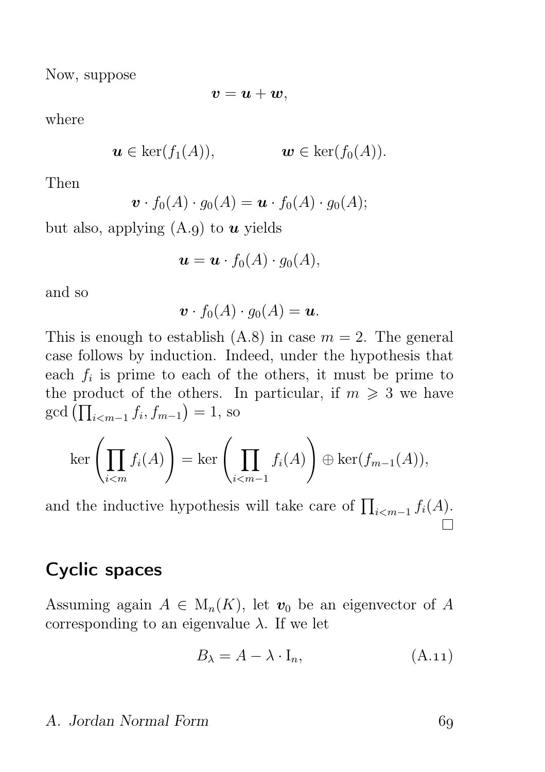Now, suppose

$$\boldsymbol{v} = \boldsymbol{u} + \boldsymbol{w},$$

where

$$\boldsymbol{u} \in \ker(f_1(A)), \qquad \qquad \boldsymbol{w} \in \ker(f_0(A)).$$

Then

$$\boldsymbol{v} \cdot f_0(A) \cdot g_0(A) = \boldsymbol{u} \cdot f_0(A) \cdot g_0(A);$$

but also, applying (A.9) to $\boldsymbol{u}$ yields

$$\boldsymbol{u} = \boldsymbol{u} \cdot f_0(A) \cdot g_0(A),$$

and so

$$\boldsymbol{v} \cdot f_0(A) \cdot g_0(A) = \boldsymbol{u}.$$

This is enough to establish (A.8) in case $m = 2$. The general case follows by induction. Indeed, under the hypothesis that each $f_i$ is prime to each of the others, it must be prime to the product of the others. In particular, if $m \geqslant 3$ we have $\gcd\left(\prod_{i<m-1} f_i, f_{m-1}\right) = 1$, so

$$\ker\left(\prod_{i<m} f_i(A)\right) = \ker\left(\prod_{i<m-1} f_i(A)\right) \oplus \ker(f_{m-1}(A)),$$

and the inductive hypothesis will take care of $\prod_{i<m-1} f_i(A)$. □

## Cyclic spaces

Assuming again $A \in \mathrm{M}_n(K)$, let $\boldsymbol{v}_0$ be an eigenvector of $A$ corresponding to an eigenvalue $\lambda$. If we let

$$B_\lambda = A - \lambda \cdot \mathrm{I}_n, \tag{A.11}$$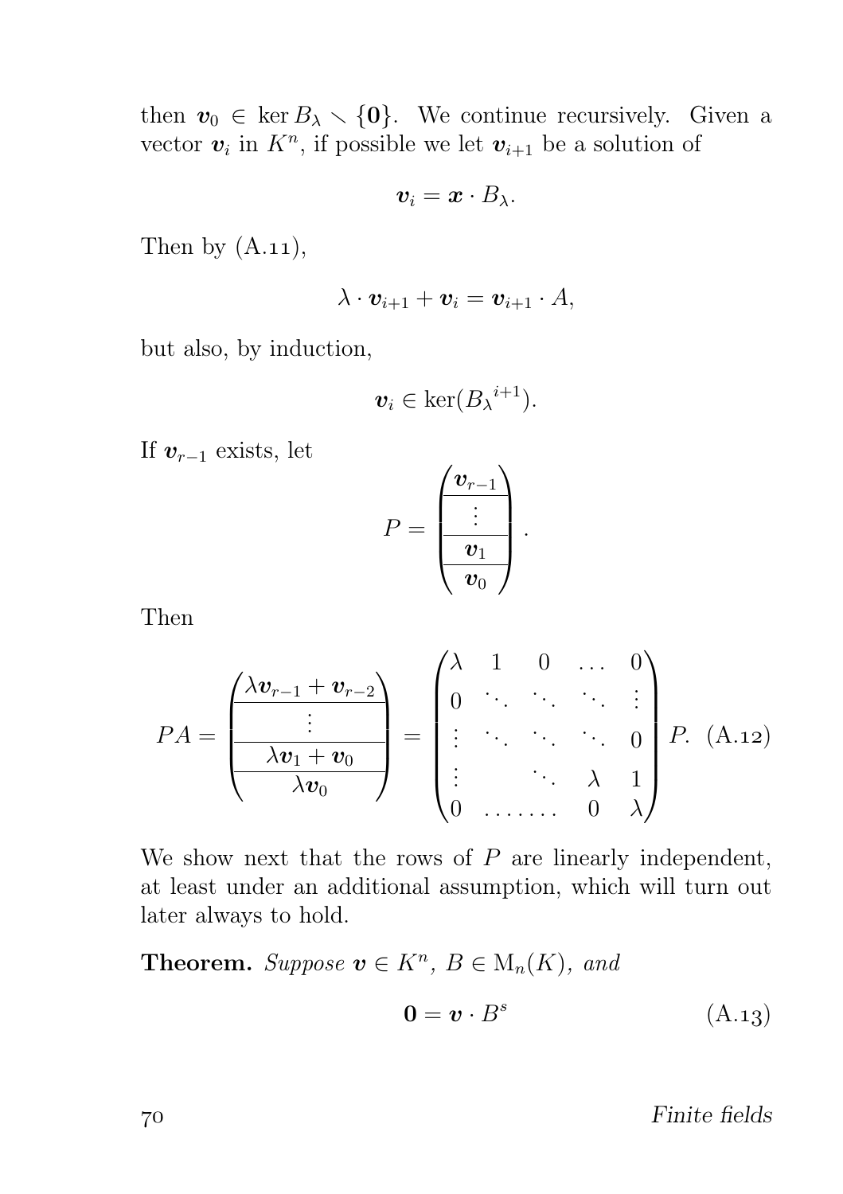then $\boldsymbol{v}_0 \in \ker B_\lambda \smallsetminus \{\mathbf{0}\}$. We continue recursively. Given a vector $\boldsymbol{v}_i$ in $K^n$, if possible we let $\boldsymbol{v}_{i+1}$ be a solution of

$$\boldsymbol{v}_i = \boldsymbol{x} \cdot B_\lambda.$$

Then by (A.11),

$$\lambda \cdot \boldsymbol{v}_{i+1} + \boldsymbol{v}_i = \boldsymbol{v}_{i+1} \cdot A,$$

but also, by induction,

$$\boldsymbol{v}_i \in \ker({B_\lambda}^{i+1}).$$

If $\boldsymbol{v}_{r-1}$ exists, let

$$P = \begin{pmatrix} \boldsymbol{v}_{r-1} \\ \hline \vdots \\ \hline \boldsymbol{v}_1 \\ \hline \boldsymbol{v}_0 \end{pmatrix}.$$

Then

$$PA = \begin{pmatrix} \lambda\boldsymbol{v}_{r-1} + \boldsymbol{v}_{r-2} \\ \hline \vdots \\ \hline \lambda\boldsymbol{v}_1 + \boldsymbol{v}_0 \\ \hline \lambda\boldsymbol{v}_0 \end{pmatrix} = \begin{pmatrix} \lambda & 1 & 0 & \dots & 0 \\ 0 & \ddots & \ddots & \ddots & \vdots \\ \vdots & \ddots & \ddots & \ddots & 0 \\ \vdots & & \ddots & \lambda & 1 \\ 0 & \dots\dots & & 0 & \lambda \end{pmatrix} P. \tag{A.12}$$

We show next that the rows of $P$ are linearly independent, at least under an additional assumption, which will turn out later always to hold.

**Theorem.** *Suppose* $\boldsymbol{v} \in K^n$, $B \in \mathrm{M}_n(K)$, *and*

$$\mathbf{0} = \boldsymbol{v} \cdot B^s \tag{A.13}$$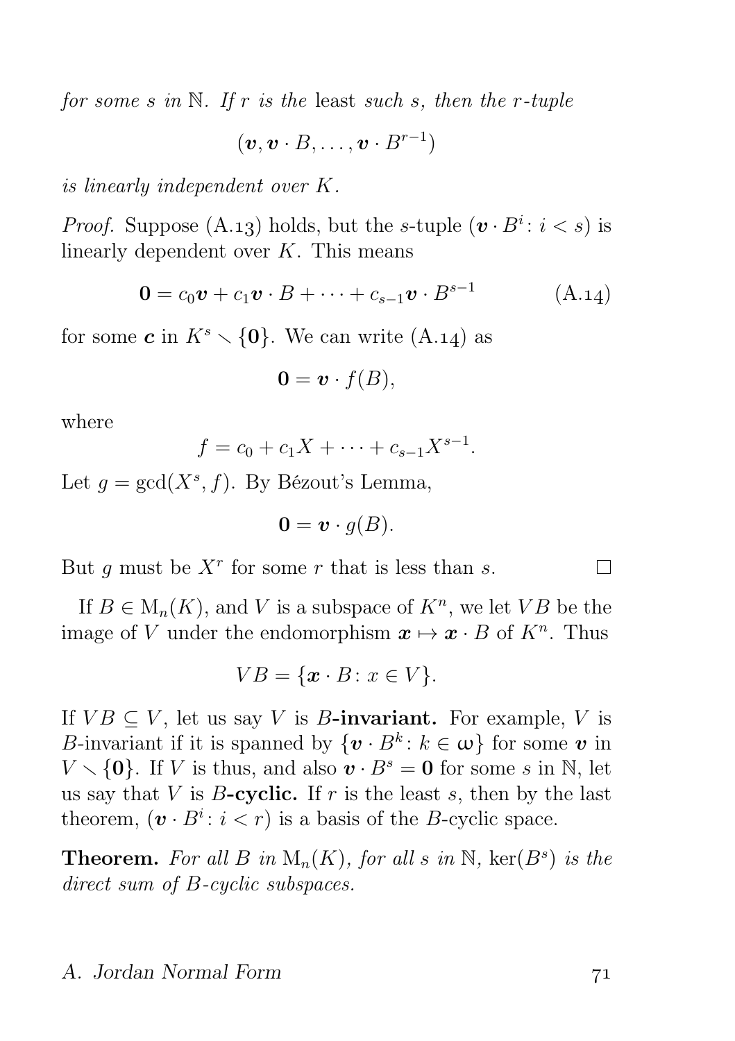*for some $s$ in $\mathbb{N}$. If $r$ is the* least *such $s$, then the $r$-tuple*

$$(\boldsymbol{v}, \boldsymbol{v} \cdot B, \ldots, \boldsymbol{v} \cdot B^{r-1})$$

*is linearly independent over $K$.*

*Proof.* Suppose (A.13) holds, but the $s$-tuple $(\boldsymbol{v} \cdot B^i : i < s)$ is linearly dependent over $K$. This means

$$\mathbf{0} = c_0\boldsymbol{v} + c_1\boldsymbol{v} \cdot B + \cdots + c_{s-1}\boldsymbol{v} \cdot B^{s-1} \tag{A.14}$$

for some $\boldsymbol{c}$ in $K^s \setminus \{\mathbf{0}\}$. We can write (A.14) as

$$\mathbf{0} = \boldsymbol{v} \cdot f(B),$$

where

$$f = c_0 + c_1 X + \cdots + c_{s-1} X^{s-1}.$$

Let $g = \gcd(X^s, f)$. By Bézout's Lemma,

$$\mathbf{0} = \boldsymbol{v} \cdot g(B).$$

But $g$ must be $X^r$ for some $r$ that is less than $s$. □

If $B \in \mathrm{M}_n(K)$, and $V$ is a subspace of $K^n$, we let $VB$ be the image of $V$ under the endomorphism $\boldsymbol{x} \mapsto \boldsymbol{x} \cdot B$ of $K^n$. Thus

$$VB = \{\boldsymbol{x} \cdot B : x \in V\}.$$

If $VB \subseteq V$, let us say $V$ is **$B$-invariant.** For example, $V$ is $B$-invariant if it is spanned by $\{\boldsymbol{v} \cdot B^k : k \in \omega\}$ for some $\boldsymbol{v}$ in $V \setminus \{\mathbf{0}\}$. If $V$ is thus, and also $\boldsymbol{v} \cdot B^s = \mathbf{0}$ for some $s$ in $\mathbb{N}$, let us say that $V$ is **$B$-cyclic.** If $r$ is the least $s$, then by the last theorem, $(\boldsymbol{v} \cdot B^i : i < r)$ is a basis of the $B$-cyclic space.

**Theorem.** *For all $B$ in $\mathrm{M}_n(K)$, for all $s$ in $\mathbb{N}$, $\ker(B^s)$ is the direct sum of $B$-cyclic subspaces.*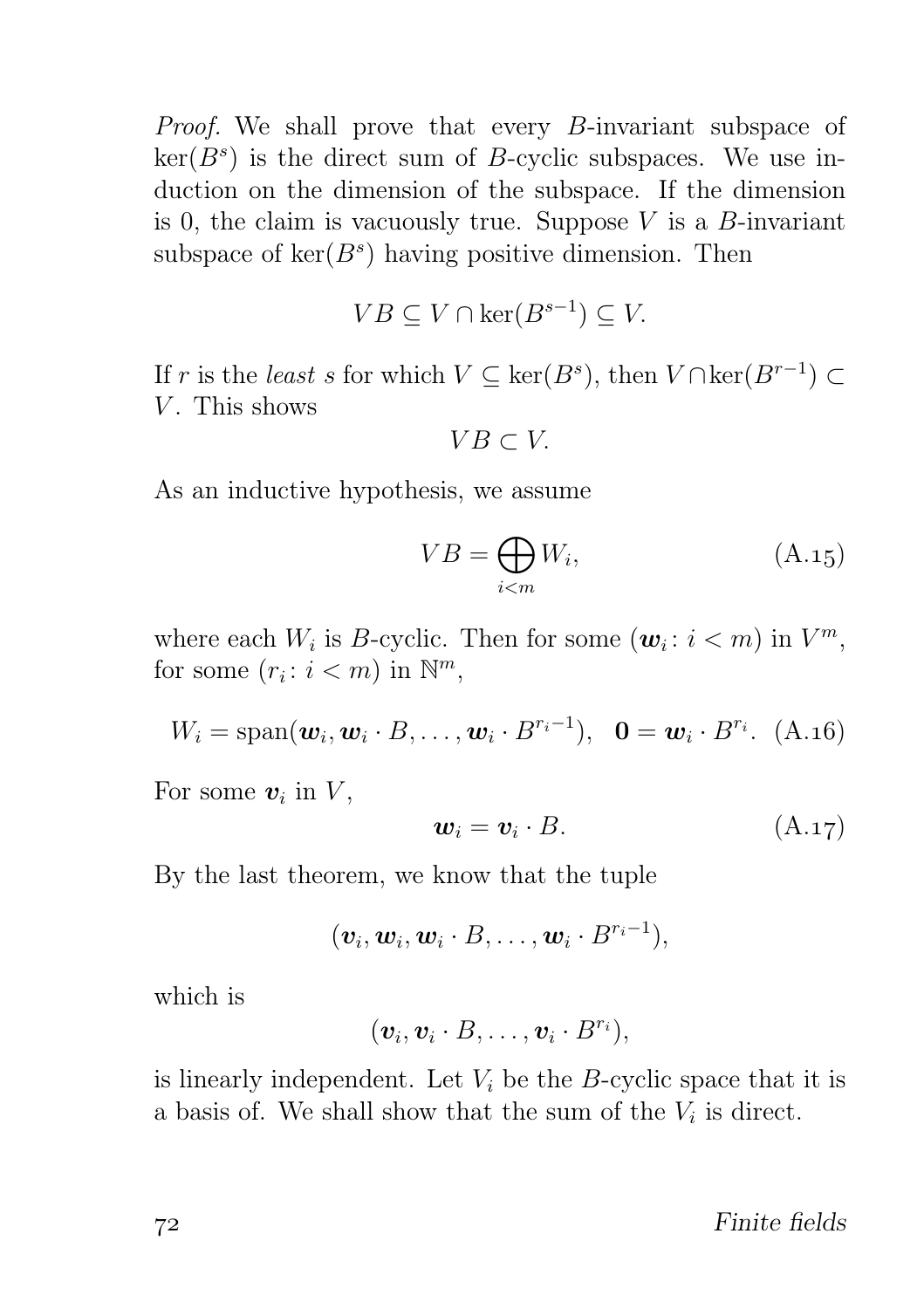*Proof.* We shall prove that every $B$-invariant subspace of $\ker(B^s)$ is the direct sum of $B$-cyclic subspaces. We use induction on the dimension of the subspace. If the dimension is 0, the claim is vacuously true. Suppose $V$ is a $B$-invariant subspace of $\ker(B^s)$ having positive dimension. Then

$$VB \subseteq V \cap \ker(B^{s-1}) \subseteq V.$$

If $r$ is the *least* $s$ for which $V \subseteq \ker(B^s)$, then $V \cap \ker(B^{r-1}) \subset V$. This shows

$$VB \subset V.$$

As an inductive hypothesis, we assume

$$VB = \bigoplus_{i<m} W_i, \tag{A.15}$$

where each $W_i$ is $B$-cyclic. Then for some $(\boldsymbol{w}_i : i < m)$ in $V^m$, for some $(r_i : i < m)$ in $\mathbb{N}^m$,

$$W_i = \operatorname{span}(\boldsymbol{w}_i, \boldsymbol{w}_i \cdot B, \dots, \boldsymbol{w}_i \cdot B^{r_i - 1}), \quad \mathbf{0} = \boldsymbol{w}_i \cdot B^{r_i}. \tag{A.16}$$

For some $\boldsymbol{v}_i$ in $V$,

$$\boldsymbol{w}_i = \boldsymbol{v}_i \cdot B. \tag{A.17}$$

By the last theorem, we know that the tuple

$$(\boldsymbol{v}_i, \boldsymbol{w}_i, \boldsymbol{w}_i \cdot B, \dots, \boldsymbol{w}_i \cdot B^{r_i - 1}),$$

which is

$$(\boldsymbol{v}_i, \boldsymbol{v}_i \cdot B, \dots, \boldsymbol{v}_i \cdot B^{r_i}),$$

is linearly independent. Let $V_i$ be the $B$-cyclic space that it is a basis of. We shall show that the sum of the $V_i$ is direct.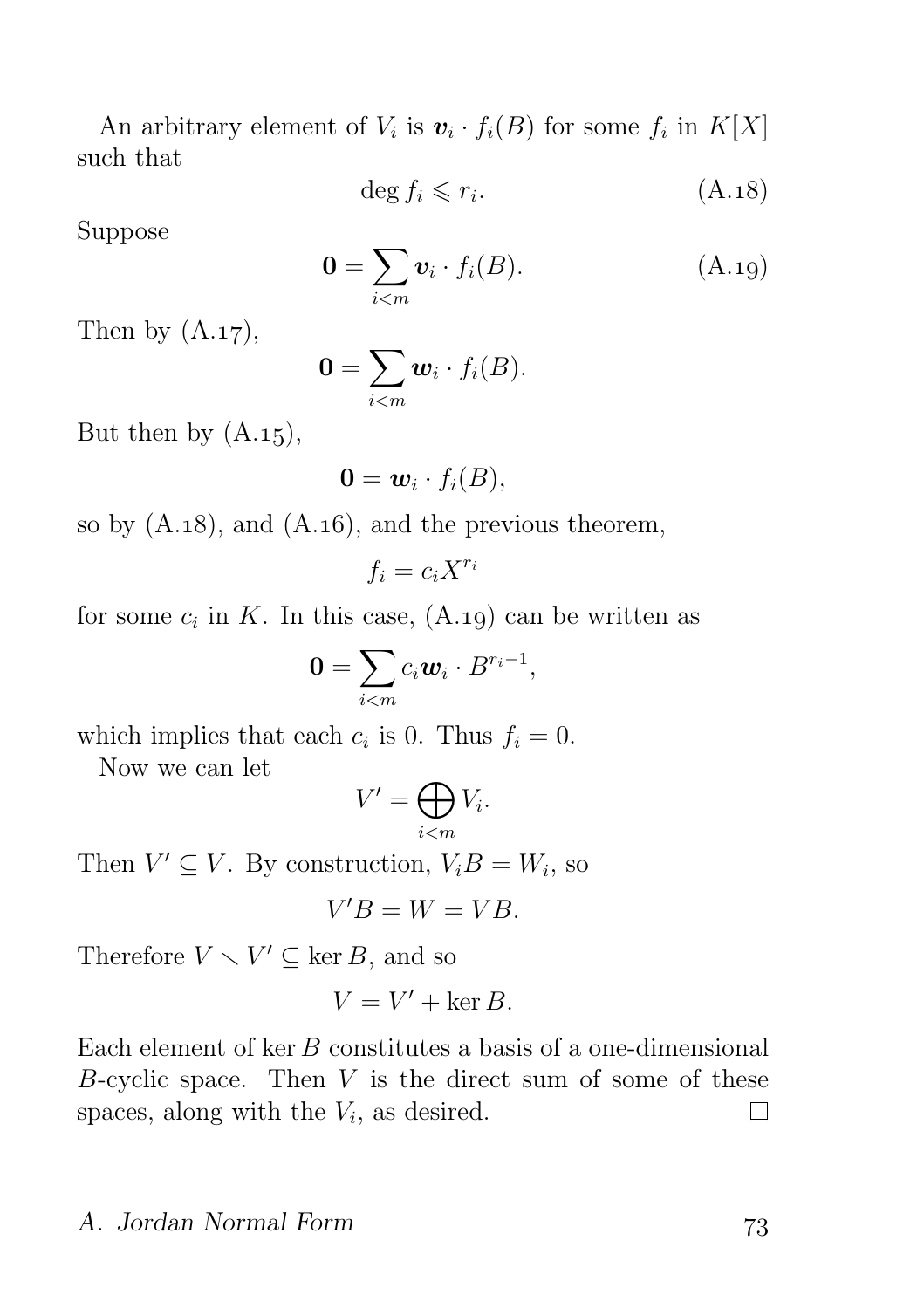An arbitrary element of $V_i$ is $\boldsymbol{v}_i \cdot f_i(B)$ for some $f_i$ in $K[X]$ such that

$$\deg f_i \leqslant r_i. \tag{A.18}$$

Suppose

$$\mathbf{0} = \sum_{i<m} \boldsymbol{v}_i \cdot f_i(B). \tag{A.19}$$

Then by (A.17),

$$\mathbf{0} = \sum_{i<m} \boldsymbol{w}_i \cdot f_i(B).$$

But then by (A.15),

$$\mathbf{0} = \boldsymbol{w}_i \cdot f_i(B),$$

so by (A.18), and (A.16), and the previous theorem,

$$f_i = c_i X^{r_i}$$

for some $c_i$ in $K$. In this case, (A.19) can be written as

$$\mathbf{0} = \sum_{i<m} c_i \boldsymbol{w}_i \cdot B^{r_i - 1},$$

which implies that each $c_i$ is 0. Thus $f_i = 0$.

Now we can let

$$V' = \bigoplus_{i<m} V_i.$$

Then $V' \subseteq V$. By construction, $V_i B = W_i$, so

$$V'B = W = VB.$$

Therefore $V \smallsetminus V' \subseteq \ker B$, and so

$$V = V' + \ker B.$$

Each element of $\ker B$ constitutes a basis of a one-dimensional $B$-cyclic space. Then $V$ is the direct sum of some of these spaces, along with the $V_i$, as desired. □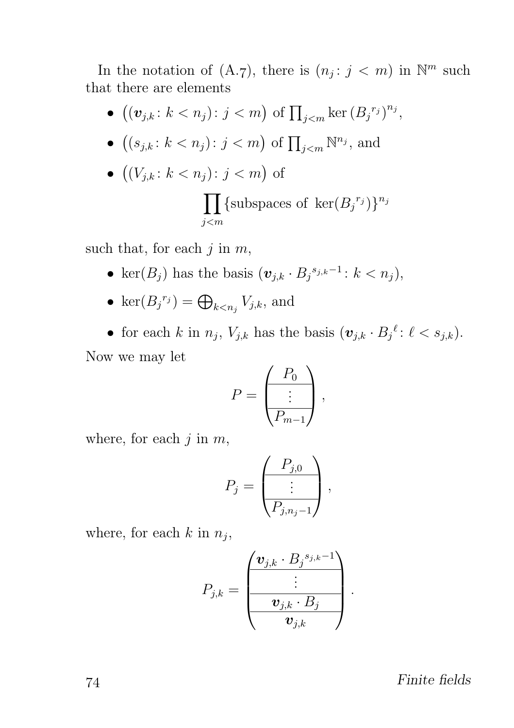In the notation of (A.7), there is $(n_j \colon j < m)$ in $\mathbb{N}^m$ such that there are elements

- $\big((\boldsymbol{v}_{j,k} \colon k < n_j) \colon j < m\big)$ of $\prod_{j<m} \ker\big({B_j}^{r_j}\big)^{n_j}$,
- $\big((s_{j,k} \colon k < n_j) \colon j < m\big)$ of $\prod_{j<m} \mathbb{N}^{n_j}$, and
- $\big((V_{j,k} \colon k < n_j) \colon j < m\big)$ of
$$\prod_{j<m} \{\text{subspaces of } \ker({B_j}^{r_j})\}^{n_j}$$

such that, for each $j$ in $m$,

- $\ker(B_j)$ has the basis $(\boldsymbol{v}_{j,k} \cdot {B_j}^{s_{j,k}-1} \colon k < n_j)$,
- $\ker({B_j}^{r_j}) = \bigoplus_{k<n_j} V_{j,k}$, and
- for each $k$ in $n_j$, $V_{j,k}$ has the basis $(\boldsymbol{v}_{j,k} \cdot {B_j}^{\ell} \colon \ell < s_{j,k})$.

Now we may let

$$P = \begin{pmatrix} P_0 \\ \hline \vdots \\ \hline P_{m-1} \end{pmatrix},$$

where, for each $j$ in $m$,

$$P_j = \begin{pmatrix} P_{j,0} \\ \hline \vdots \\ \hline P_{j,n_j-1} \end{pmatrix},$$

where, for each $k$ in $n_j$,

$$P_{j,k} = \begin{pmatrix} \boldsymbol{v}_{j,k} \cdot {B_j}^{s_{j,k}-1} \\ \hline \vdots \\ \hline \boldsymbol{v}_{j,k} \cdot B_j \\ \hline \boldsymbol{v}_{j,k} \end{pmatrix}.$$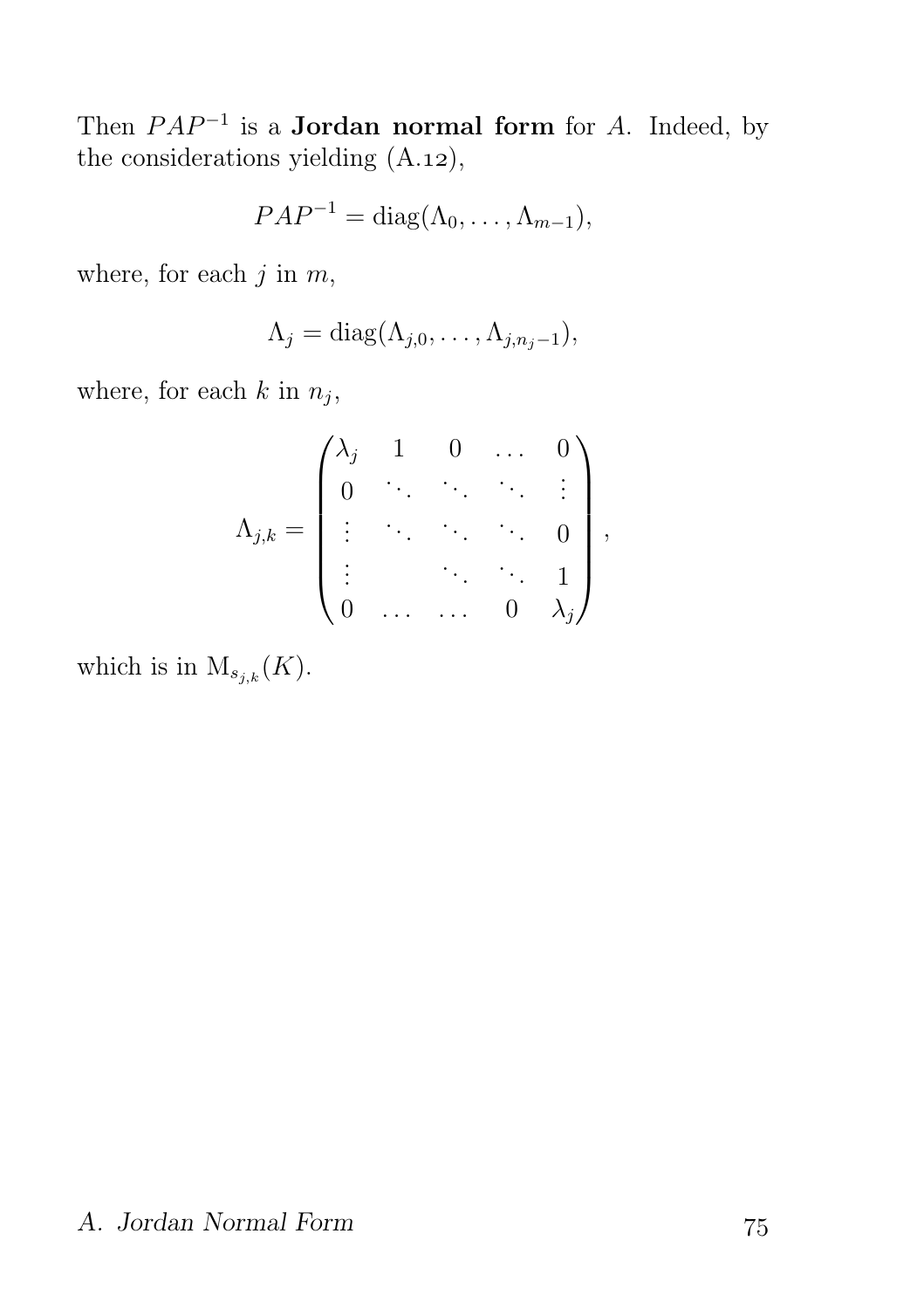Then $PAP^{-1}$ is a **Jordan normal form** for $A$. Indeed, by the considerations yielding (A.12),

$$PAP^{-1} = \operatorname{diag}(\Lambda_0, \dots, \Lambda_{m-1}),$$

where, for each $j$ in $m$,

$$\Lambda_j = \operatorname{diag}(\Lambda_{j,0}, \dots, \Lambda_{j,n_j-1}),$$

where, for each $k$ in $n_j$,

$$\Lambda_{j,k} = \begin{pmatrix} \lambda_j & 1 & 0 & \dots & 0 \\ 0 & \ddots & \ddots & \ddots & \vdots \\ \vdots & \ddots & \ddots & \ddots & 0 \\ \vdots & & \ddots & \ddots & 1 \\ 0 & \dots & \dots & 0 & \lambda_j \end{pmatrix},$$

which is in $\mathrm{M}_{s_{j,k}}(K)$.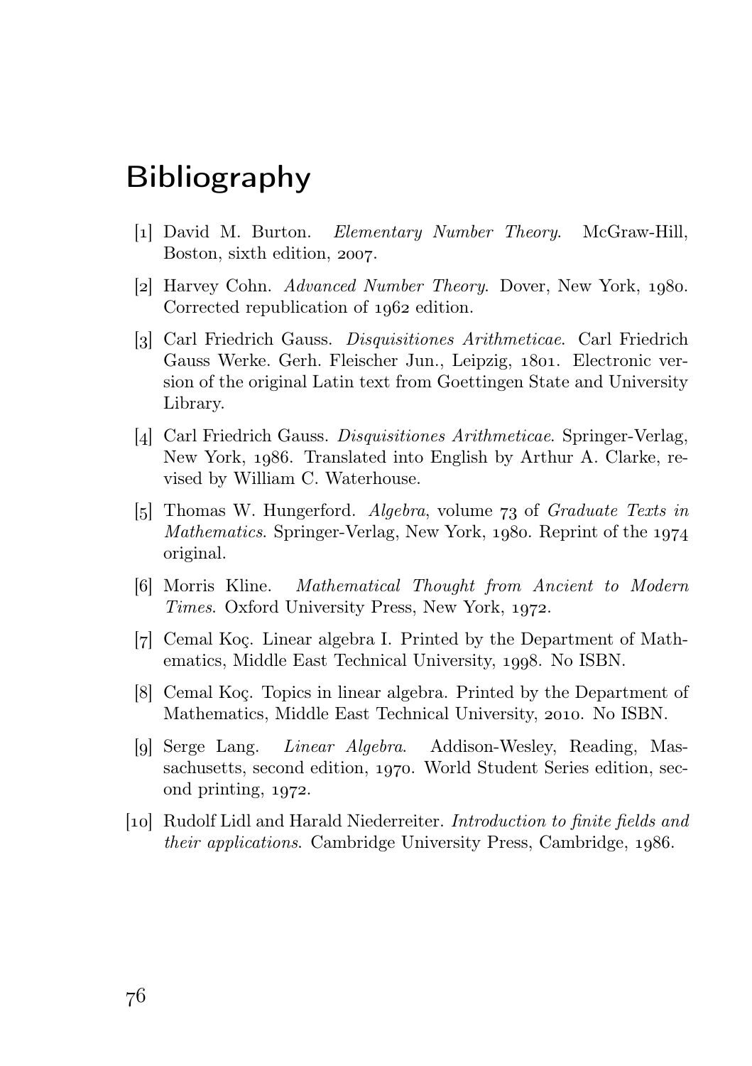# Bibliography

[1] David M. Burton. *Elementary Number Theory*. McGraw-Hill, Boston, sixth edition, 2007.

[2] Harvey Cohn. *Advanced Number Theory*. Dover, New York, 1980. Corrected republication of 1962 edition.

[3] Carl Friedrich Gauss. *Disquisitiones Arithmeticae*. Carl Friedrich Gauss Werke. Gerh. Fleischer Jun., Leipzig, 1801. Electronic version of the original Latin text from Goettingen State and University Library.

[4] Carl Friedrich Gauss. *Disquisitiones Arithmeticae*. Springer-Verlag, New York, 1986. Translated into English by Arthur A. Clarke, revised by William C. Waterhouse.

[5] Thomas W. Hungerford. *Algebra*, volume 73 of *Graduate Texts in Mathematics*. Springer-Verlag, New York, 1980. Reprint of the 1974 original.

[6] Morris Kline. *Mathematical Thought from Ancient to Modern Times*. Oxford University Press, New York, 1972.

[7] Cemal Koç. Linear algebra I. Printed by the Department of Mathematics, Middle East Technical University, 1998. No ISBN.

[8] Cemal Koç. Topics in linear algebra. Printed by the Department of Mathematics, Middle East Technical University, 2010. No ISBN.

[9] Serge Lang. *Linear Algebra*. Addison-Wesley, Reading, Massachusetts, second edition, 1970. World Student Series edition, second printing, 1972.

[10] Rudolf Lidl and Harald Niederreiter. *Introduction to finite fields and their applications*. Cambridge University Press, Cambridge, 1986.